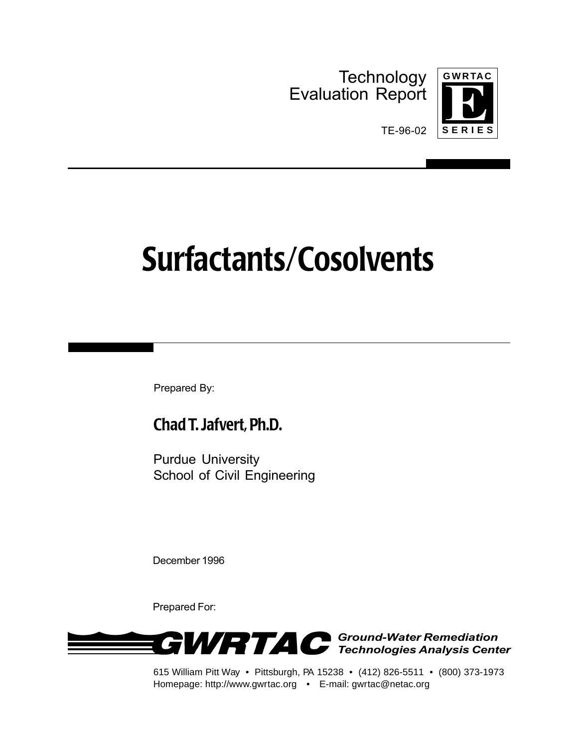Technology Evaluation Report

GWRTAC E SERIES

TE-96-02

# Surfactants/Cosolvents

Prepared By:

## Chad T. Jafvert, Ph.D.

Purdue University
School of Civil Engineering

December 1996

Prepared For:

**GWRTAC** *Ground-Water Remediation Technologies Analysis Center*

615 William Pitt Way • Pittsburgh, PA 15238 • (412) 826-5511 • (800) 373-1973
Homepage: http://www.gwrtac.org • E-mail: gwrtac@netac.org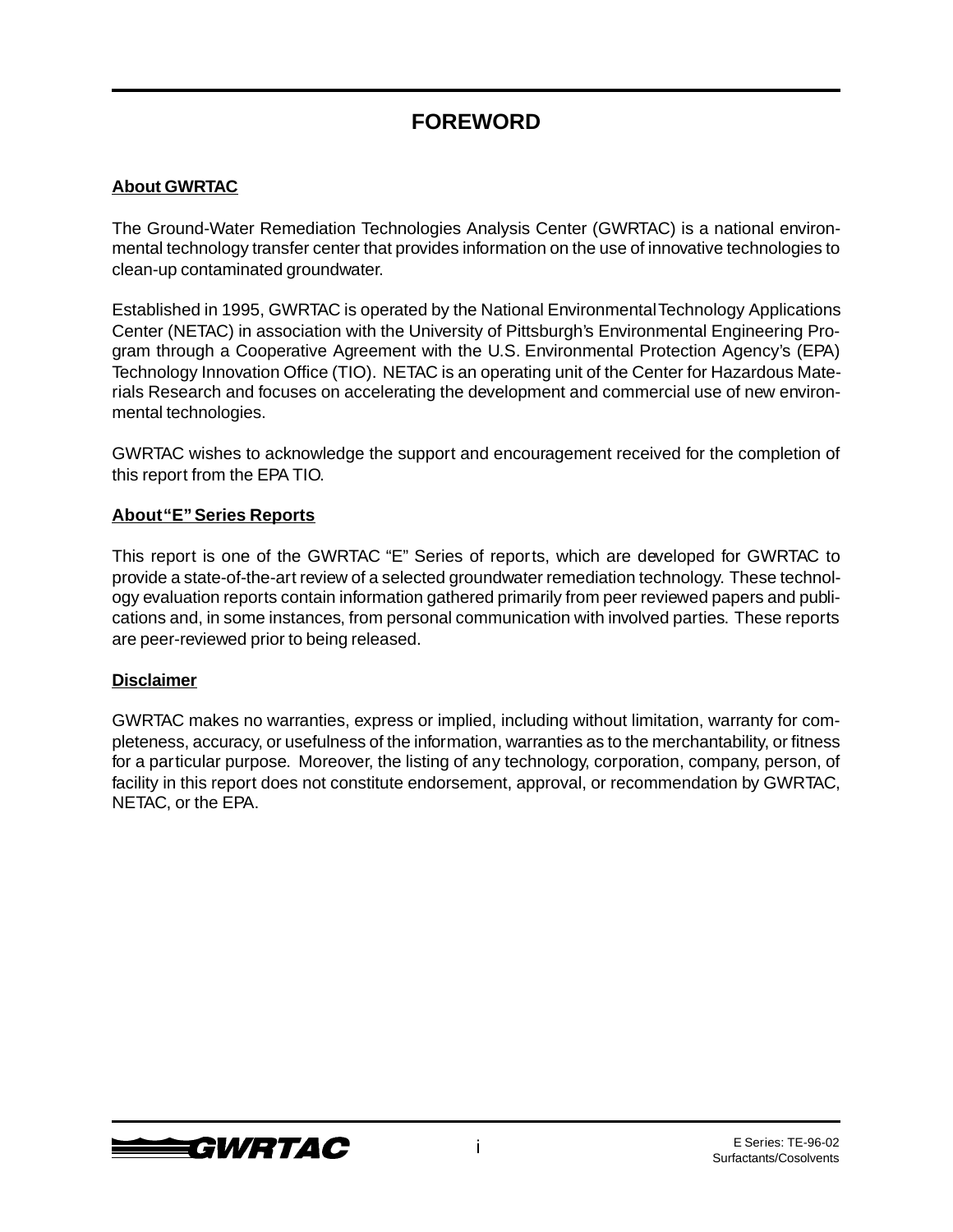# FOREWORD

**About GWRTAC**

The Ground-Water Remediation Technologies Analysis Center (GWRTAC) is a national environmental technology transfer center that provides information on the use of innovative technologies to clean-up contaminated groundwater.

Established in 1995, GWRTAC is operated by the National Environmental Technology Applications Center (NETAC) in association with the University of Pittsburgh's Environmental Engineering Program through a Cooperative Agreement with the U.S. Environmental Protection Agency's (EPA) Technology Innovation Office (TIO). NETAC is an operating unit of the Center for Hazardous Materials Research and focuses on accelerating the development and commercial use of new environmental technologies.

GWRTAC wishes to acknowledge the support and encouragement received for the completion of this report from the EPA TIO.

**About "E" Series Reports**

This report is one of the GWRTAC "E" Series of reports, which are developed for GWRTAC to provide a state-of-the-art review of a selected groundwater remediation technology. These technology evaluation reports contain information gathered primarily from peer reviewed papers and publications and, in some instances, from personal communication with involved parties. These reports are peer-reviewed prior to being released.

**Disclaimer**

GWRTAC makes no warranties, express or implied, including without limitation, warranty for completeness, accuracy, or usefulness of the information, warranties as to the merchantability, or fitness for a particular purpose. Moreover, the listing of any technology, corporation, company, person, of facility in this report does not constitute endorsement, approval, or recommendation by GWRTAC, NETAC, or the EPA.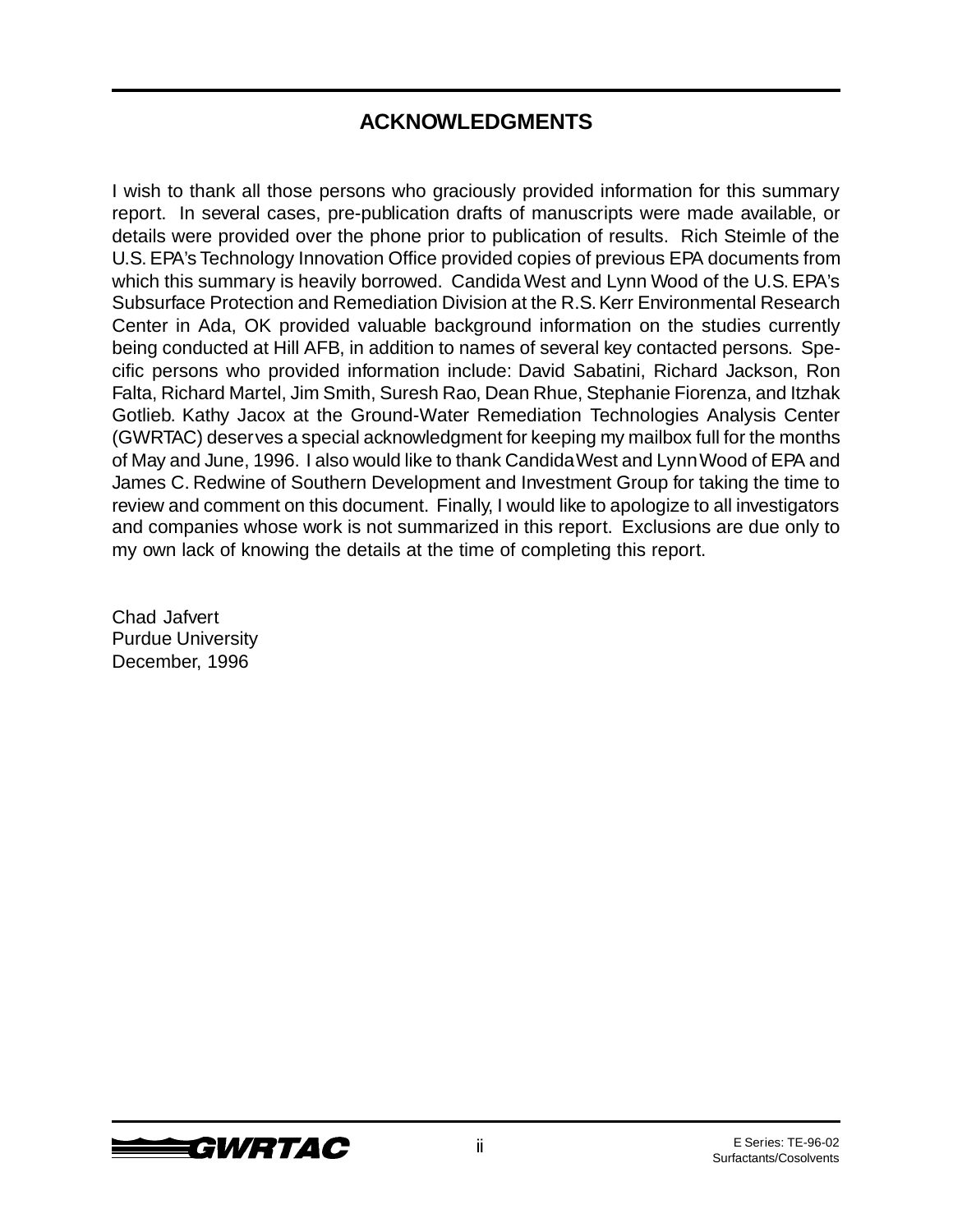# ACKNOWLEDGMENTS

I wish to thank all those persons who graciously provided information for this summary report. In several cases, pre-publication drafts of manuscripts were made available, or details were provided over the phone prior to publication of results. Rich Steimle of the U.S. EPA's Technology Innovation Office provided copies of previous EPA documents from which this summary is heavily borrowed. Candida West and Lynn Wood of the U.S. EPA's Subsurface Protection and Remediation Division at the R.S. Kerr Environmental Research Center in Ada, OK provided valuable background information on the studies currently being conducted at Hill AFB, in addition to names of several key contacted persons. Specific persons who provided information include: David Sabatini, Richard Jackson, Ron Falta, Richard Martel, Jim Smith, Suresh Rao, Dean Rhue, Stephanie Fiorenza, and Itzhak Gotlieb. Kathy Jacox at the Ground-Water Remediation Technologies Analysis Center (GWRTAC) deserves a special acknowledgment for keeping my mailbox full for the months of May and June, 1996. I also would like to thank Candida West and Lynn Wood of EPA and James C. Redwine of Southern Development and Investment Group for taking the time to review and comment on this document. Finally, I would like to apologize to all investigators and companies whose work is not summarized in this report. Exclusions are due only to my own lack of knowing the details at the time of completing this report.

Chad Jafvert
Purdue University
December, 1996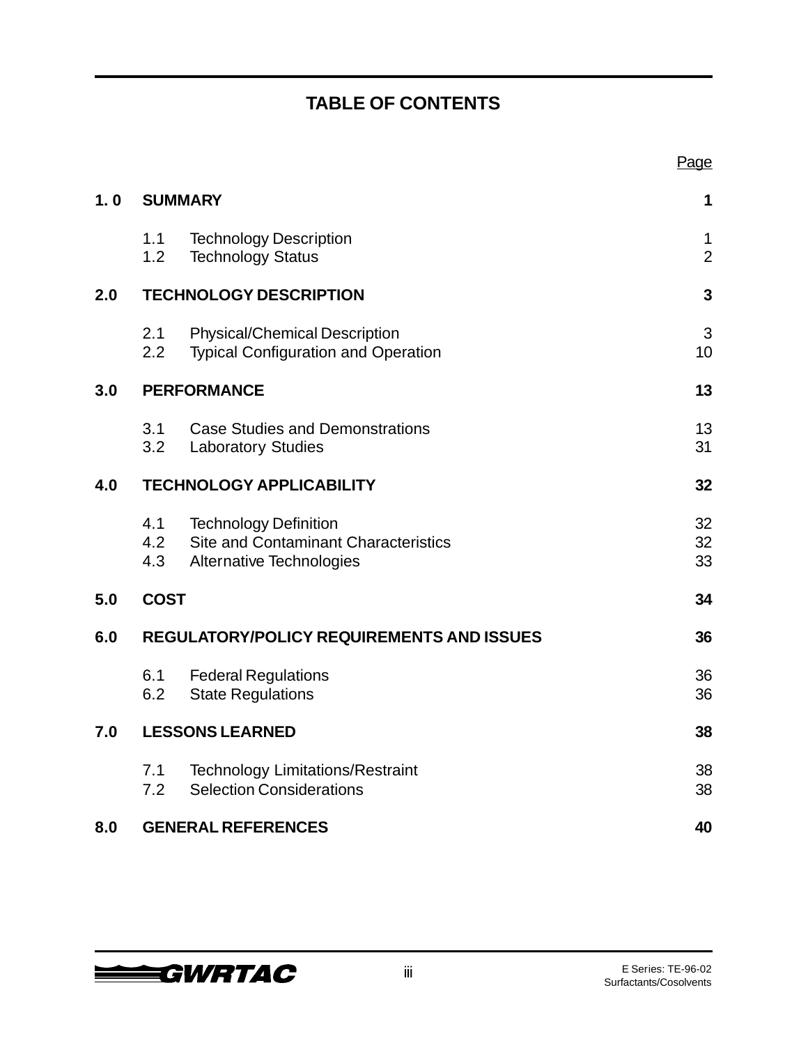# TABLE OF CONTENTS

| | | Page |
|---|---|---|
| **1. 0** | **SUMMARY** | **1** |
| | 1.1 Technology Description | 1 |
| | 1.2 Technology Status | 2 |
| **2.0** | **TECHNOLOGY DESCRIPTION** | **3** |
| | 2.1 Physical/Chemical Description | 3 |
| | 2.2 Typical Configuration and Operation | 10 |
| **3.0** | **PERFORMANCE** | **13** |
| | 3.1 Case Studies and Demonstrations | 13 |
| | 3.2 Laboratory Studies | 31 |
| **4.0** | **TECHNOLOGY APPLICABILITY** | **32** |
| | 4.1 Technology Definition | 32 |
| | 4.2 Site and Contaminant Characteristics | 32 |
| | 4.3 Alternative Technologies | 33 |
| **5.0** | **COST** | **34** |
| **6.0** | **REGULATORY/POLICY REQUIREMENTS AND ISSUES** | **36** |
| | 6.1 Federal Regulations | 36 |
| | 6.2 State Regulations | 36 |
| **7.0** | **LESSONS LEARNED** | **38** |
| | 7.1 Technology Limitations/Restraint | 38 |
| | 7.2 Selection Considerations | 38 |
| **8.0** | **GENERAL REFERENCES** | **40** |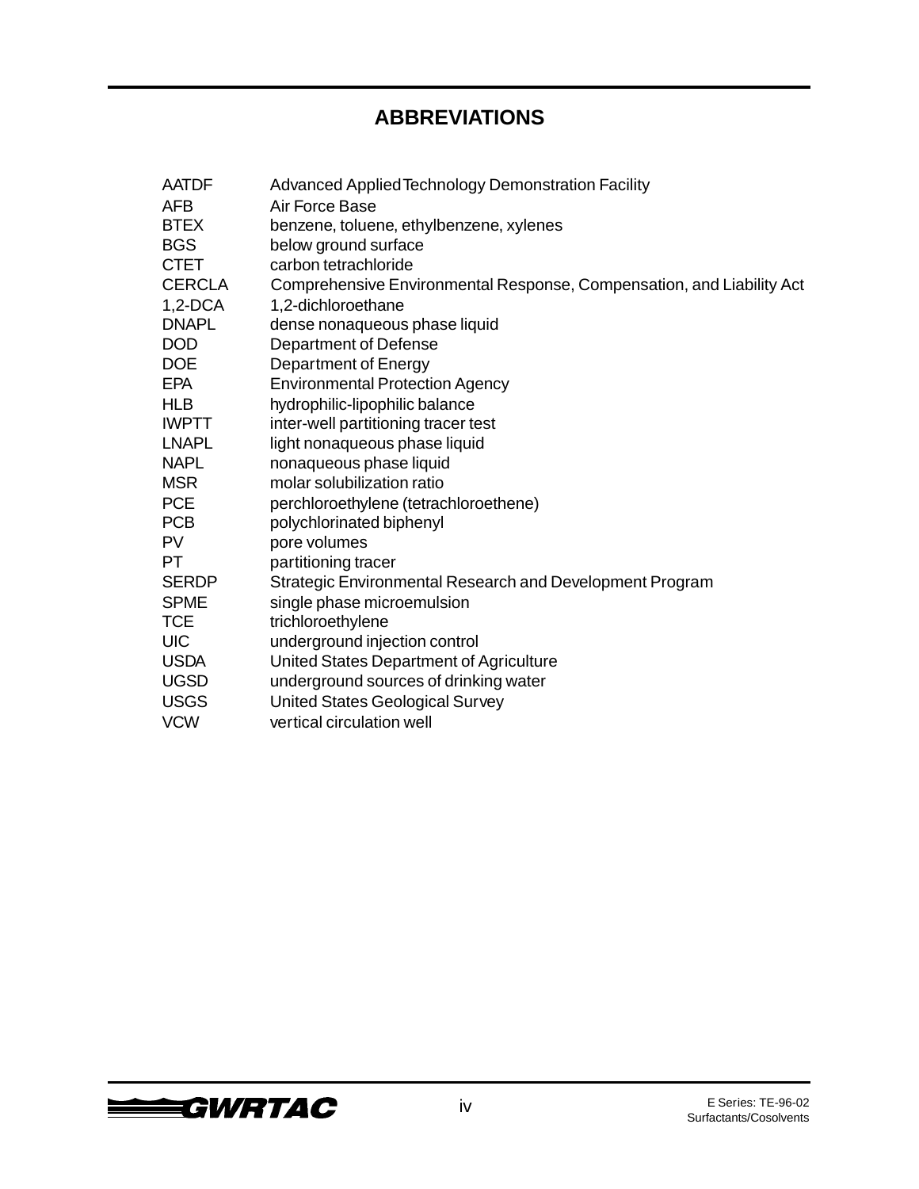# ABBREVIATIONS

| | |
|---|---|
| AATDF | Advanced Applied Technology Demonstration Facility |
| AFB | Air Force Base |
| BTEX | benzene, toluene, ethylbenzene, xylenes |
| BGS | below ground surface |
| CTET | carbon tetrachloride |
| CERCLA | Comprehensive Environmental Response, Compensation, and Liability Act |
| 1,2-DCA | 1,2-dichloroethane |
| DNAPL | dense nonaqueous phase liquid |
| DOD | Department of Defense |
| DOE | Department of Energy |
| EPA | Environmental Protection Agency |
| HLB | hydrophilic-lipophilic balance |
| IWPTT | inter-well partitioning tracer test |
| LNAPL | light nonaqueous phase liquid |
| NAPL | nonaqueous phase liquid |
| MSR | molar solubilization ratio |
| PCE | perchloroethylene (tetrachloroethene) |
| PCB | polychlorinated biphenyl |
| PV | pore volumes |
| PT | partitioning tracer |
| SERDP | Strategic Environmental Research and Development Program |
| SPME | single phase microemulsion |
| TCE | trichloroethylene |
| UIC | underground injection control |
| USDA | United States Department of Agriculture |
| UGSD | underground sources of drinking water |
| USGS | United States Geological Survey |
| VCW | vertical circulation well |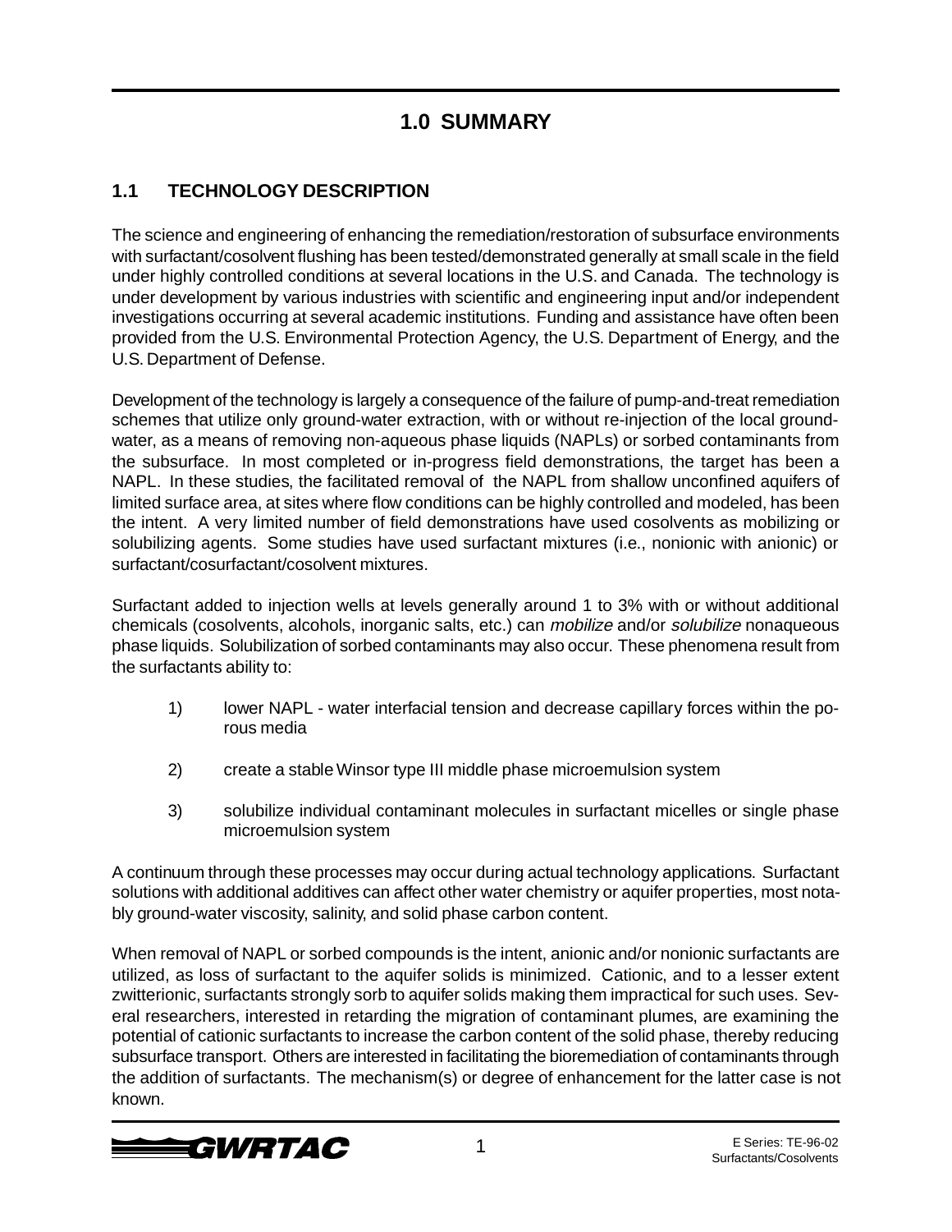# 1.0 SUMMARY

## 1.1 TECHNOLOGY DESCRIPTION

The science and engineering of enhancing the remediation/restoration of subsurface environments with surfactant/cosolvent flushing has been tested/demonstrated generally at small scale in the field under highly controlled conditions at several locations in the U.S. and Canada. The technology is under development by various industries with scientific and engineering input and/or independent investigations occurring at several academic institutions. Funding and assistance have often been provided from the U.S. Environmental Protection Agency, the U.S. Department of Energy, and the U.S. Department of Defense.

Development of the technology is largely a consequence of the failure of pump-and-treat remediation schemes that utilize only ground-water extraction, with or without re-injection of the local ground-water, as a means of removing non-aqueous phase liquids (NAPLs) or sorbed contaminants from the subsurface. In most completed or in-progress field demonstrations, the target has been a NAPL. In these studies, the facilitated removal of the NAPL from shallow unconfined aquifers of limited surface area, at sites where flow conditions can be highly controlled and modeled, has been the intent. A very limited number of field demonstrations have used cosolvents as mobilizing or solubilizing agents. Some studies have used surfactant mixtures (i.e., nonionic with anionic) or surfactant/cosurfactant/cosolvent mixtures.

Surfactant added to injection wells at levels generally around 1 to 3% with or without additional chemicals (cosolvents, alcohols, inorganic salts, etc.) can *mobilize* and/or *solubilize* nonaqueous phase liquids. Solubilization of sorbed contaminants may also occur. These phenomena result from the surfactants ability to:

1) lower NAPL - water interfacial tension and decrease capillary forces within the porous media

2) create a stable Winsor type III middle phase microemulsion system

3) solubilize individual contaminant molecules in surfactant micelles or single phase microemulsion system

A continuum through these processes may occur during actual technology applications. Surfactant solutions with additional additives can affect other water chemistry or aquifer properties, most notably ground-water viscosity, salinity, and solid phase carbon content.

When removal of NAPL or sorbed compounds is the intent, anionic and/or nonionic surfactants are utilized, as loss of surfactant to the aquifer solids is minimized. Cationic, and to a lesser extent zwitterionic, surfactants strongly sorb to aquifer solids making them impractical for such uses. Several researchers, interested in retarding the migration of contaminant plumes, are examining the potential of cationic surfactants to increase the carbon content of the solid phase, thereby reducing subsurface transport. Others are interested in facilitating the bioremediation of contaminants through the addition of surfactants. The mechanism(s) or degree of enhancement for the latter case is not known.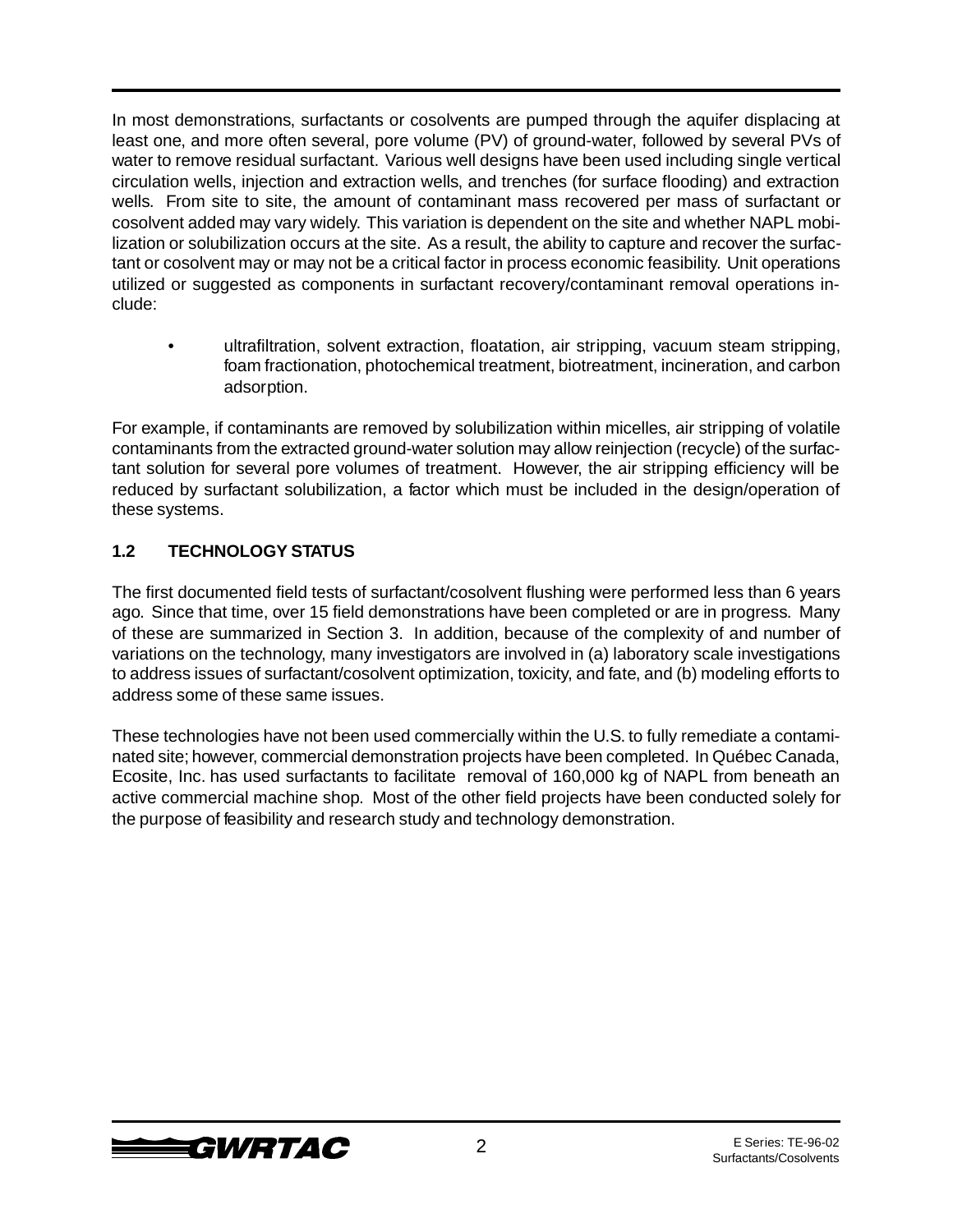In most demonstrations, surfactants or cosolvents are pumped through the aquifer displacing at least one, and more often several, pore volume (PV) of ground-water, followed by several PVs of water to remove residual surfactant. Various well designs have been used including single vertical circulation wells, injection and extraction wells, and trenches (for surface flooding) and extraction wells. From site to site, the amount of contaminant mass recovered per mass of surfactant or cosolvent added may vary widely. This variation is dependent on the site and whether NAPL mobilization or solubilization occurs at the site. As a result, the ability to capture and recover the surfactant or cosolvent may or may not be a critical factor in process economic feasibility. Unit operations utilized or suggested as components in surfactant recovery/contaminant removal operations include:

- ultrafiltration, solvent extraction, floatation, air stripping, vacuum steam stripping, foam fractionation, photochemical treatment, biotreatment, incineration, and carbon adsorption.

For example, if contaminants are removed by solubilization within micelles, air stripping of volatile contaminants from the extracted ground-water solution may allow reinjection (recycle) of the surfactant solution for several pore volumes of treatment. However, the air stripping efficiency will be reduced by surfactant solubilization, a factor which must be included in the design/operation of these systems.

## 1.2 TECHNOLOGY STATUS

The first documented field tests of surfactant/cosolvent flushing were performed less than 6 years ago. Since that time, over 15 field demonstrations have been completed or are in progress. Many of these are summarized in Section 3. In addition, because of the complexity of and number of variations on the technology, many investigators are involved in (a) laboratory scale investigations to address issues of surfactant/cosolvent optimization, toxicity, and fate, and (b) modeling efforts to address some of these same issues.

These technologies have not been used commercially within the U.S. to fully remediate a contaminated site; however, commercial demonstration projects have been completed. In Québec Canada, Ecosite, Inc. has used surfactants to facilitate removal of 160,000 kg of NAPL from beneath an active commercial machine shop. Most of the other field projects have been conducted solely for the purpose of feasibility and research study and technology demonstration.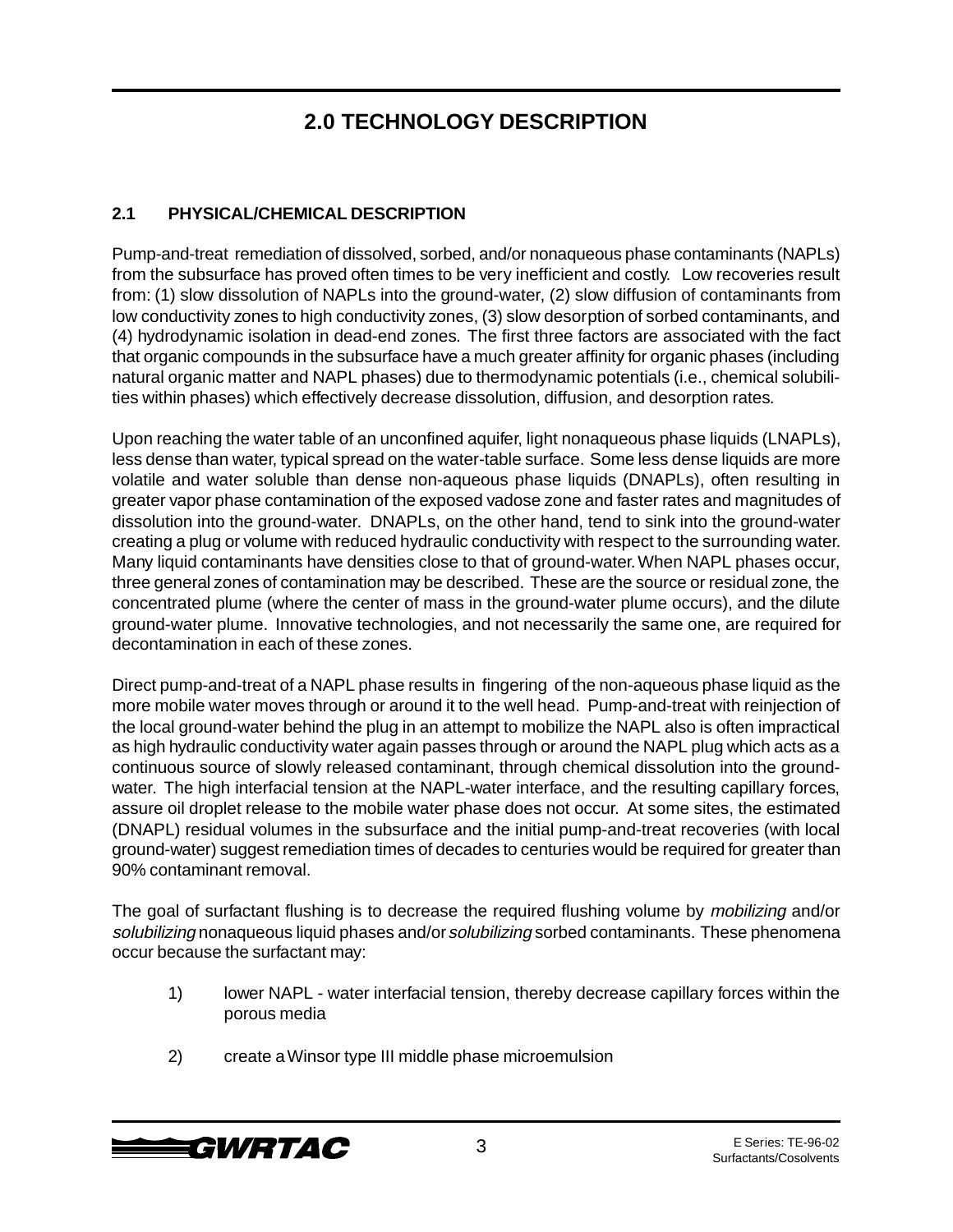# 2.0 TECHNOLOGY DESCRIPTION

## 2.1 PHYSICAL/CHEMICAL DESCRIPTION

Pump-and-treat remediation of dissolved, sorbed, and/or nonaqueous phase contaminants (NAPLs) from the subsurface has proved often times to be very inefficient and costly. Low recoveries result from: (1) slow dissolution of NAPLs into the ground-water, (2) slow diffusion of contaminants from low conductivity zones to high conductivity zones, (3) slow desorption of sorbed contaminants, and (4) hydrodynamic isolation in dead-end zones. The first three factors are associated with the fact that organic compounds in the subsurface have a much greater affinity for organic phases (including natural organic matter and NAPL phases) due to thermodynamic potentials (i.e., chemical solubilities within phases) which effectively decrease dissolution, diffusion, and desorption rates.

Upon reaching the water table of an unconfined aquifer, light nonaqueous phase liquids (LNAPLs), less dense than water, typical spread on the water-table surface. Some less dense liquids are more volatile and water soluble than dense non-aqueous phase liquids (DNAPLs), often resulting in greater vapor phase contamination of the exposed vadose zone and faster rates and magnitudes of dissolution into the ground-water. DNAPLs, on the other hand, tend to sink into the ground-water creating a plug or volume with reduced hydraulic conductivity with respect to the surrounding water. Many liquid contaminants have densities close to that of ground-water. When NAPL phases occur, three general zones of contamination may be described. These are the source or residual zone, the concentrated plume (where the center of mass in the ground-water plume occurs), and the dilute ground-water plume. Innovative technologies, and not necessarily the same one, are required for decontamination in each of these zones.

Direct pump-and-treat of a NAPL phase results in fingering of the non-aqueous phase liquid as the more mobile water moves through or around it to the well head. Pump-and-treat with reinjection of the local ground-water behind the plug in an attempt to mobilize the NAPL also is often impractical as high hydraulic conductivity water again passes through or around the NAPL plug which acts as a continuous source of slowly released contaminant, through chemical dissolution into the ground-water. The high interfacial tension at the NAPL-water interface, and the resulting capillary forces, assure oil droplet release to the mobile water phase does not occur. At some sites, the estimated (DNAPL) residual volumes in the subsurface and the initial pump-and-treat recoveries (with local ground-water) suggest remediation times of decades to centuries would be required for greater than 90% contaminant removal.

The goal of surfactant flushing is to decrease the required flushing volume by *mobilizing* and/or *solubilizing* nonaqueous liquid phases and/or *solubilizing* sorbed contaminants. These phenomena occur because the surfactant may:

1) lower NAPL - water interfacial tension, thereby decrease capillary forces within the porous media

2) create a Winsor type III middle phase microemulsion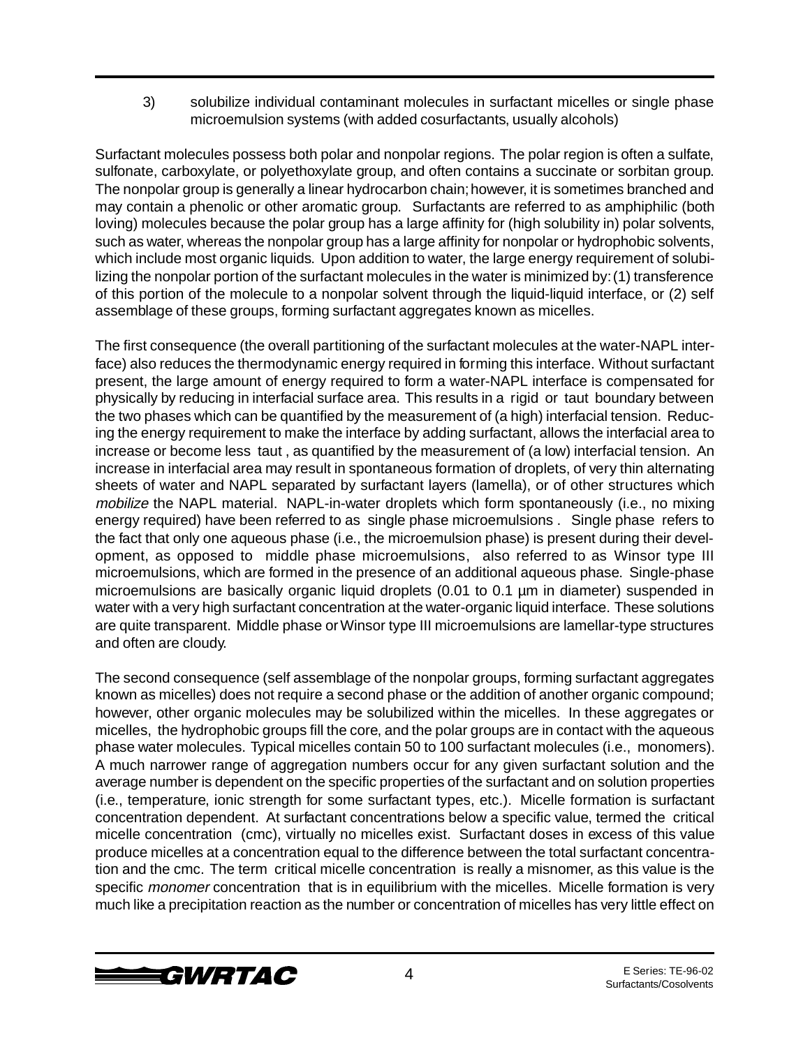3) solubilize individual contaminant molecules in surfactant micelles or single phase microemulsion systems (with added cosurfactants, usually alcohols)

Surfactant molecules possess both polar and nonpolar regions. The polar region is often a sulfate, sulfonate, carboxylate, or polyethoxylate group, and often contains a succinate or sorbitan group. The nonpolar group is generally a linear hydrocarbon chain; however, it is sometimes branched and may contain a phenolic or other aromatic group. Surfactants are referred to as amphiphilic (both loving) molecules because the polar group has a large affinity for (high solubility in) polar solvents, such as water, whereas the nonpolar group has a large affinity for nonpolar or hydrophobic solvents, which include most organic liquids. Upon addition to water, the large energy requirement of solubilizing the nonpolar portion of the surfactant molecules in the water is minimized by: (1) transference of this portion of the molecule to a nonpolar solvent through the liquid-liquid interface, or (2) self assemblage of these groups, forming surfactant aggregates known as micelles.

The first consequence (the overall partitioning of the surfactant molecules at the water-NAPL interface) also reduces the thermodynamic energy required in forming this interface. Without surfactant present, the large amount of energy required to form a water-NAPL interface is compensated for physically by reducing in interfacial surface area. This results in a rigid or taut boundary between the two phases which can be quantified by the measurement of (a high) interfacial tension. Reducing the energy requirement to make the interface by adding surfactant, allows the interfacial area to increase or become less taut , as quantified by the measurement of (a low) interfacial tension. An increase in interfacial area may result in spontaneous formation of droplets, of very thin alternating sheets of water and NAPL separated by surfactant layers (lamella), or of other structures which *mobilize* the NAPL material. NAPL-in-water droplets which form spontaneously (i.e., no mixing energy required) have been referred to as single phase microemulsions . Single phase refers to the fact that only one aqueous phase (i.e., the microemulsion phase) is present during their development, as opposed to middle phase microemulsions, also referred to as Winsor type III microemulsions, which are formed in the presence of an additional aqueous phase. Single-phase microemulsions are basically organic liquid droplets (0.01 to 0.1 µm in diameter) suspended in water with a very high surfactant concentration at the water-organic liquid interface. These solutions are quite transparent. Middle phase or Winsor type III microemulsions are lamellar-type structures and often are cloudy.

The second consequence (self assemblage of the nonpolar groups, forming surfactant aggregates known as micelles) does not require a second phase or the addition of another organic compound; however, other organic molecules may be solubilized within the micelles. In these aggregates or micelles, the hydrophobic groups fill the core, and the polar groups are in contact with the aqueous phase water molecules. Typical micelles contain 50 to 100 surfactant molecules (i.e., monomers). A much narrower range of aggregation numbers occur for any given surfactant solution and the average number is dependent on the specific properties of the surfactant and on solution properties (i.e., temperature, ionic strength for some surfactant types, etc.). Micelle formation is surfactant concentration dependent. At surfactant concentrations below a specific value, termed the critical micelle concentration (cmc), virtually no micelles exist. Surfactant doses in excess of this value produce micelles at a concentration equal to the difference between the total surfactant concentration and the cmc. The term critical micelle concentration is really a misnomer, as this value is the specific *monomer* concentration that is in equilibrium with the micelles. Micelle formation is very much like a precipitation reaction as the number or concentration of micelles has very little effect on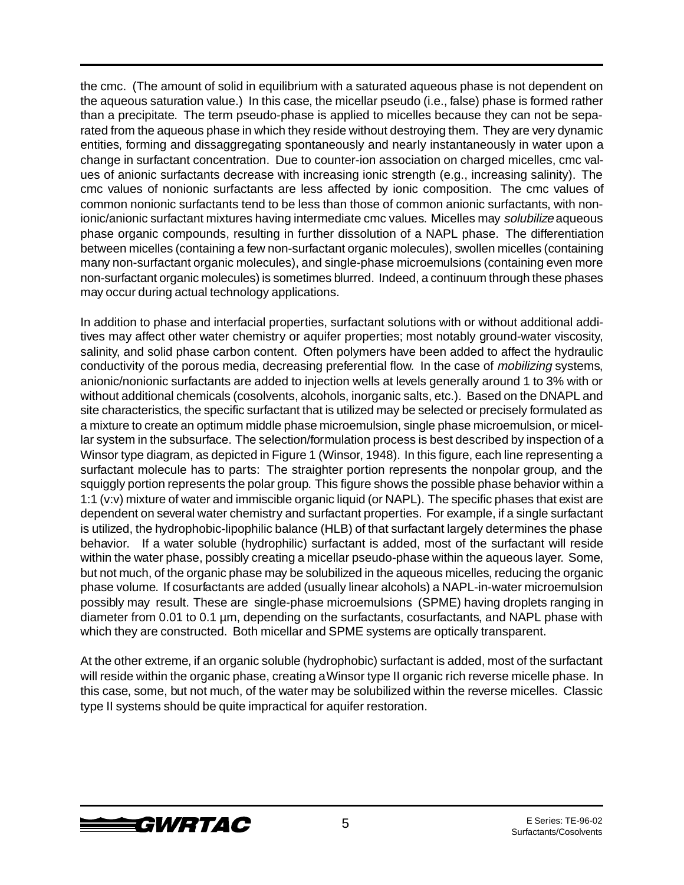the cmc. (The amount of solid in equilibrium with a saturated aqueous phase is not dependent on the aqueous saturation value.) In this case, the micellar pseudo (i.e., false) phase is formed rather than a precipitate. The term pseudo-phase is applied to micelles because they can not be separated from the aqueous phase in which they reside without destroying them. They are very dynamic entities, forming and dissaggregating spontaneously and nearly instantaneously in water upon a change in surfactant concentration. Due to counter-ion association on charged micelles, cmc values of anionic surfactants decrease with increasing ionic strength (e.g., increasing salinity). The cmc values of nonionic surfactants are less affected by ionic composition. The cmc values of common nonionic surfactants tend to be less than those of common anionic surfactants, with nonionic/anionic surfactant mixtures having intermediate cmc values. Micelles may *solubilize* aqueous phase organic compounds, resulting in further dissolution of a NAPL phase. The differentiation between micelles (containing a few non-surfactant organic molecules), swollen micelles (containing many non-surfactant organic molecules), and single-phase microemulsions (containing even more non-surfactant organic molecules) is sometimes blurred. Indeed, a continuum through these phases may occur during actual technology applications.

In addition to phase and interfacial properties, surfactant solutions with or without additional additives may affect other water chemistry or aquifer properties; most notably ground-water viscosity, salinity, and solid phase carbon content. Often polymers have been added to affect the hydraulic conductivity of the porous media, decreasing preferential flow. In the case of *mobilizing* systems, anionic/nonionic surfactants are added to injection wells at levels generally around 1 to 3% with or without additional chemicals (cosolvents, alcohols, inorganic salts, etc.). Based on the DNAPL and site characteristics, the specific surfactant that is utilized may be selected or precisely formulated as a mixture to create an optimum middle phase microemulsion, single phase microemulsion, or micellar system in the subsurface. The selection/formulation process is best described by inspection of a Winsor type diagram, as depicted in Figure 1 (Winsor, 1948). In this figure, each line representing a surfactant molecule has to parts: The straighter portion represents the nonpolar group, and the squiggly portion represents the polar group. This figure shows the possible phase behavior within a 1:1 (v:v) mixture of water and immiscible organic liquid (or NAPL). The specific phases that exist are dependent on several water chemistry and surfactant properties. For example, if a single surfactant is utilized, the hydrophobic-lipophilic balance (HLB) of that surfactant largely determines the phase behavior. If a water soluble (hydrophilic) surfactant is added, most of the surfactant will reside within the water phase, possibly creating a micellar pseudo-phase within the aqueous layer. Some, but not much, of the organic phase may be solubilized in the aqueous micelles, reducing the organic phase volume. If cosurfactants are added (usually linear alcohols) a NAPL-in-water microemulsion possibly may result. These are single-phase microemulsions (SPME) having droplets ranging in diameter from 0.01 to 0.1 µm, depending on the surfactants, cosurfactants, and NAPL phase with which they are constructed. Both micellar and SPME systems are optically transparent.

At the other extreme, if an organic soluble (hydrophobic) surfactant is added, most of the surfactant will reside within the organic phase, creating a Winsor type II organic rich reverse micelle phase. In this case, some, but not much, of the water may be solubilized within the reverse micelles. Classic type II systems should be quite impractical for aquifer restoration.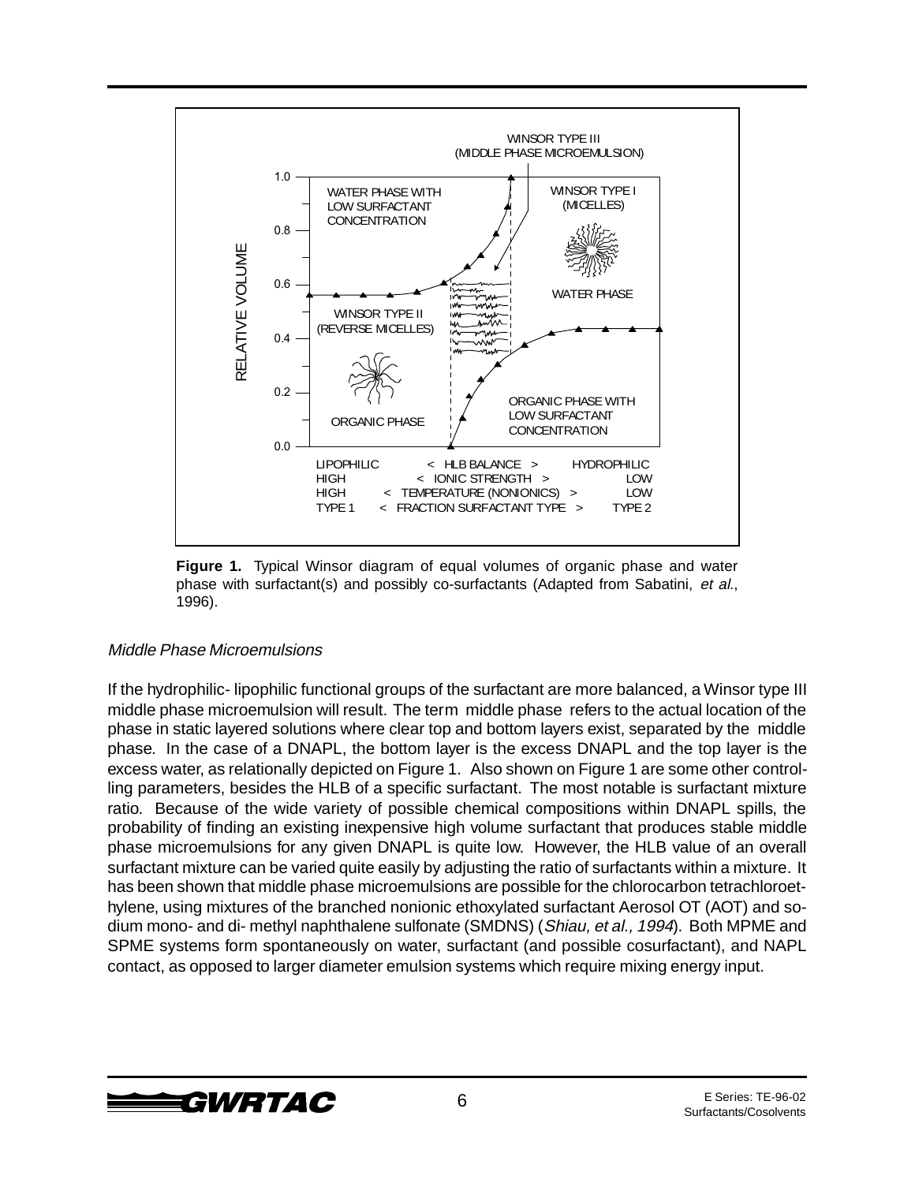Figure 1. Typical Winsor diagram of equal volumes of organic phase and water phase with surfactant(s) and possibly co-surfactants (Adapted from Sabatini, *et al.*, 1996).

### *Middle Phase Microemulsions*

If the hydrophilic- lipophilic functional groups of the surfactant are more balanced, a Winsor type III middle phase microemulsion will result. The term middle phase refers to the actual location of the phase in static layered solutions where clear top and bottom layers exist, separated by the middle phase. In the case of a DNAPL, the bottom layer is the excess DNAPL and the top layer is the excess water, as relationally depicted on Figure 1. Also shown on Figure 1 are some other controlling parameters, besides the HLB of a specific surfactant. The most notable is surfactant mixture ratio. Because of the wide variety of possible chemical compositions within DNAPL spills, the probability of finding an existing inexpensive high volume surfactant that produces stable middle phase microemulsions for any given DNAPL is quite low. However, the HLB value of an overall surfactant mixture can be varied quite easily by adjusting the ratio of surfactants within a mixture. It has been shown that middle phase microemulsions are possible for the chlorocarbon tetrachloroethylene, using mixtures of the branched nonionic ethoxylated surfactant Aerosol OT (AOT) and sodium mono- and di- methyl naphthalene sulfonate (SMDNS) (*Shiau, et al., 1994*). Both MPME and SPME systems form spontaneously on water, surfactant (and possible cosurfactant), and NAPL contact, as opposed to larger diameter emulsion systems which require mixing energy input.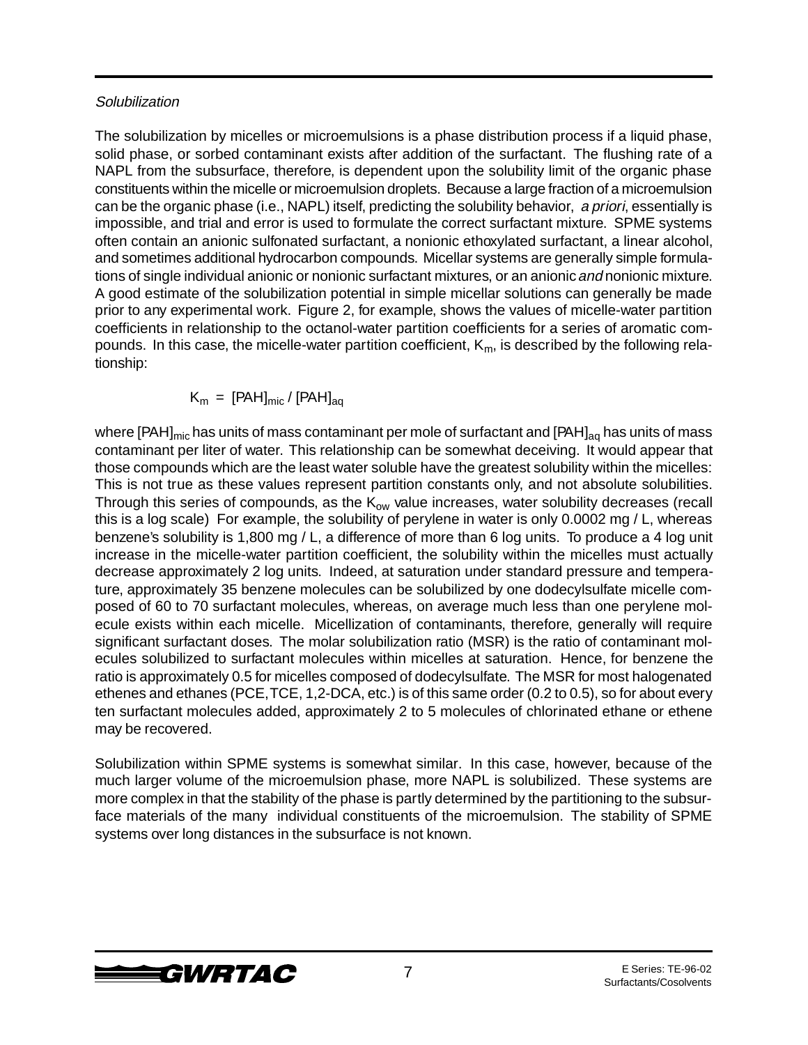*Solubilization*

The solubilization by micelles or microemulsions is a phase distribution process if a liquid phase, solid phase, or sorbed contaminant exists after addition of the surfactant. The flushing rate of a NAPL from the subsurface, therefore, is dependent upon the solubility limit of the organic phase constituents within the micelle or microemulsion droplets. Because a large fraction of a microemulsion can be the organic phase (i.e., NAPL) itself, predicting the solubility behavior, *a priori*, essentially is impossible, and trial and error is used to formulate the correct surfactant mixture. SPME systems often contain an anionic sulfonated surfactant, a nonionic ethoxylated surfactant, a linear alcohol, and sometimes additional hydrocarbon compounds. Micellar systems are generally simple formulations of single individual anionic or nonionic surfactant mixtures, or an anionic *and* nonionic mixture. A good estimate of the solubilization potential in simple micellar solutions can generally be made prior to any experimental work. Figure 2, for example, shows the values of micelle-water partition coefficients in relationship to the octanol-water partition coefficients for a series of aromatic compounds. In this case, the micelle-water partition coefficient, $K_m$, is described by the following relationship:

$$K_m = [PAH]_{mic} / [PAH]_{aq}$$

where $[PAH]_{mic}$ has units of mass contaminant per mole of surfactant and $[PAH]_{aq}$ has units of mass contaminant per liter of water. This relationship can be somewhat deceiving. It would appear that those compounds which are the least water soluble have the greatest solubility within the micelles: This is not true as these values represent partition constants only, and not absolute solubilities. Through this series of compounds, as the $K_{ow}$ value increases, water solubility decreases (recall this is a log scale) For example, the solubility of perylene in water is only 0.0002 mg / L, whereas benzene's solubility is 1,800 mg / L, a difference of more than 6 log units. To produce a 4 log unit increase in the micelle-water partition coefficient, the solubility within the micelles must actually decrease approximately 2 log units. Indeed, at saturation under standard pressure and temperature, approximately 35 benzene molecules can be solubilized by one dodecylsulfate micelle composed of 60 to 70 surfactant molecules, whereas, on average much less than one perylene molecule exists within each micelle. Micellization of contaminants, therefore, generally will require significant surfactant doses. The molar solubilization ratio (MSR) is the ratio of contaminant molecules solubilized to surfactant molecules within micelles at saturation. Hence, for benzene the ratio is approximately 0.5 for micelles composed of dodecylsulfate. The MSR for most halogenated ethenes and ethanes (PCE, TCE, 1,2-DCA, etc.) is of this same order (0.2 to 0.5), so for about every ten surfactant molecules added, approximately 2 to 5 molecules of chlorinated ethane or ethene may be recovered.

Solubilization within SPME systems is somewhat similar. In this case, however, because of the much larger volume of the microemulsion phase, more NAPL is solubilized. These systems are more complex in that the stability of the phase is partly determined by the partitioning to the subsurface materials of the many individual constituents of the microemulsion. The stability of SPME systems over long distances in the subsurface is not known.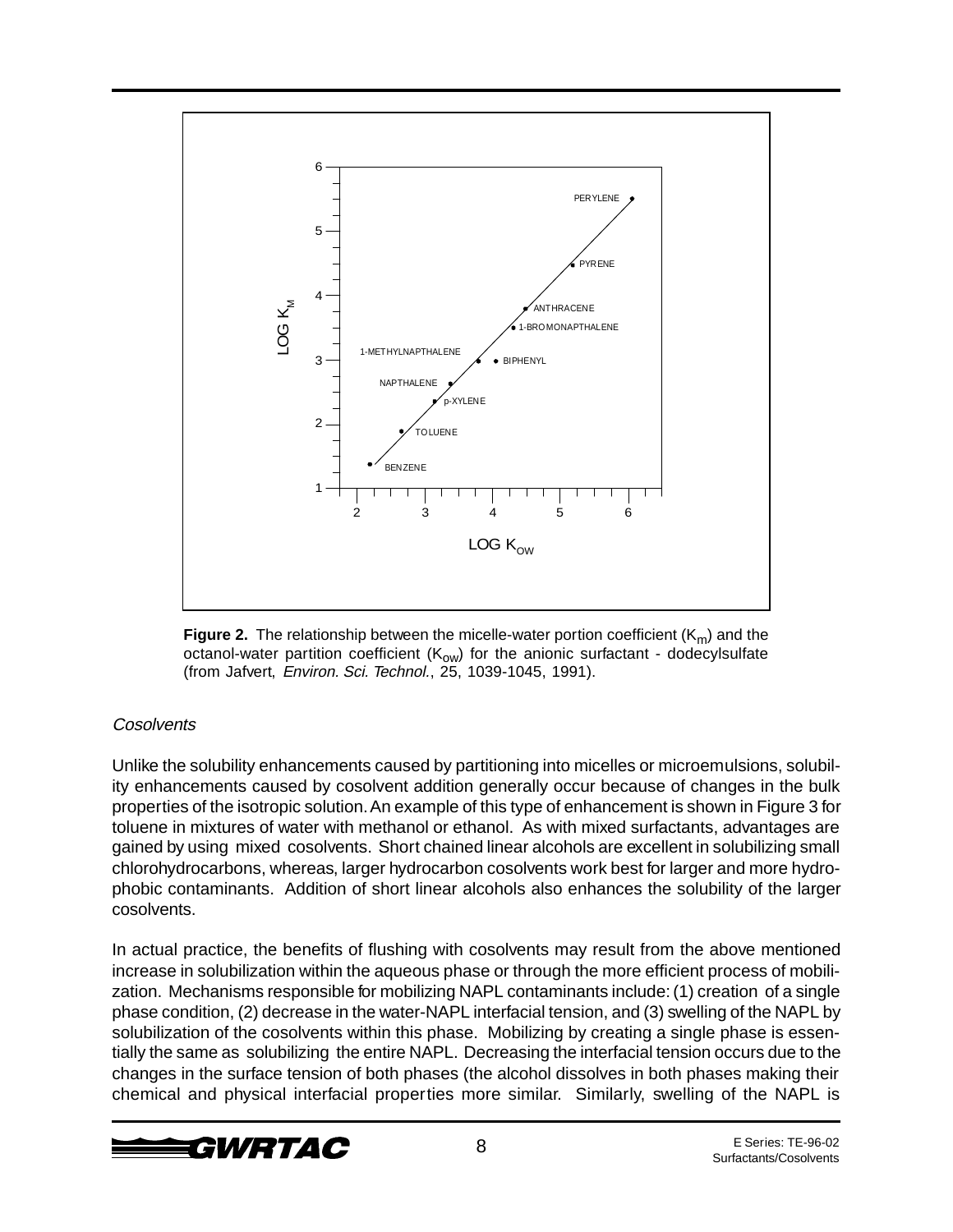**Figure 2.** The relationship between the micelle-water portion coefficient ($K_m$) and the octanol-water partition coefficient ($K_{ow}$) for the anionic surfactant - dodecylsulfate (from Jafvert, *Environ. Sci. Technol.*, 25, 1039-1045, 1991).

### *Cosolvents*

Unlike the solubility enhancements caused by partitioning into micelles or microemulsions, solubility enhancements caused by cosolvent addition generally occur because of changes in the bulk properties of the isotropic solution. An example of this type of enhancement is shown in Figure 3 for toluene in mixtures of water with methanol or ethanol. As with mixed surfactants, advantages are gained by using mixed cosolvents. Short chained linear alcohols are excellent in solubilizing small chlorohydrocarbons, whereas, larger hydrocarbon cosolvents work best for larger and more hydrophobic contaminants. Addition of short linear alcohols also enhances the solubility of the larger cosolvents.

In actual practice, the benefits of flushing with cosolvents may result from the above mentioned increase in solubilization within the aqueous phase or through the more efficient process of mobilization. Mechanisms responsible for mobilizing NAPL contaminants include: (1) creation of a single phase condition, (2) decrease in the water-NAPL interfacial tension, and (3) swelling of the NAPL by solubilization of the cosolvents within this phase. Mobilizing by creating a single phase is essentially the same as solubilizing the entire NAPL. Decreasing the interfacial tension occurs due to the changes in the surface tension of both phases (the alcohol dissolves in both phases making their chemical and physical interfacial properties more similar. Similarly, swelling of the NAPL is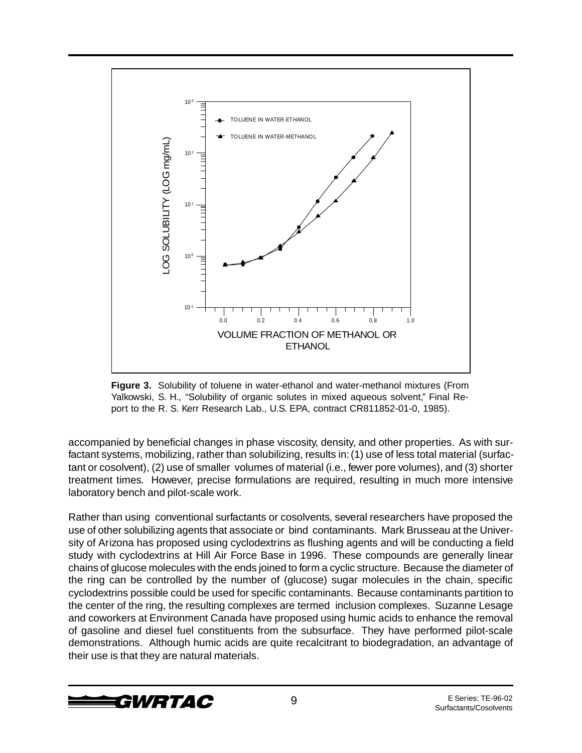**Figure 3.** Solubility of toluene in water-ethanol and water-methanol mixtures (From Yalkowski, S. H., "Solubility of organic solutes in mixed aqueous solvent," Final Report to the R. S. Kerr Research Lab., U.S. EPA, contract CR811852-01-0, 1985).

accompanied by beneficial changes in phase viscosity, density, and other properties. As with surfactant systems, mobilizing, rather than solubilizing, results in: (1) use of less total material (surfactant or cosolvent), (2) use of smaller volumes of material (i.e., fewer pore volumes), and (3) shorter treatment times. However, precise formulations are required, resulting in much more intensive laboratory bench and pilot-scale work.

Rather than using conventional surfactants or cosolvents, several researchers have proposed the use of other solubilizing agents that associate or bind contaminants. Mark Brusseau at the University of Arizona has proposed using cyclodextrins as flushing agents and will be conducting a field study with cyclodextrins at Hill Air Force Base in 1996. These compounds are generally linear chains of glucose molecules with the ends joined to form a cyclic structure. Because the diameter of the ring can be controlled by the number of (glucose) sugar molecules in the chain, specific cyclodextrins possible could be used for specific contaminants. Because contaminants partition to the center of the ring, the resulting complexes are termed inclusion complexes. Suzanne Lesage and coworkers at Environment Canada have proposed using humic acids to enhance the removal of gasoline and diesel fuel constituents from the subsurface. They have performed pilot-scale demonstrations. Although humic acids are quite recalcitrant to biodegradation, an advantage of their use is that they are natural materials.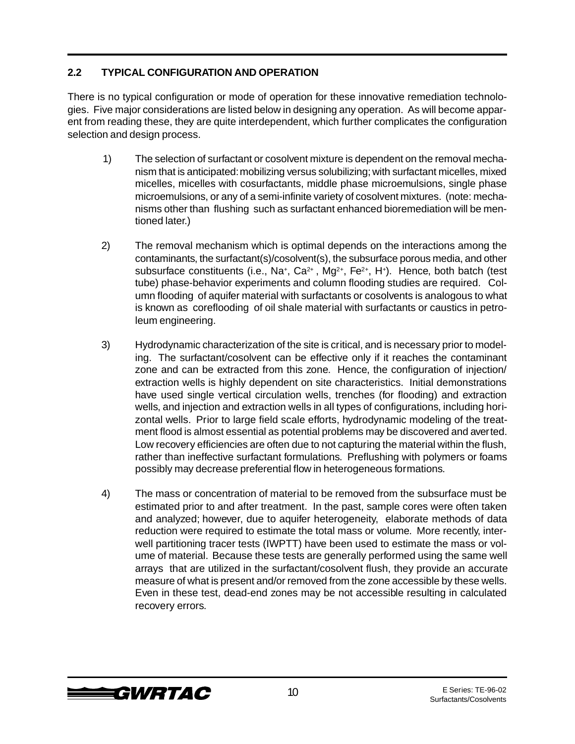## 2.2 TYPICAL CONFIGURATION AND OPERATION

There is no typical configuration or mode of operation for these innovative remediation technologies. Five major considerations are listed below in designing any operation. As will become apparent from reading these, they are quite interdependent, which further complicates the configuration selection and design process.

1) The selection of surfactant or cosolvent mixture is dependent on the removal mechanism that is anticipated: mobilizing versus solubilizing; with surfactant micelles, mixed micelles, micelles with cosurfactants, middle phase microemulsions, single phase microemulsions, or any of a semi-infinite variety of cosolvent mixtures. (note: mechanisms other than flushing such as surfactant enhanced bioremediation will be mentioned later.)

2) The removal mechanism which is optimal depends on the interactions among the contaminants, the surfactant(s)/cosolvent(s), the subsurface porous media, and other subsurface constituents (i.e., $Na^{+}$, $Ca^{2+}$, $Mg^{2+}$, $Fe^{2+}$, $H^{+}$). Hence, both batch (test tube) phase-behavior experiments and column flooding studies are required. Column flooding of aquifer material with surfactants or cosolvents is analogous to what is known as coreflooding of oil shale material with surfactants or caustics in petroleum engineering.

3) Hydrodynamic characterization of the site is critical, and is necessary prior to modeling. The surfactant/cosolvent can be effective only if it reaches the contaminant zone and can be extracted from this zone. Hence, the configuration of injection/extraction wells is highly dependent on site characteristics. Initial demonstrations have used single vertical circulation wells, trenches (for flooding) and extraction wells, and injection and extraction wells in all types of configurations, including horizontal wells. Prior to large field scale efforts, hydrodynamic modeling of the treatment flood is almost essential as potential problems may be discovered and averted. Low recovery efficiencies are often due to not capturing the material within the flush, rather than ineffective surfactant formulations. Preflushing with polymers or foams possibly may decrease preferential flow in heterogeneous formations.

4) The mass or concentration of material to be removed from the subsurface must be estimated prior to and after treatment. In the past, sample cores were often taken and analyzed; however, due to aquifer heterogeneity, elaborate methods of data reduction were required to estimate the total mass or volume. More recently, interwell partitioning tracer tests (IWPTT) have been used to estimate the mass or volume of material. Because these tests are generally performed using the same well arrays that are utilized in the surfactant/cosolvent flush, they provide an accurate measure of what is present and/or removed from the zone accessible by these wells. Even in these test, dead-end zones may be not accessible resulting in calculated recovery errors.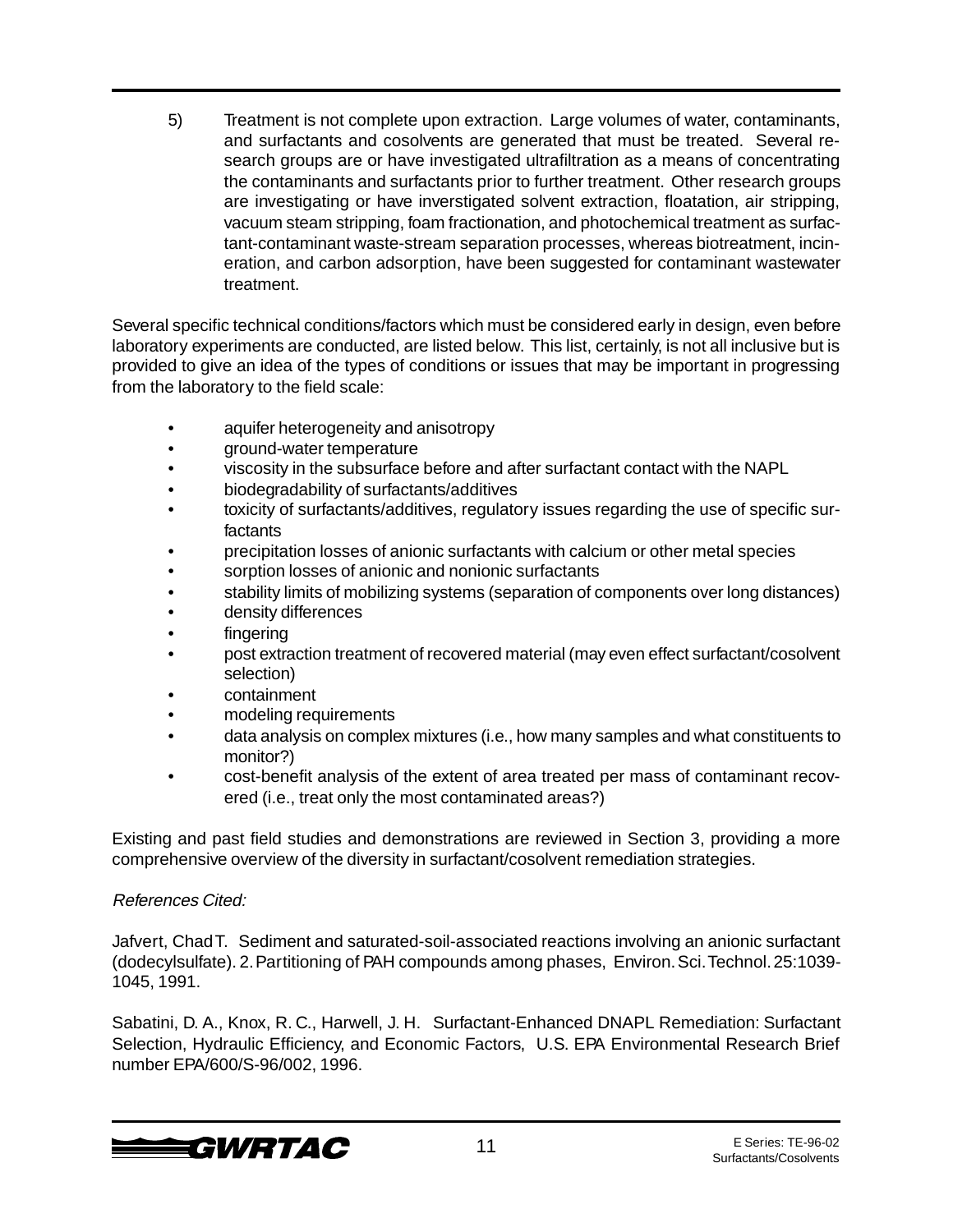5) Treatment is not complete upon extraction. Large volumes of water, contaminants, and surfactants and cosolvents are generated that must be treated. Several research groups are or have investigated ultrafiltration as a means of concentrating the contaminants and surfactants prior to further treatment. Other research groups are investigating or have inverstigated solvent extraction, floatation, air stripping, vacuum steam stripping, foam fractionation, and photochemical treatment as surfactant-contaminant waste-stream separation processes, whereas biotreatment, incineration, and carbon adsorption, have been suggested for contaminant wastewater treatment.

Several specific technical conditions/factors which must be considered early in design, even before laboratory experiments are conducted, are listed below. This list, certainly, is not all inclusive but is provided to give an idea of the types of conditions or issues that may be important in progressing from the laboratory to the field scale:

- aquifer heterogeneity and anisotropy
- ground-water temperature
- viscosity in the subsurface before and after surfactant contact with the NAPL
- biodegradability of surfactants/additives
- toxicity of surfactants/additives, regulatory issues regarding the use of specific surfactants
- precipitation losses of anionic surfactants with calcium or other metal species
- sorption losses of anionic and nonionic surfactants
- stability limits of mobilizing systems (separation of components over long distances)
- density differences
- fingering
- post extraction treatment of recovered material (may even effect surfactant/cosolvent selection)
- containment
- modeling requirements
- data analysis on complex mixtures (i.e., how many samples and what constituents to monitor?)
- cost-benefit analysis of the extent of area treated per mass of contaminant recovered (i.e., treat only the most contaminated areas?)

Existing and past field studies and demonstrations are reviewed in Section 3, providing a more comprehensive overview of the diversity in surfactant/cosolvent remediation strategies.

*References Cited:*

Jafvert, Chad T. Sediment and saturated-soil-associated reactions involving an anionic surfactant (dodecylsulfate). 2. Partitioning of PAH compounds among phases, Environ. Sci. Technol. 25:1039-1045, 1991.

Sabatini, D. A., Knox, R. C., Harwell, J. H. Surfactant-Enhanced DNAPL Remediation: Surfactant Selection, Hydraulic Efficiency, and Economic Factors, U.S. EPA Environmental Research Brief number EPA/600/S-96/002, 1996.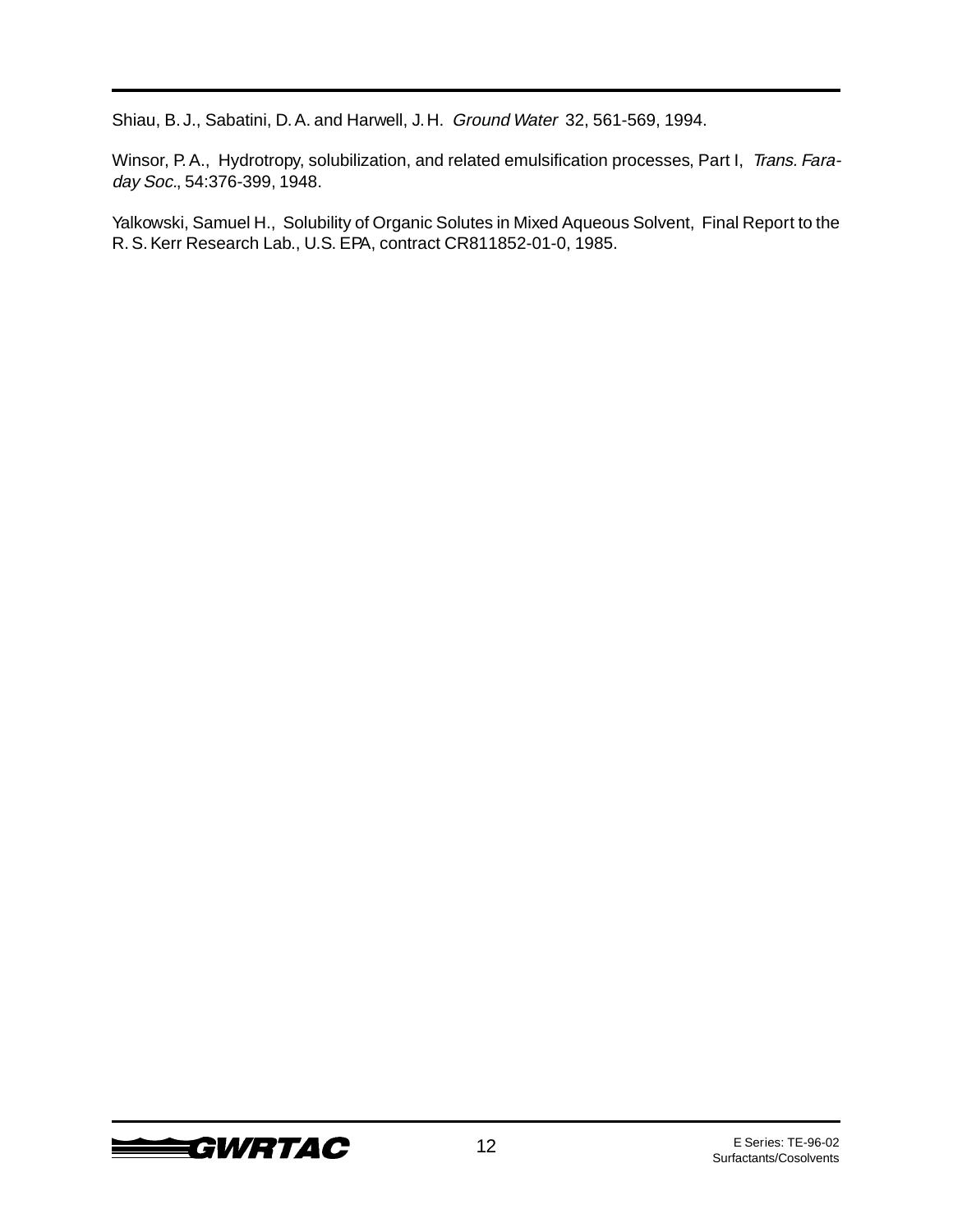Shiau, B. J., Sabatini, D. A. and Harwell, J. H. *Ground Water* 32, 561-569, 1994.

Winsor, P. A., Hydrotropy, solubilization, and related emulsification processes, Part I, *Trans. Faraday Soc.*, 54:376-399, 1948.

Yalkowski, Samuel H., Solubility of Organic Solutes in Mixed Aqueous Solvent, Final Report to the R. S. Kerr Research Lab., U.S. EPA, contract CR811852-01-0, 1985.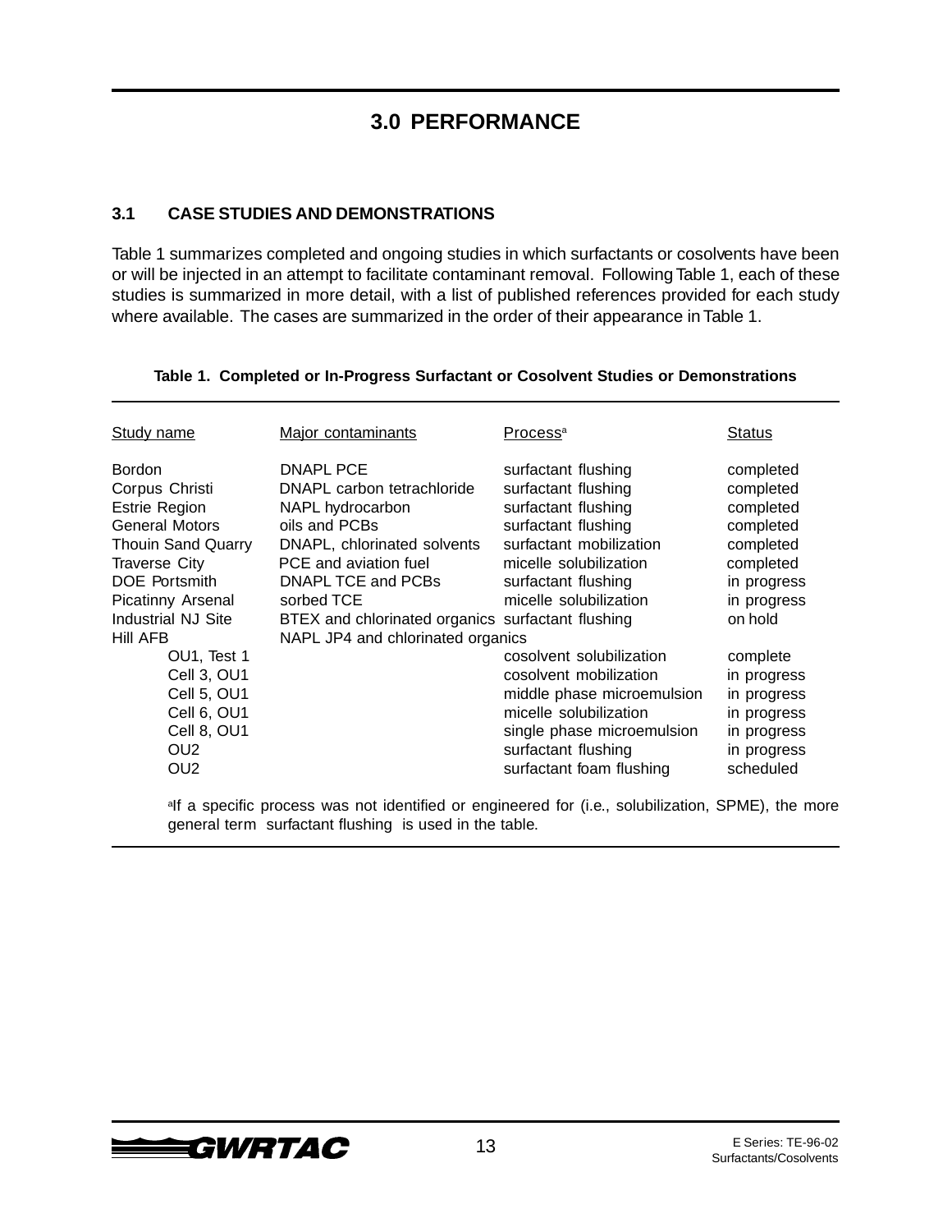# 3.0 PERFORMANCE

## 3.1 CASE STUDIES AND DEMONSTRATIONS

Table 1 summarizes completed and ongoing studies in which surfactants or cosolvents have been or will be injected in an attempt to facilitate contaminant removal. Following Table 1, each of these studies is summarized in more detail, with a list of published references provided for each study where available. The cases are summarized in the order of their appearance in Table 1.

**Table 1. Completed or In-Progress Surfactant or Cosolvent Studies or Demonstrations**

| Study name | Major contaminants | Process[a] | Status |
|---|---|---|---|
| Bordon | DNAPL PCE | surfactant flushing | completed |
| Corpus Christi | DNAPL carbon tetrachloride | surfactant flushing | completed |
| Estrie Region | NAPL hydrocarbon | surfactant flushing | completed |
| General Motors | oils and PCBs | surfactant flushing | completed |
| Thouin Sand Quarry | DNAPL, chlorinated solvents | surfactant mobilization | completed |
| Traverse City | PCE and aviation fuel | micelle solubilization | completed |
| DOE Portsmith | DNAPL TCE and PCBs | surfactant flushing | in progress |
| Picatinny Arsenal | sorbed TCE | micelle solubilization | in progress |
| Industrial NJ Site | BTEX and chlorinated organics | surfactant flushing | on hold |
| Hill AFB | NAPL JP4 and chlorinated organics | | |
| OU1, Test 1 | | cosolvent solubilization | complete |
| Cell 3, OU1 | | cosolvent mobilization | in progress |
| Cell 5, OU1 | | middle phase microemulsion | in progress |
| Cell 6, OU1 | | micelle solubilization | in progress |
| Cell 8, OU1 | | single phase microemulsion | in progress |
| OU2 | | surfactant flushing | in progress |
| OU2 | | surfactant foam flushing | scheduled |

[a]If a specific process was not identified or engineered for (i.e., solubilization, SPME), the more general term surfactant flushing is used in the table.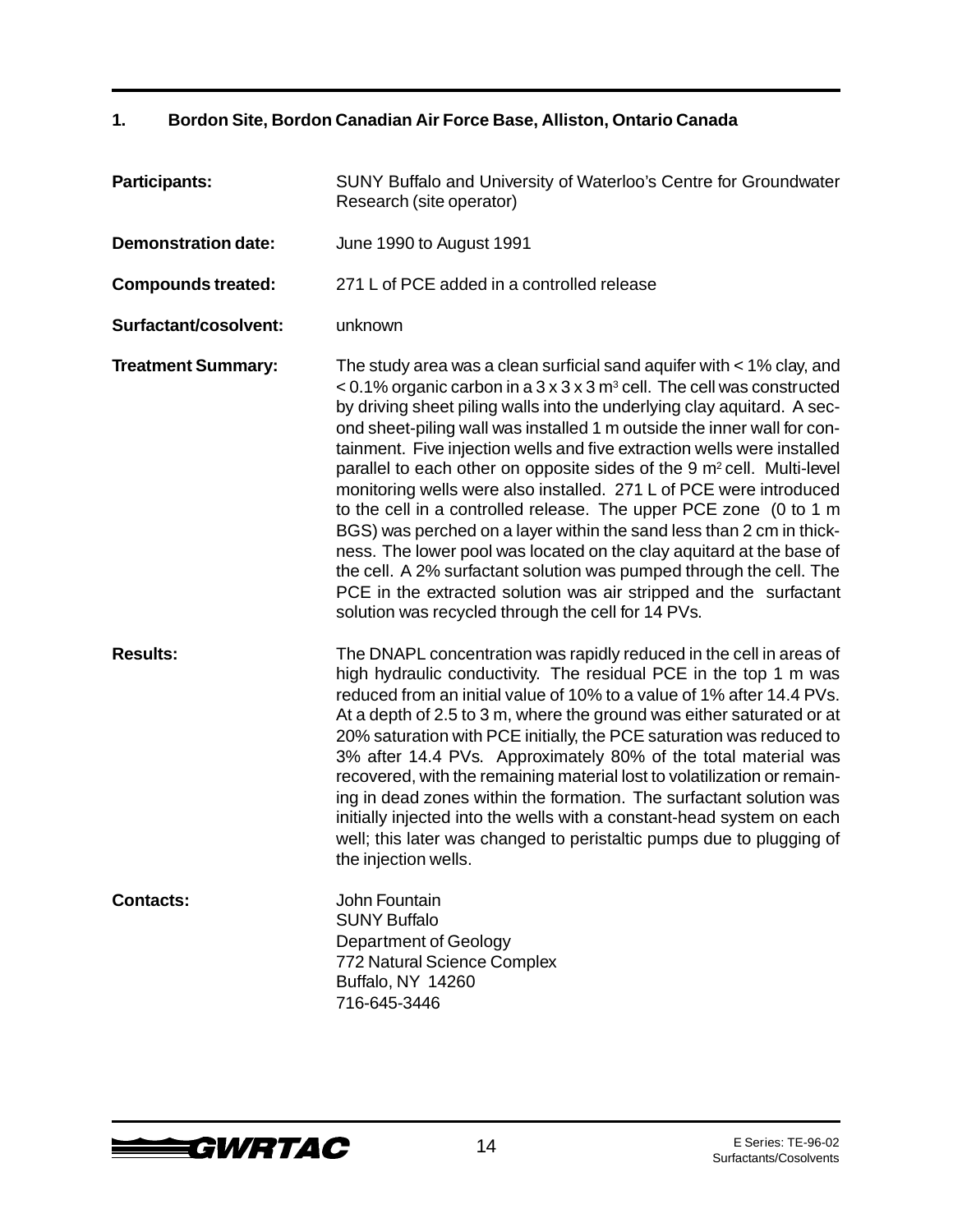## 1. Bordon Site, Bordon Canadian Air Force Base, Alliston, Ontario Canada

**Participants:** SUNY Buffalo and University of Waterloo's Centre for Groundwater Research (site operator)

**Demonstration date:** June 1990 to August 1991

**Compounds treated:** 271 L of PCE added in a controlled release

**Surfactant/cosolvent:** unknown

**Treatment Summary:** The study area was a clean surficial sand aquifer with < 1% clay, and < 0.1% organic carbon in a 3 x 3 x 3 $m^3$ cell. The cell was constructed by driving sheet piling walls into the underlying clay aquitard. A second sheet-piling wall was installed 1 m outside the inner wall for containment. Five injection wells and five extraction wells were installed parallel to each other on opposite sides of the 9 $m^2$ cell. Multi-level monitoring wells were also installed. 271 L of PCE were introduced to the cell in a controlled release. The upper PCE zone (0 to 1 m BGS) was perched on a layer within the sand less than 2 cm in thickness. The lower pool was located on the clay aquitard at the base of the cell. A 2% surfactant solution was pumped through the cell. The PCE in the extracted solution was air stripped and the surfactant solution was recycled through the cell for 14 PVs.

**Results:** The DNAPL concentration was rapidly reduced in the cell in areas of high hydraulic conductivity. The residual PCE in the top 1 m was reduced from an initial value of 10% to a value of 1% after 14.4 PVs. At a depth of 2.5 to 3 m, where the ground was either saturated or at 20% saturation with PCE initially, the PCE saturation was reduced to 3% after 14.4 PVs. Approximately 80% of the total material was recovered, with the remaining material lost to volatilization or remaining in dead zones within the formation. The surfactant solution was initially injected into the wells with a constant-head system on each well; this later was changed to peristaltic pumps due to plugging of the injection wells.

**Contacts:** John Fountain
SUNY Buffalo
Department of Geology
772 Natural Science Complex
Buffalo, NY 14260
716-645-3446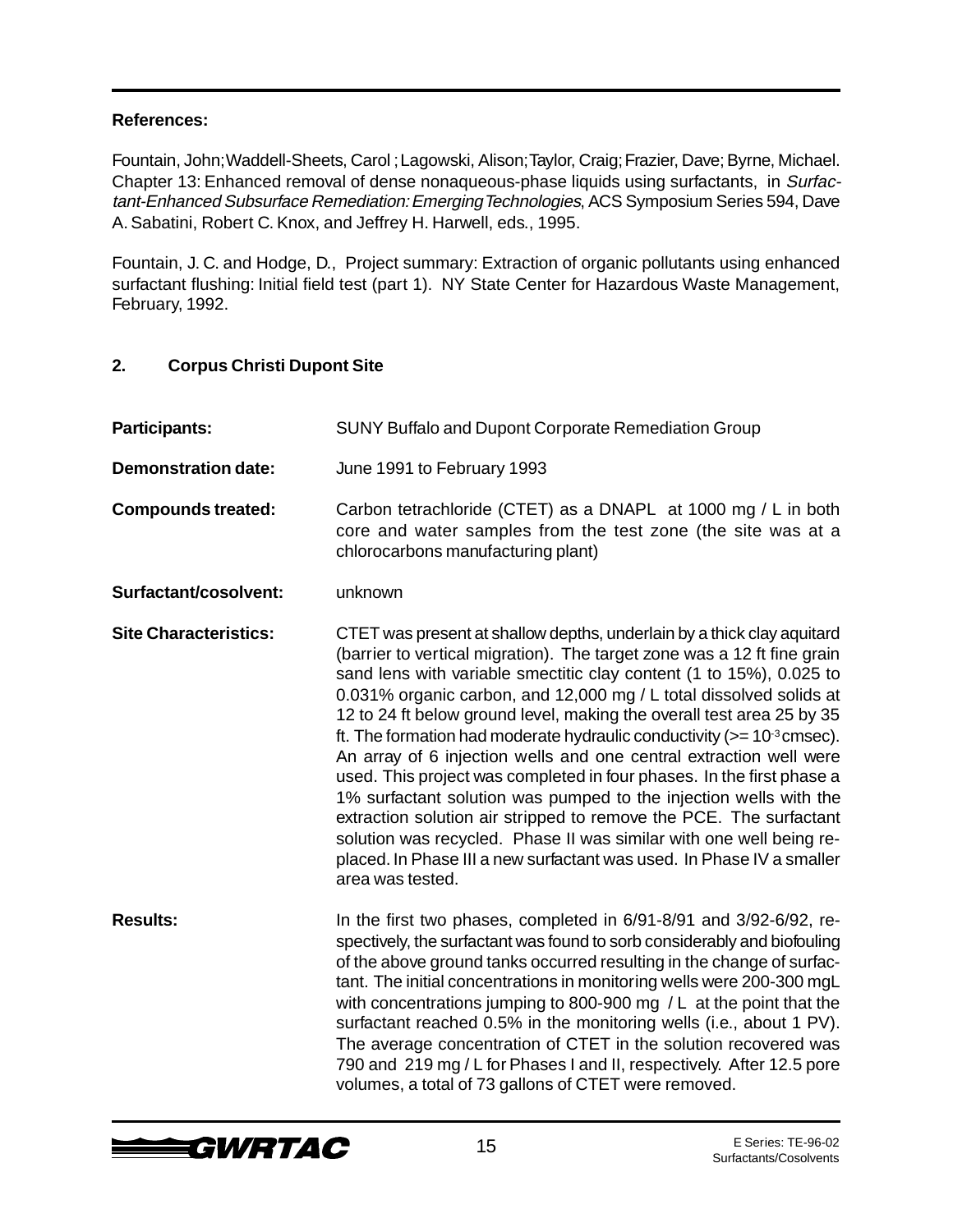**References:**

Fountain, John; Waddell-Sheets, Carol ; Lagowski, Alison; Taylor, Craig; Frazier, Dave; Byrne, Michael. Chapter 13: Enhanced removal of dense nonaqueous-phase liquids using surfactants, in *Surfactant-Enhanced Subsurface Remediation: Emerging Technologies*, ACS Symposium Series 594, Dave A. Sabatini, Robert C. Knox, and Jeffrey H. Harwell, eds., 1995.

Fountain, J. C. and Hodge, D., Project summary: Extraction of organic pollutants using enhanced surfactant flushing: Initial field test (part 1). NY State Center for Hazardous Waste Management, February, 1992.

## 2. Corpus Christi Dupont Site

**Participants:** SUNY Buffalo and Dupont Corporate Remediation Group

**Demonstration date:** June 1991 to February 1993

**Compounds treated:** Carbon tetrachloride (CTET) as a DNAPL at 1000 mg / L in both core and water samples from the test zone (the site was at a chlorocarbons manufacturing plant)

**Surfactant/cosolvent:** unknown

**Site Characteristics:** CTET was present at shallow depths, underlain by a thick clay aquitard (barrier to vertical migration). The target zone was a 12 ft fine grain sand lens with variable smectitic clay content (1 to 15%), 0.025 to 0.031% organic carbon, and 12,000 mg / L total dissolved solids at 12 to 24 ft below ground level, making the overall test area 25 by 35 ft. The formation had moderate hydraulic conductivity (>= $10^{-3}$ cmsec). An array of 6 injection wells and one central extraction well were used. This project was completed in four phases. In the first phase a 1% surfactant solution was pumped to the injection wells with the extraction solution air stripped to remove the PCE. The surfactant solution was recycled. Phase II was similar with one well being replaced. In Phase III a new surfactant was used. In Phase IV a smaller area was tested.

**Results:** In the first two phases, completed in 6/91-8/91 and 3/92-6/92, respectively, the surfactant was found to sorb considerably and biofouling of the above ground tanks occurred resulting in the change of surfactant. The initial concentrations in monitoring wells were 200-300 mgL with concentrations jumping to 800-900 mg / L at the point that the surfactant reached 0.5% in the monitoring wells (i.e., about 1 PV). The average concentration of CTET in the solution recovered was 790 and 219 mg / L for Phases I and II, respectively. After 12.5 pore volumes, a total of 73 gallons of CTET were removed.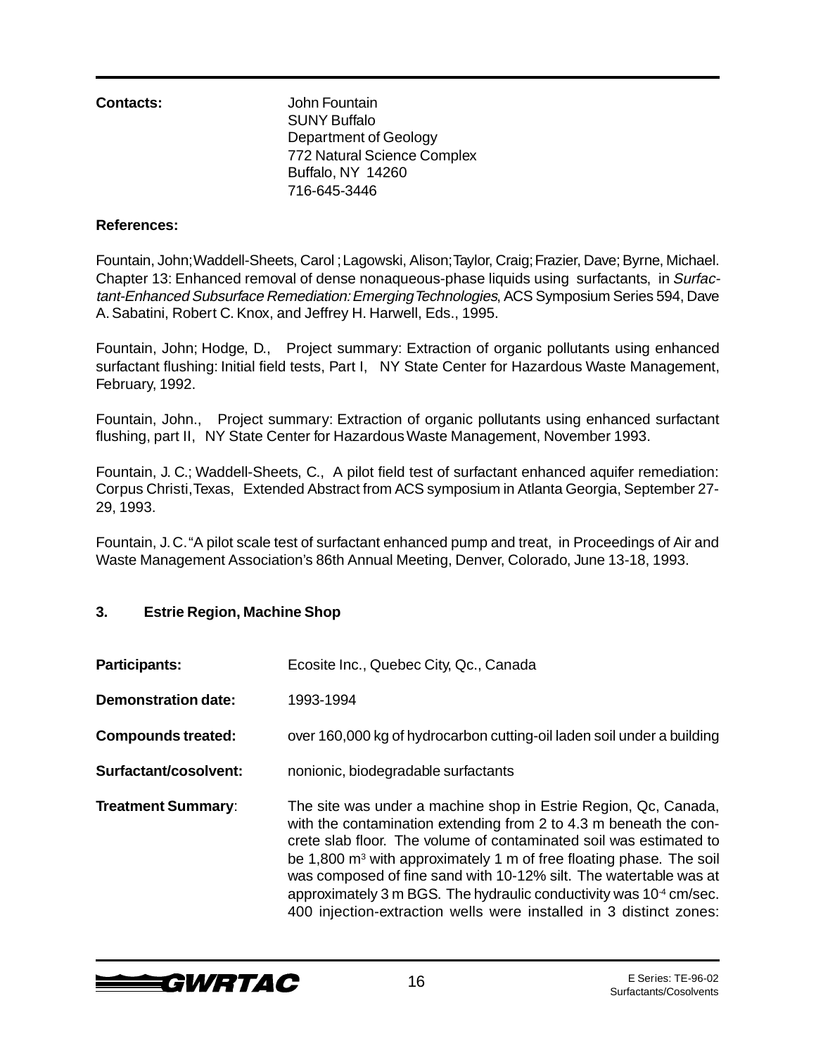**Contacts:** John Fountain
SUNY Buffalo
Department of Geology
772 Natural Science Complex
Buffalo, NY 14260
716-645-3446

**References:**

Fountain, John; Waddell-Sheets, Carol ; Lagowski, Alison; Taylor, Craig; Frazier, Dave; Byrne, Michael. Chapter 13: Enhanced removal of dense nonaqueous-phase liquids using surfactants, in *Surfactant-Enhanced Subsurface Remediation: Emerging Technologies*, ACS Symposium Series 594, Dave A. Sabatini, Robert C. Knox, and Jeffrey H. Harwell, Eds., 1995.

Fountain, John; Hodge, D., Project summary: Extraction of organic pollutants using enhanced surfactant flushing: Initial field tests, Part I, NY State Center for Hazardous Waste Management, February, 1992.

Fountain, John., Project summary: Extraction of organic pollutants using enhanced surfactant flushing, part II, NY State Center for Hazardous Waste Management, November 1993.

Fountain, J. C.; Waddell-Sheets, C., A pilot field test of surfactant enhanced aquifer remediation: Corpus Christi, Texas, Extended Abstract from ACS symposium in Atlanta Georgia, September 27-29, 1993.

Fountain, J. C. "A pilot scale test of surfactant enhanced pump and treat, in Proceedings of Air and Waste Management Association's 86th Annual Meeting, Denver, Colorado, June 13-18, 1993.

### 3. Estrie Region, Machine Shop

**Participants:** Ecosite Inc., Quebec City, Qc., Canada

**Demonstration date:** 1993-1994

**Compounds treated:** over 160,000 kg of hydrocarbon cutting-oil laden soil under a building

**Surfactant/cosolvent:** nonionic, biodegradable surfactants

**Treatment Summary**: The site was under a machine shop in Estrie Region, Qc, Canada, with the contamination extending from 2 to 4.3 m beneath the concrete slab floor. The volume of contaminated soil was estimated to be 1,800 $m^3$ with approximately 1 m of free floating phase. The soil was composed of fine sand with 10-12% silt. The watertable was at approximately 3 m BGS. The hydraulic conductivity was $10^{-4}$ cm/sec. 400 injection-extraction wells were installed in 3 distinct zones: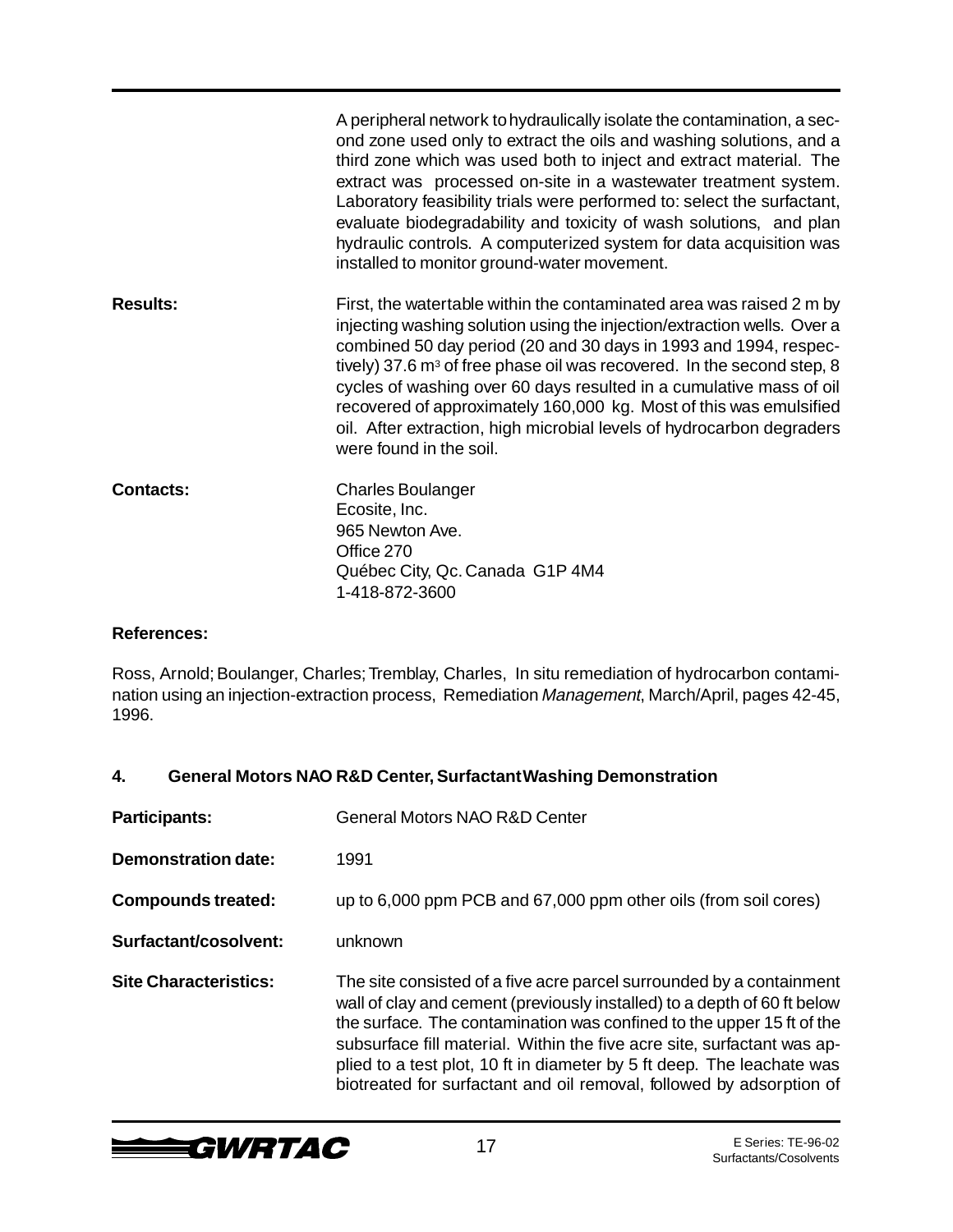A peripheral network to hydraulically isolate the contamination, a second zone used only to extract the oils and washing solutions, and a third zone which was used both to inject and extract material. The extract was processed on-site in a wastewater treatment system. Laboratory feasibility trials were performed to: select the surfactant, evaluate biodegradability and toxicity of wash solutions, and plan hydraulic controls. A computerized system for data acquisition was installed to monitor ground-water movement.

**Results:** First, the watertable within the contaminated area was raised 2 m by injecting washing solution using the injection/extraction wells. Over a combined 50 day period (20 and 30 days in 1993 and 1994, respectively) 37.6 $m^3$ of free phase oil was recovered. In the second step, 8 cycles of washing over 60 days resulted in a cumulative mass of oil recovered of approximately 160,000 kg. Most of this was emulsified oil. After extraction, high microbial levels of hydrocarbon degraders were found in the soil.

**Contacts:**
Charles Boulanger
Ecosite, Inc.
965 Newton Ave.
Office 270
Québec City, Qc. Canada G1P 4M4
1-418-872-3600

**References:**

Ross, Arnold; Boulanger, Charles; Tremblay, Charles, In situ remediation of hydrocarbon contamination using an injection-extraction process, Remediation *Management*, March/April, pages 42-45, 1996.

### 4. General Motors NAO R&D Center, Surfactant Washing Demonstration

**Participants:** General Motors NAO R&D Center

**Demonstration date:** 1991

**Compounds treated:** up to 6,000 ppm PCB and 67,000 ppm other oils (from soil cores)

**Surfactant/cosolvent:** unknown

**Site Characteristics:** The site consisted of a five acre parcel surrounded by a containment wall of clay and cement (previously installed) to a depth of 60 ft below the surface. The contamination was confined to the upper 15 ft of the subsurface fill material. Within the five acre site, surfactant was applied to a test plot, 10 ft in diameter by 5 ft deep. The leachate was biotreated for surfactant and oil removal, followed by adsorption of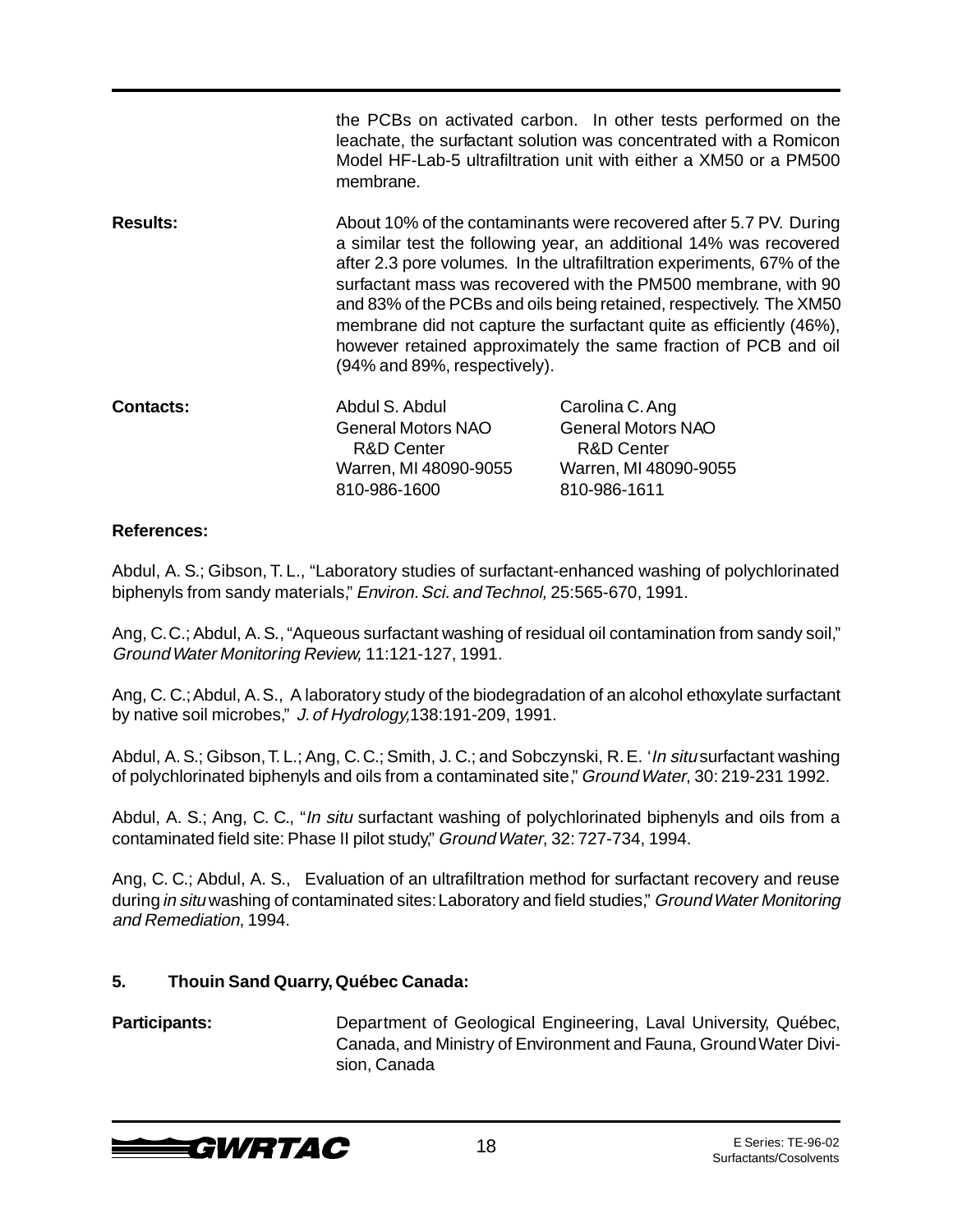the PCBs on activated carbon. In other tests performed on the leachate, the surfactant solution was concentrated with a Romicon Model HF-Lab-5 ultrafiltration unit with either a XM50 or a PM500 membrane.

**Results:** About 10% of the contaminants were recovered after 5.7 PV. During a similar test the following year, an additional 14% was recovered after 2.3 pore volumes. In the ultrafiltration experiments, 67% of the surfactant mass was recovered with the PM500 membrane, with 90 and 83% of the PCBs and oils being retained, respectively. The XM50 membrane did not capture the surfactant quite as efficiently (46%), however retained approximately the same fraction of PCB and oil (94% and 89%, respectively).

**Contacts:**

Abdul S. Abdul
General Motors NAO
R&D Center
Warren, MI 48090-9055
810-986-1600

Carolina C. Ang
General Motors NAO
R&D Center
Warren, MI 48090-9055
810-986-1611

**References:**

Abdul, A. S.; Gibson, T. L., "Laboratory studies of surfactant-enhanced washing of polychlorinated biphenyls from sandy materials," *Environ. Sci. and Technol,* 25:565-670, 1991.

Ang, C.C.; Abdul, A. S., "Aqueous surfactant washing of residual oil contamination from sandy soil," *Ground Water Monitoring Review,* 11:121-127, 1991.

Ang, C. C.; Abdul, A. S., A laboratory study of the biodegradation of an alcohol ethoxylate surfactant by native soil microbes," *J. of Hydrology,*138:191-209, 1991.

Abdul, A. S.; Gibson, T. L.; Ang, C. C.; Smith, J. C.; and Sobczynski, R. E. '*In situ* surfactant washing of polychlorinated biphenyls and oils from a contaminated site," *Ground Water*, 30: 219-231 1992.

Abdul, A. S.; Ang, C. C., "*In situ* surfactant washing of polychlorinated biphenyls and oils from a contaminated field site: Phase II pilot study," *Ground Water*, 32: 727-734, 1994.

Ang, C. C.; Abdul, A. S., Evaluation of an ultrafiltration method for surfactant recovery and reuse during *in situ* washing of contaminated sites: Laboratory and field studies," *Ground Water Monitoring and Remediation*, 1994.

**5. Thouin Sand Quarry, Québec Canada:**

**Participants:** Department of Geological Engineering, Laval University, Québec, Canada, and Ministry of Environment and Fauna, Ground Water Division, Canada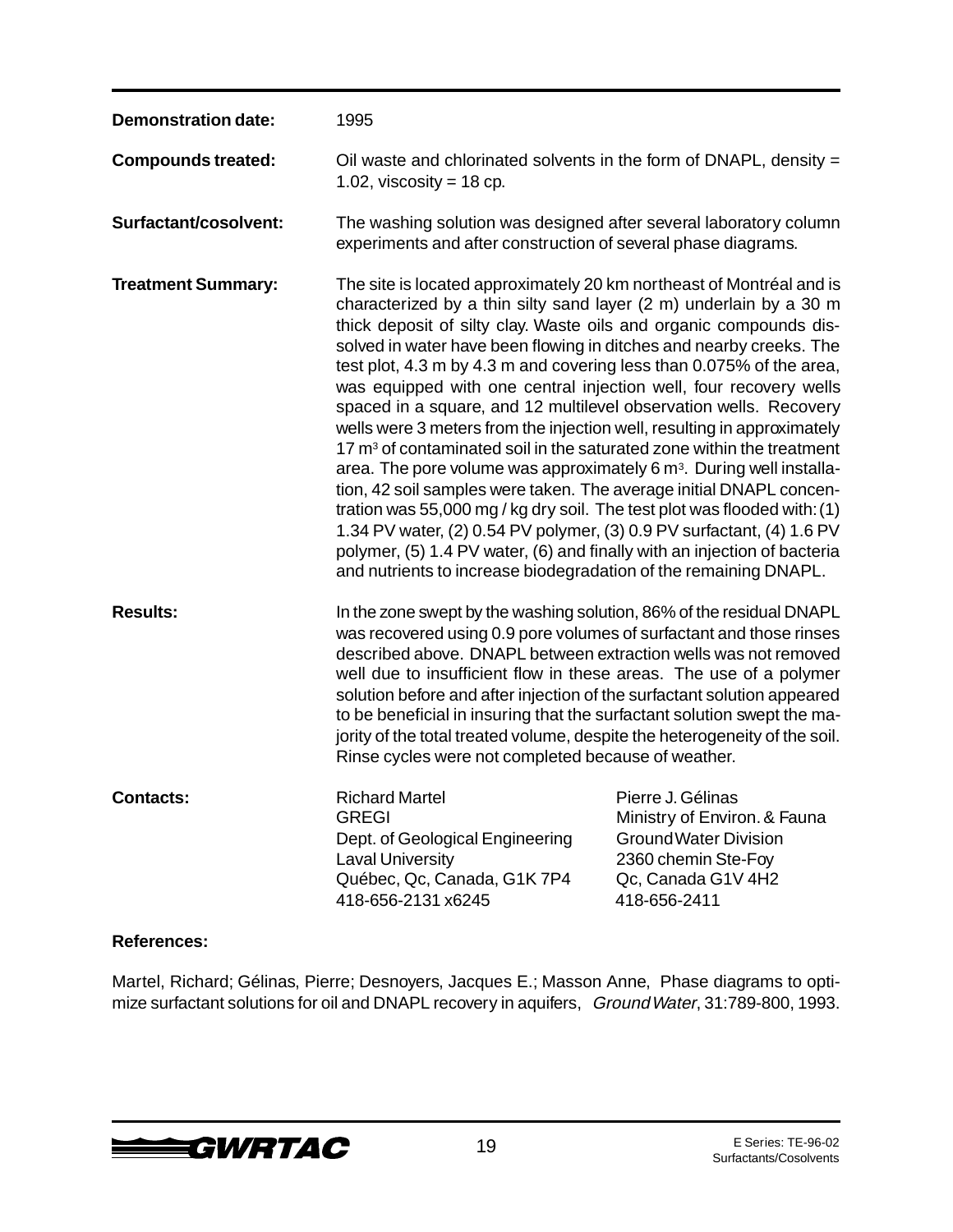**Demonstration date:** 1995

**Compounds treated:** Oil waste and chlorinated solvents in the form of DNAPL, density = 1.02, viscosity = 18 cp.

**Surfactant/cosolvent:** The washing solution was designed after several laboratory column experiments and after construction of several phase diagrams.

**Treatment Summary:** The site is located approximately 20 km northeast of Montréal and is characterized by a thin silty sand layer (2 m) underlain by a 30 m thick deposit of silty clay. Waste oils and organic compounds dissolved in water have been flowing in ditches and nearby creeks. The test plot, 4.3 m by 4.3 m and covering less than 0.075% of the area, was equipped with one central injection well, four recovery wells spaced in a square, and 12 multilevel observation wells. Recovery wells were 3 meters from the injection well, resulting in approximately 17 $m^3$ of contaminated soil in the saturated zone within the treatment area. The pore volume was approximately 6 $m^3$. During well installation, 42 soil samples were taken. The average initial DNAPL concentration was 55,000 mg / kg dry soil. The test plot was flooded with: (1) 1.34 PV water, (2) 0.54 PV polymer, (3) 0.9 PV surfactant, (4) 1.6 PV polymer, (5) 1.4 PV water, (6) and finally with an injection of bacteria and nutrients to increase biodegradation of the remaining DNAPL.

**Results:** In the zone swept by the washing solution, 86% of the residual DNAPL was recovered using 0.9 pore volumes of surfactant and those rinses described above. DNAPL between extraction wells was not removed well due to insufficient flow in these areas. The use of a polymer solution before and after injection of the surfactant solution appeared to be beneficial in insuring that the surfactant solution swept the majority of the total treated volume, despite the heterogeneity of the soil. Rinse cycles were not completed because of weather.

**Contacts:**

Richard Martel
GREGI
Dept. of Geological Engineering
Laval University
Québec, Qc, Canada, G1K 7P4
418-656-2131 x6245

Pierre J. Gélinas
Ministry of Environ. & Fauna
Ground Water Division
2360 chemin Ste-Foy
Qc, Canada G1V 4H2
418-656-2411

**References:**

Martel, Richard; Gélinas, Pierre; Desnoyers, Jacques E.; Masson Anne, Phase diagrams to optimize surfactant solutions for oil and DNAPL recovery in aquifers, *Ground Water*, 31:789-800, 1993.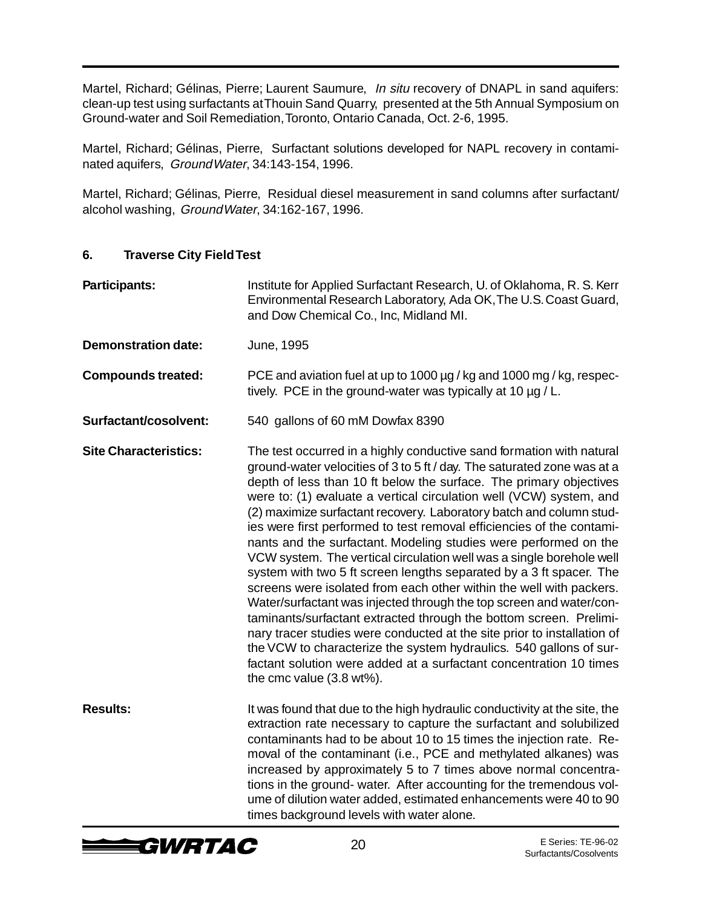Martel, Richard; Gélinas, Pierre; Laurent Saumure, *In situ* recovery of DNAPL in sand aquifers: clean-up test using surfactants at Thouin Sand Quarry, presented at the 5th Annual Symposium on Ground-water and Soil Remediation, Toronto, Ontario Canada, Oct. 2-6, 1995.

Martel, Richard; Gélinas, Pierre, Surfactant solutions developed for NAPL recovery in contaminated aquifers, *Ground Water*, 34:143-154, 1996.

Martel, Richard; Gélinas, Pierre, Residual diesel measurement in sand columns after surfactant/ alcohol washing, *Ground Water*, 34:162-167, 1996.

## 6. Traverse City Field Test

**Participants:** Institute for Applied Surfactant Research, U. of Oklahoma, R. S. Kerr Environmental Research Laboratory, Ada OK, The U.S. Coast Guard, and Dow Chemical Co., Inc, Midland MI.

**Demonstration date:** June, 1995

**Compounds treated:** PCE and aviation fuel at up to 1000 µg / kg and 1000 mg / kg, respectively. PCE in the ground-water was typically at 10 µg / L.

**Surfactant/cosolvent:** 540 gallons of 60 mM Dowfax 8390

**Site Characteristics:** The test occurred in a highly conductive sand formation with natural ground-water velocities of 3 to 5 ft / day. The saturated zone was at a depth of less than 10 ft below the surface. The primary objectives were to: (1) evaluate a vertical circulation well (VCW) system, and (2) maximize surfactant recovery. Laboratory batch and column studies were first performed to test removal efficiencies of the contaminants and the surfactant. Modeling studies were performed on the VCW system. The vertical circulation well was a single borehole well system with two 5 ft screen lengths separated by a 3 ft spacer. The screens were isolated from each other within the well with packers. Water/surfactant was injected through the top screen and water/contaminants/surfactant extracted through the bottom screen. Preliminary tracer studies were conducted at the site prior to installation of the VCW to characterize the system hydraulics. 540 gallons of surfactant solution were added at a surfactant concentration 10 times the cmc value (3.8 wt%).

**Results:** It was found that due to the high hydraulic conductivity at the site, the extraction rate necessary to capture the surfactant and solubilized contaminants had to be about 10 to 15 times the injection rate. Removal of the contaminant (i.e., PCE and methylated alkanes) was increased by approximately 5 to 7 times above normal concentrations in the ground- water. After accounting for the tremendous volume of dilution water added, estimated enhancements were 40 to 90 times background levels with water alone.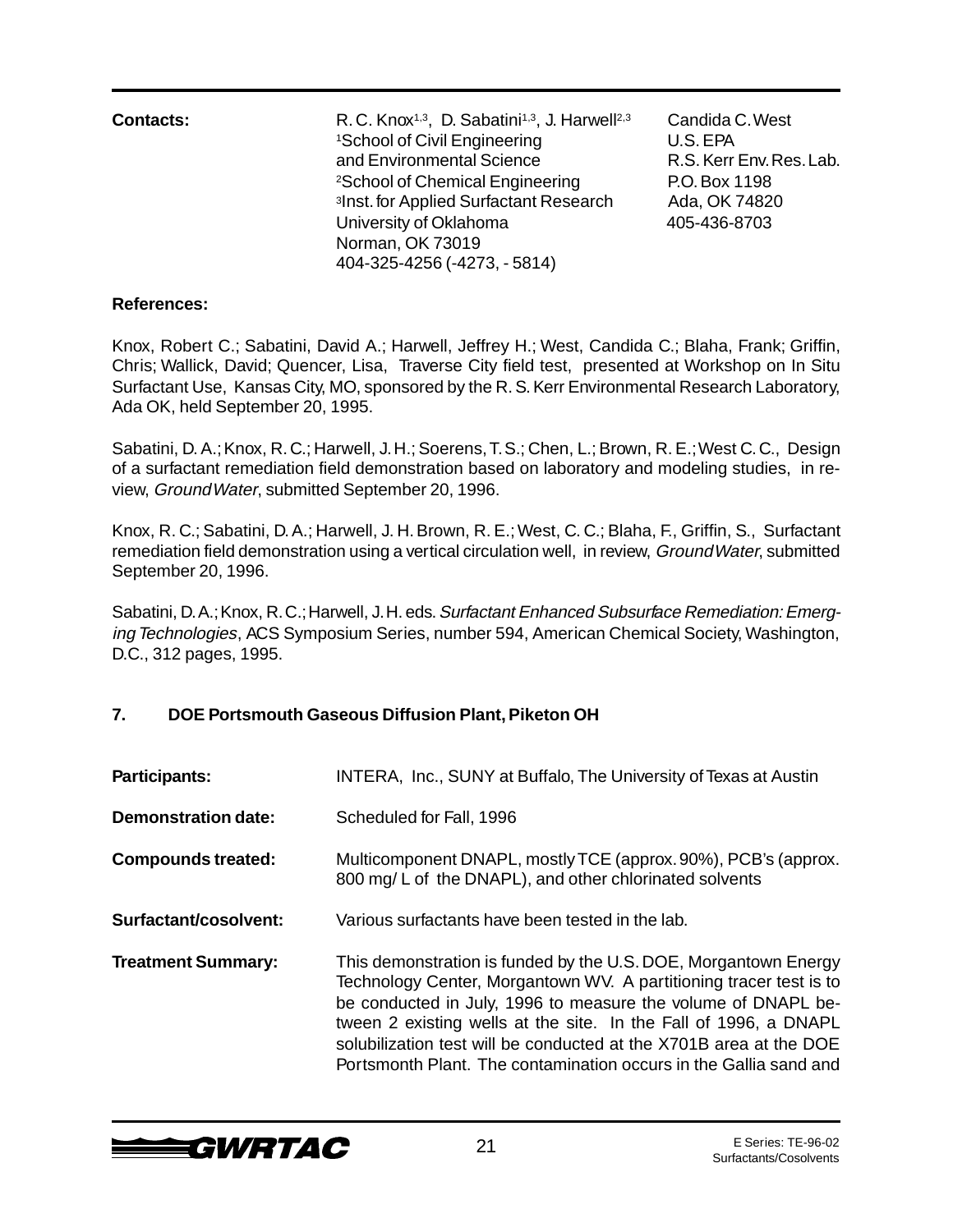**Contacts:**

R. C. Knox[1,3], D. Sabatini[1,3], J. Harwell[2,3]
[1]School of Civil Engineering and Environmental Science
[2]School of Chemical Engineering
[3]Inst. for Applied Surfactant Research
University of Oklahoma
Norman, OK 73019
404-325-4256 (-4273, - 5814)

Candida C. West
U.S. EPA
R.S. Kerr Env. Res. Lab.
P.O. Box 1198
Ada, OK 74820
405-436-8703

**References:**

Knox, Robert C.; Sabatini, David A.; Harwell, Jeffrey H.; West, Candida C.; Blaha, Frank; Griffin, Chris; Wallick, David; Quencer, Lisa, Traverse City field test, presented at Workshop on In Situ Surfactant Use, Kansas City, MO, sponsored by the R. S. Kerr Environmental Research Laboratory, Ada OK, held September 20, 1995.

Sabatini, D. A.; Knox, R. C.; Harwell, J. H.; Soerens, T. S.; Chen, L.; Brown, R. E.; West C. C., Design of a surfactant remediation field demonstration based on laboratory and modeling studies, in review, *Ground Water*, submitted September 20, 1996.

Knox, R. C.; Sabatini, D. A.; Harwell, J. H. Brown, R. E.; West, C. C.; Blaha, F., Griffin, S., Surfactant remediation field demonstration using a vertical circulation well, in review, *Ground Water*, submitted September 20, 1996.

Sabatini, D. A.; Knox, R. C.; Harwell, J. H. eds. *Surfactant Enhanced Subsurface Remediation: Emerging Technologies*, ACS Symposium Series, number 594, American Chemical Society, Washington, D.C., 312 pages, 1995.

### 7. DOE Portsmouth Gaseous Diffusion Plant, Piketon OH

**Participants:** INTERA, Inc., SUNY at Buffalo, The University of Texas at Austin

**Demonstration date:** Scheduled for Fall, 1996

**Compounds treated:** Multicomponent DNAPL, mostly TCE (approx. 90%), PCB's (approx. 800 mg/ L of the DNAPL), and other chlorinated solvents

**Surfactant/cosolvent:** Various surfactants have been tested in the lab.

**Treatment Summary:** This demonstration is funded by the U.S. DOE, Morgantown Energy Technology Center, Morgantown WV. A partitioning tracer test is to be conducted in July, 1996 to measure the volume of DNAPL between 2 existing wells at the site. In the Fall of 1996, a DNAPL solubilization test will be conducted at the X701B area at the DOE Portsmonth Plant. The contamination occurs in the Gallia sand and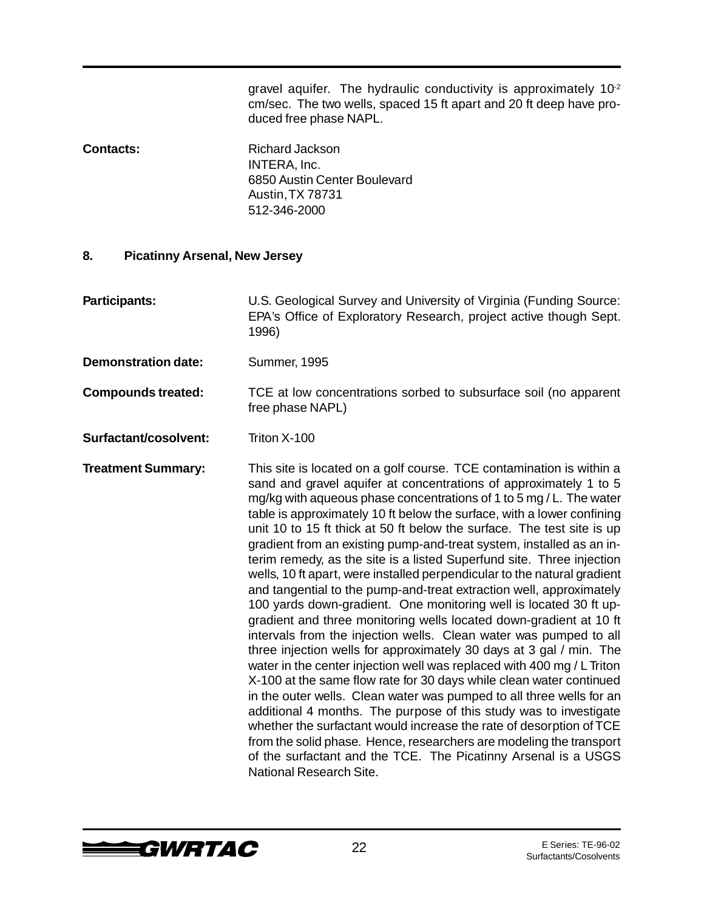gravel aquifer. The hydraulic conductivity is approximately $10^{-2}$ cm/sec. The two wells, spaced 15 ft apart and 20 ft deep have produced free phase NAPL.

**Contacts:** Richard Jackson
INTERA, Inc.
6850 Austin Center Boulevard
Austin, TX 78731
512-346-2000

## 8. Picatinny Arsenal, New Jersey

**Participants:** U.S. Geological Survey and University of Virginia (Funding Source: EPA's Office of Exploratory Research, project active though Sept. 1996)

**Demonstration date:** Summer, 1995

**Compounds treated:** TCE at low concentrations sorbed to subsurface soil (no apparent free phase NAPL)

**Surfactant/cosolvent:** Triton X-100

**Treatment Summary:** This site is located on a golf course. TCE contamination is within a sand and gravel aquifer at concentrations of approximately 1 to 5 mg/kg with aqueous phase concentrations of 1 to 5 mg / L. The water table is approximately 10 ft below the surface, with a lower confining unit 10 to 15 ft thick at 50 ft below the surface. The test site is up gradient from an existing pump-and-treat system, installed as an interim remedy, as the site is a listed Superfund site. Three injection wells, 10 ft apart, were installed perpendicular to the natural gradient and tangential to the pump-and-treat extraction well, approximately 100 yards down-gradient. One monitoring well is located 30 ft up-gradient and three monitoring wells located down-gradient at 10 ft intervals from the injection wells. Clean water was pumped to all three injection wells for approximately 30 days at 3 gal / min. The water in the center injection well was replaced with 400 mg / L Triton X-100 at the same flow rate for 30 days while clean water continued in the outer wells. Clean water was pumped to all three wells for an additional 4 months. The purpose of this study was to investigate whether the surfactant would increase the rate of desorption of TCE from the solid phase. Hence, researchers are modeling the transport of the surfactant and the TCE. The Picatinny Arsenal is a USGS National Research Site.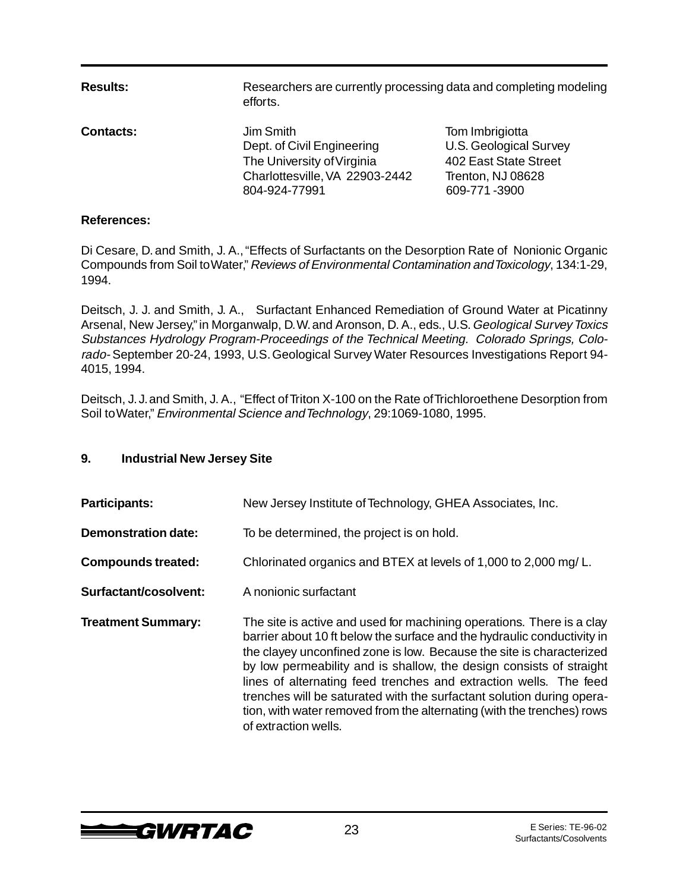**Results:** Researchers are currently processing data and completing modeling efforts.

**Contacts:**

Jim Smith
Dept. of Civil Engineering
The University of Virginia
Charlottesville, VA 22903-2442
804-924-77991

Tom Imbrigiotta
U.S. Geological Survey
402 East State Street
Trenton, NJ 08628
609-771 -3900

**References:**

Di Cesare, D. and Smith, J. A., "Effects of Surfactants on the Desorption Rate of Nonionic Organic Compounds from Soil to Water," *Reviews of Environmental Contamination and Toxicology*, 134:1-29, 1994.

Deitsch, J. J. and Smith, J. A., Surfactant Enhanced Remediation of Ground Water at Picatinny Arsenal, New Jersey," in Morganwalp, D.W. and Aronson, D. A., eds., U.S. *Geological Survey Toxics Substances Hydrology Program-Proceedings of the Technical Meeting. Colorado Springs, Colorado-* September 20-24, 1993, U.S. Geological Survey Water Resources Investigations Report 94-4015, 1994.

Deitsch, J. J. and Smith, J. A., "Effect of Triton X-100 on the Rate of Trichloroethene Desorption from Soil to Water," *Environmental Science and Technology*, 29:1069-1080, 1995.

## 9. Industrial New Jersey Site

**Participants:** New Jersey Institute of Technology, GHEA Associates, Inc.

**Demonstration date:** To be determined, the project is on hold.

**Compounds treated:** Chlorinated organics and BTEX at levels of 1,000 to 2,000 mg/ L.

**Surfactant/cosolvent:** A nonionic surfactant

**Treatment Summary:** The site is active and used for machining operations. There is a clay barrier about 10 ft below the surface and the hydraulic conductivity in the clayey unconfined zone is low. Because the site is characterized by low permeability and is shallow, the design consists of straight lines of alternating feed trenches and extraction wells. The feed trenches will be saturated with the surfactant solution during operation, with water removed from the alternating (with the trenches) rows of extraction wells.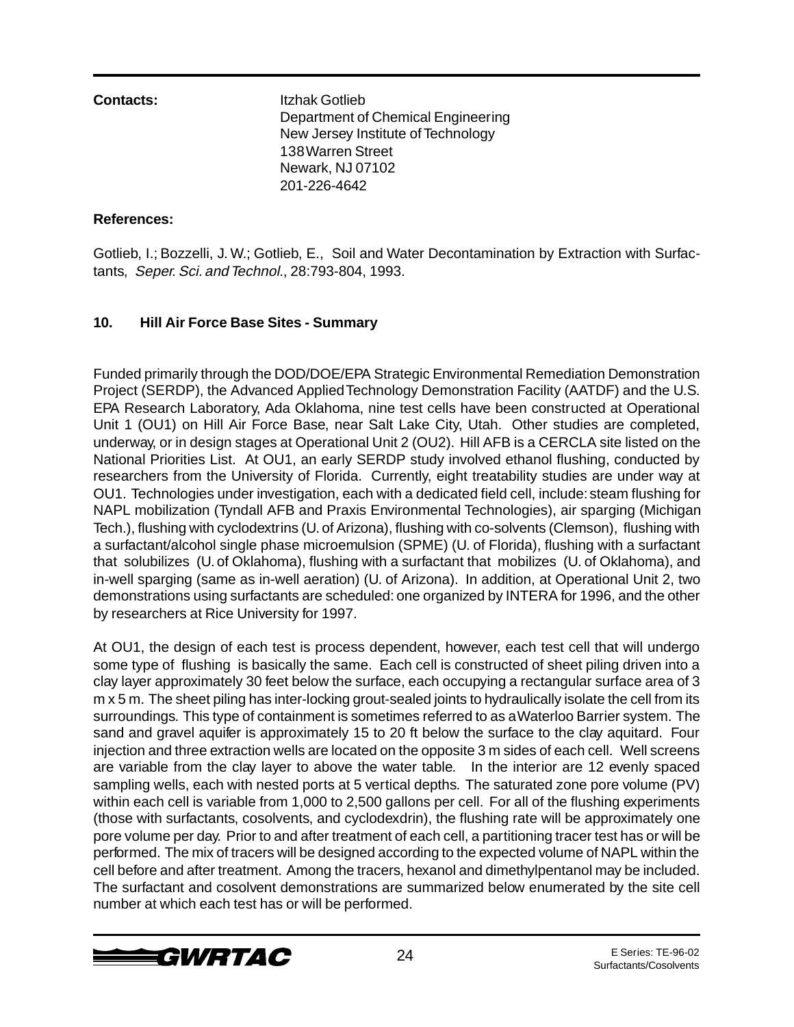**Contacts:**

Itzhak Gotlieb
Department of Chemical Engineering
New Jersey Institute of Technology
138 Warren Street
Newark, NJ 07102
201-226-4642

**References:**

Gotlieb, I.; Bozzelli, J. W.; Gotlieb, E., Soil and Water Decontamination by Extraction with Surfactants, *Seper. Sci. and Technol.*, 28:793-804, 1993.

## 10. Hill Air Force Base Sites - Summary

Funded primarily through the DOD/DOE/EPA Strategic Environmental Remediation Demonstration Project (SERDP), the Advanced Applied Technology Demonstration Facility (AATDF) and the U.S. EPA Research Laboratory, Ada Oklahoma, nine test cells have been constructed at Operational Unit 1 (OU1) on Hill Air Force Base, near Salt Lake City, Utah. Other studies are completed, underway, or in design stages at Operational Unit 2 (OU2). Hill AFB is a CERCLA site listed on the National Priorities List. At OU1, an early SERDP study involved ethanol flushing, conducted by researchers from the University of Florida. Currently, eight treatability studies are under way at OU1. Technologies under investigation, each with a dedicated field cell, include: steam flushing for NAPL mobilization (Tyndall AFB and Praxis Environmental Technologies), air sparging (Michigan Tech.), flushing with cyclodextrins (U. of Arizona), flushing with co-solvents (Clemson), flushing with a surfactant/alcohol single phase microemulsion (SPME) (U. of Florida), flushing with a surfactant that solubilizes (U. of Oklahoma), flushing with a surfactant that mobilizes (U. of Oklahoma), and in-well sparging (same as in-well aeration) (U. of Arizona). In addition, at Operational Unit 2, two demonstrations using surfactants are scheduled: one organized by INTERA for 1996, and the other by researchers at Rice University for 1997.

At OU1, the design of each test is process dependent, however, each test cell that will undergo some type of flushing is basically the same. Each cell is constructed of sheet piling driven into a clay layer approximately 30 feet below the surface, each occupying a rectangular surface area of 3 m x 5 m. The sheet piling has inter-locking grout-sealed joints to hydraulically isolate the cell from its surroundings. This type of containment is sometimes referred to as a Waterloo Barrier system. The sand and gravel aquifer is approximately 15 to 20 ft below the surface to the clay aquitard. Four injection and three extraction wells are located on the opposite 3 m sides of each cell. Well screens are variable from the clay layer to above the water table. In the interior are 12 evenly spaced sampling wells, each with nested ports at 5 vertical depths. The saturated zone pore volume (PV) within each cell is variable from 1,000 to 2,500 gallons per cell. For all of the flushing experiments (those with surfactants, cosolvents, and cyclodexdrin), the flushing rate will be approximately one pore volume per day. Prior to and after treatment of each cell, a partitioning tracer test has or will be performed. The mix of tracers will be designed according to the expected volume of NAPL within the cell before and after treatment. Among the tracers, hexanol and dimethylpentanol may be included. The surfactant and cosolvent demonstrations are summarized below enumerated by the site cell number at which each test has or will be performed.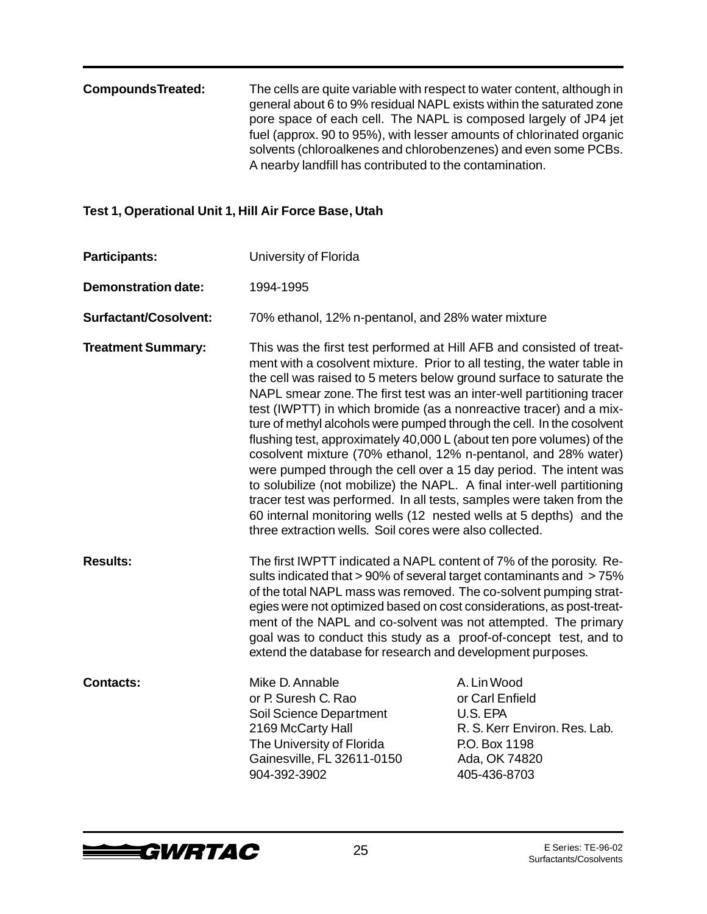**CompoundsTreated:** The cells are quite variable with respect to water content, although in general about 6 to 9% residual NAPL exists within the saturated zone pore space of each cell. The NAPL is composed largely of JP4 jet fuel (approx. 90 to 95%), with lesser amounts of chlorinated organic solvents (chloroalkenes and chlorobenzenes) and even some PCBs. A nearby landfill has contributed to the contamination.

### Test 1, Operational Unit 1, Hill Air Force Base, Utah

**Participants:** University of Florida

**Demonstration date:** 1994-1995

**Surfactant/Cosolvent:** 70% ethanol, 12% n-pentanol, and 28% water mixture

**Treatment Summary:** This was the first test performed at Hill AFB and consisted of treatment with a cosolvent mixture. Prior to all testing, the water table in the cell was raised to 5 meters below ground surface to saturate the NAPL smear zone. The first test was an inter-well partitioning tracer test (IWPTT) in which bromide (as a nonreactive tracer) and a mixture of methyl alcohols were pumped through the cell. In the cosolvent flushing test, approximately 40,000 L (about ten pore volumes) of the cosolvent mixture (70% ethanol, 12% n-pentanol, and 28% water) were pumped through the cell over a 15 day period. The intent was to solubilize (not mobilize) the NAPL. A final inter-well partitioning tracer test was performed. In all tests, samples were taken from the 60 internal monitoring wells (12 nested wells at 5 depths) and the three extraction wells. Soil cores were also collected.

**Results:** The first IWPTT indicated a NAPL content of 7% of the porosity. Results indicated that > 90% of several target contaminants and > 75% of the total NAPL mass was removed. The co-solvent pumping strategies were not optimized based on cost considerations, as post-treatment of the NAPL and co-solvent was not attempted. The primary goal was to conduct this study as a proof-of-concept test, and to extend the database for research and development purposes.

**Contacts:**

Mike D. Annable
or P. Suresh C. Rao
Soil Science Department
2169 McCarty Hall
The University of Florida
Gainesville, FL 32611-0150
904-392-3902

A. Lin Wood
or Carl Enfield
U.S. EPA
R. S. Kerr Environ. Res. Lab.
P.O. Box 1198
Ada, OK 74820
405-436-8703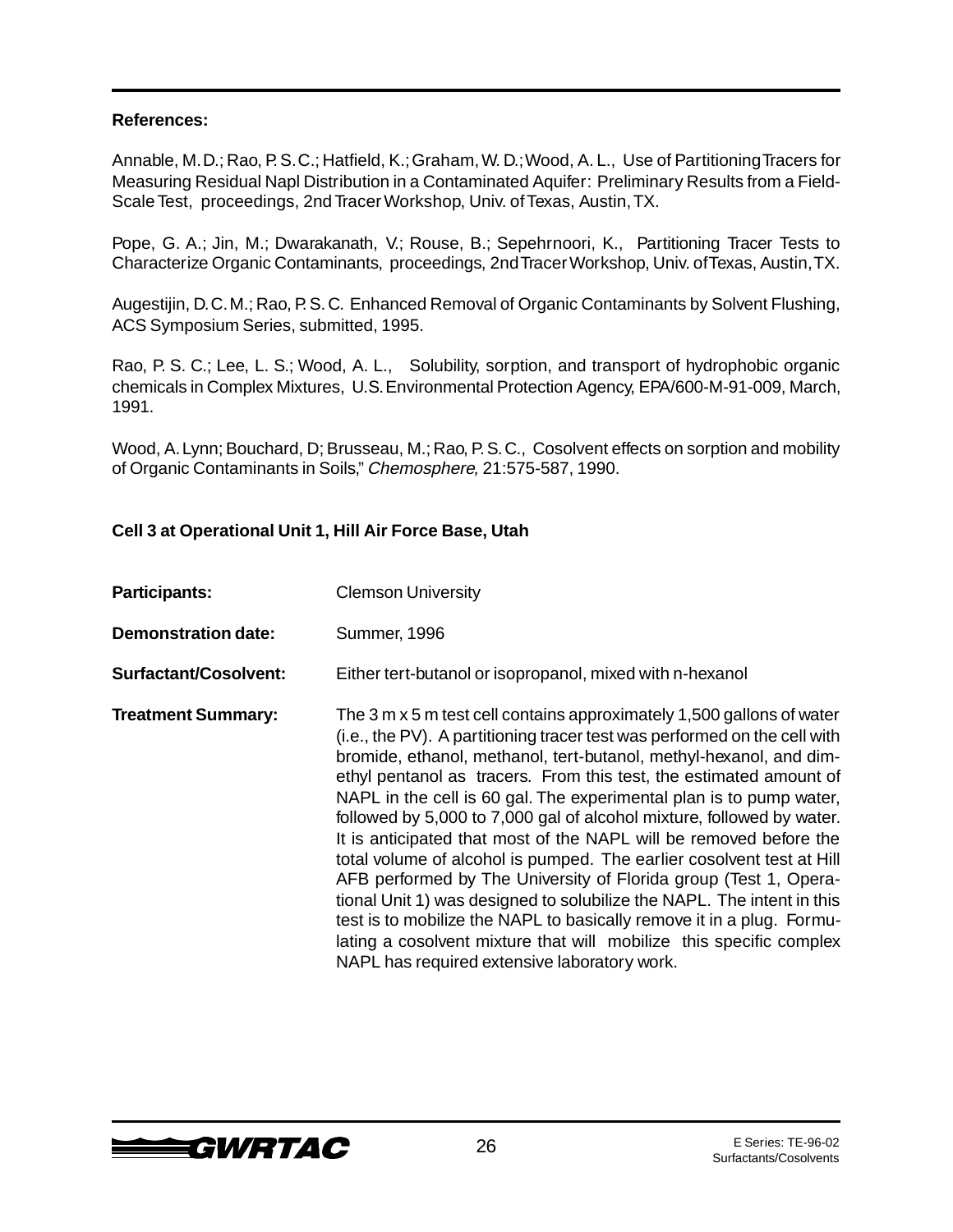**References:**

Annable, M. D.; Rao, P. S. C.; Hatfield, K.; Graham, W. D.; Wood, A. L., Use of Partitioning Tracers for Measuring Residual Napl Distribution in a Contaminated Aquifer: Preliminary Results from a Field-Scale Test, proceedings, 2nd Tracer Workshop, Univ. of Texas, Austin, TX.

Pope, G. A.; Jin, M.; Dwarakanath, V.; Rouse, B.; Sepehrnoori, K., Partitioning Tracer Tests to Characterize Organic Contaminants, proceedings, 2nd Tracer Workshop, Univ. of Texas, Austin, TX.

Augestijin, D. C. M.; Rao, P. S. C. Enhanced Removal of Organic Contaminants by Solvent Flushing, ACS Symposium Series, submitted, 1995.

Rao, P. S. C.; Lee, L. S.; Wood, A. L., Solubility, sorption, and transport of hydrophobic organic chemicals in Complex Mixtures, U.S. Environmental Protection Agency, EPA/600-M-91-009, March, 1991.

Wood, A. Lynn; Bouchard, D; Brusseau, M.; Rao, P. S. C., Cosolvent effects on sorption and mobility of Organic Contaminants in Soils," *Chemosphere,* 21:575-587, 1990.

**Cell 3 at Operational Unit 1, Hill Air Force Base, Utah**

**Participants:** Clemson University

**Demonstration date:** Summer, 1996

**Surfactant/Cosolvent:** Either tert-butanol or isopropanol, mixed with n-hexanol

**Treatment Summary:** The 3 m x 5 m test cell contains approximately 1,500 gallons of water (i.e., the PV). A partitioning tracer test was performed on the cell with bromide, ethanol, methanol, tert-butanol, methyl-hexanol, and dimethyl pentanol as tracers. From this test, the estimated amount of NAPL in the cell is 60 gal. The experimental plan is to pump water, followed by 5,000 to 7,000 gal of alcohol mixture, followed by water. It is anticipated that most of the NAPL will be removed before the total volume of alcohol is pumped. The earlier cosolvent test at Hill AFB performed by The University of Florida group (Test 1, Operational Unit 1) was designed to solubilize the NAPL. The intent in this test is to mobilize the NAPL to basically remove it in a plug. Formulating a cosolvent mixture that will mobilize this specific complex NAPL has required extensive laboratory work.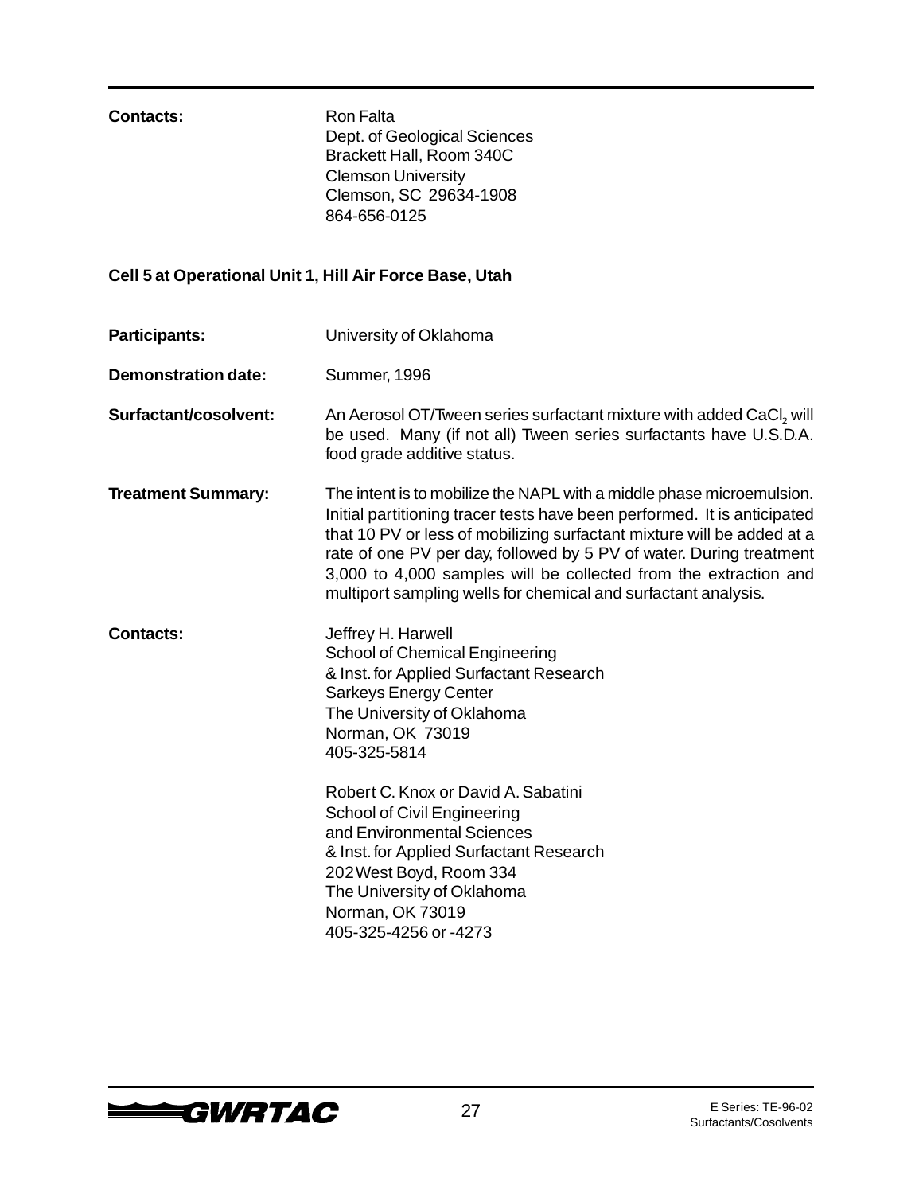**Contacts:** Ron Falta
Dept. of Geological Sciences
Brackett Hall, Room 340C
Clemson University
Clemson, SC 29634-1908
864-656-0125

### Cell 5 at Operational Unit 1, Hill Air Force Base, Utah

**Participants:** University of Oklahoma

**Demonstration date:** Summer, 1996

**Surfactant/cosolvent:** An Aerosol OT/Tween series surfactant mixture with added $CaCl_2$ will be used. Many (if not all) Tween series surfactants have U.S.D.A. food grade additive status.

**Treatment Summary:** The intent is to mobilize the NAPL with a middle phase microemulsion. Initial partitioning tracer tests have been performed. It is anticipated that 10 PV or less of mobilizing surfactant mixture will be added at a rate of one PV per day, followed by 5 PV of water. During treatment 3,000 to 4,000 samples will be collected from the extraction and multiport sampling wells for chemical and surfactant analysis.

**Contacts:** Jeffrey H. Harwell
School of Chemical Engineering
& Inst. for Applied Surfactant Research
Sarkeys Energy Center
The University of Oklahoma
Norman, OK 73019
405-325-5814

Robert C. Knox or David A. Sabatini
School of Civil Engineering
and Environmental Sciences
& Inst. for Applied Surfactant Research
202 West Boyd, Room 334
The University of Oklahoma
Norman, OK 73019
405-325-4256 or -4273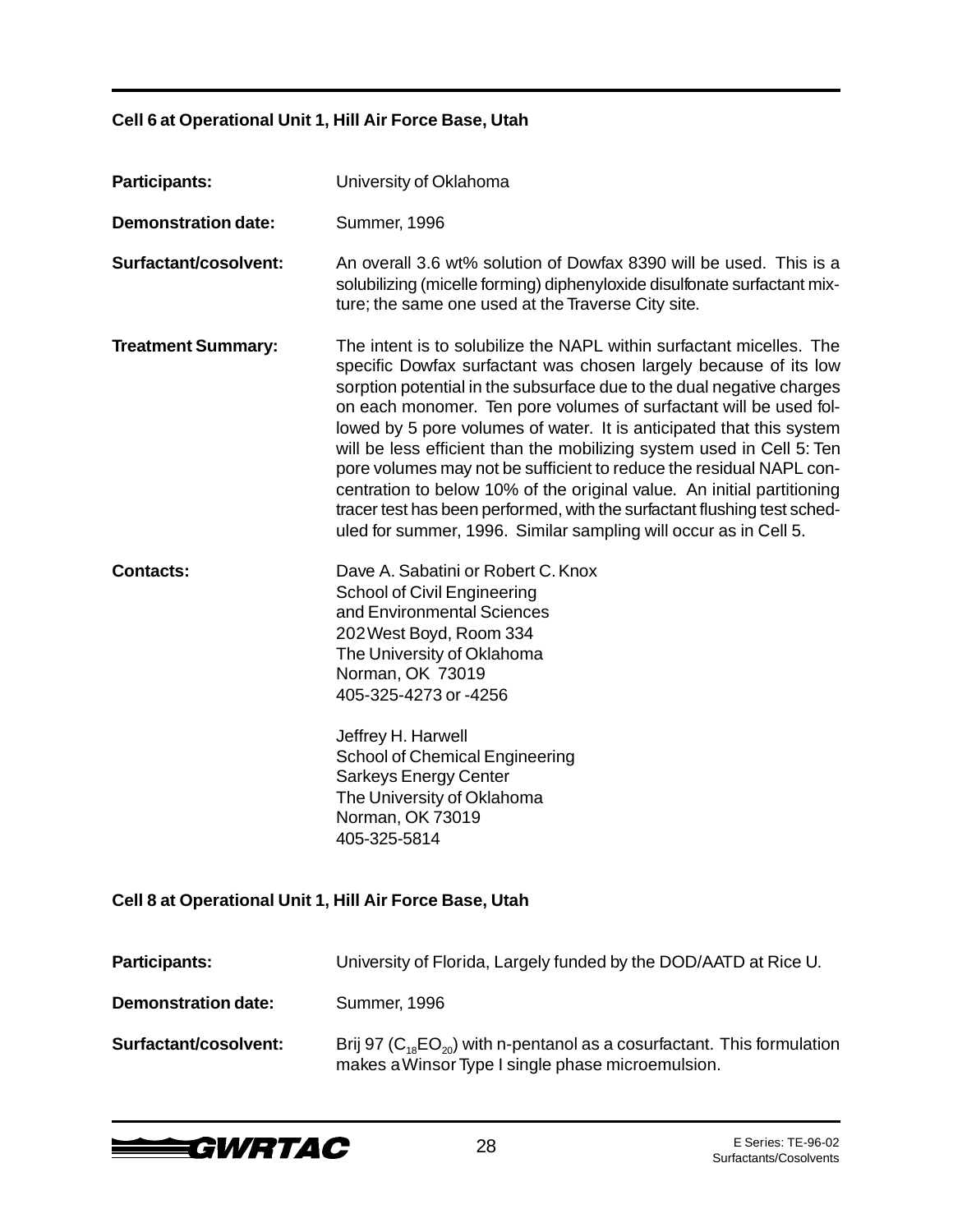### Cell 6 at Operational Unit 1, Hill Air Force Base, Utah

**Participants:** University of Oklahoma

**Demonstration date:** Summer, 1996

**Surfactant/cosolvent:** An overall 3.6 wt% solution of Dowfax 8390 will be used. This is a solubilizing (micelle forming) diphenyloxide disulfonate surfactant mixture; the same one used at the Traverse City site.

**Treatment Summary:** The intent is to solubilize the NAPL within surfactant micelles. The specific Dowfax surfactant was chosen largely because of its low sorption potential in the subsurface due to the dual negative charges on each monomer. Ten pore volumes of surfactant will be used followed by 5 pore volumes of water. It is anticipated that this system will be less efficient than the mobilizing system used in Cell 5: Ten pore volumes may not be sufficient to reduce the residual NAPL concentration to below 10% of the original value. An initial partitioning tracer test has been performed, with the surfactant flushing test scheduled for summer, 1996. Similar sampling will occur as in Cell 5.

**Contacts:**

Dave A. Sabatini or Robert C. Knox
School of Civil Engineering
and Environmental Sciences
202 West Boyd, Room 334
The University of Oklahoma
Norman, OK 73019
405-325-4273 or -4256

Jeffrey H. Harwell
School of Chemical Engineering
Sarkeys Energy Center
The University of Oklahoma
Norman, OK 73019
405-325-5814

### Cell 8 at Operational Unit 1, Hill Air Force Base, Utah

**Participants:** University of Florida, Largely funded by the DOD/AATD at Rice U.

**Demonstration date:** Summer, 1996

**Surfactant/cosolvent:** Brij 97 ($C_{18}EO_{20}$) with n-pentanol as a cosurfactant. This formulation makes a Winsor Type I single phase microemulsion.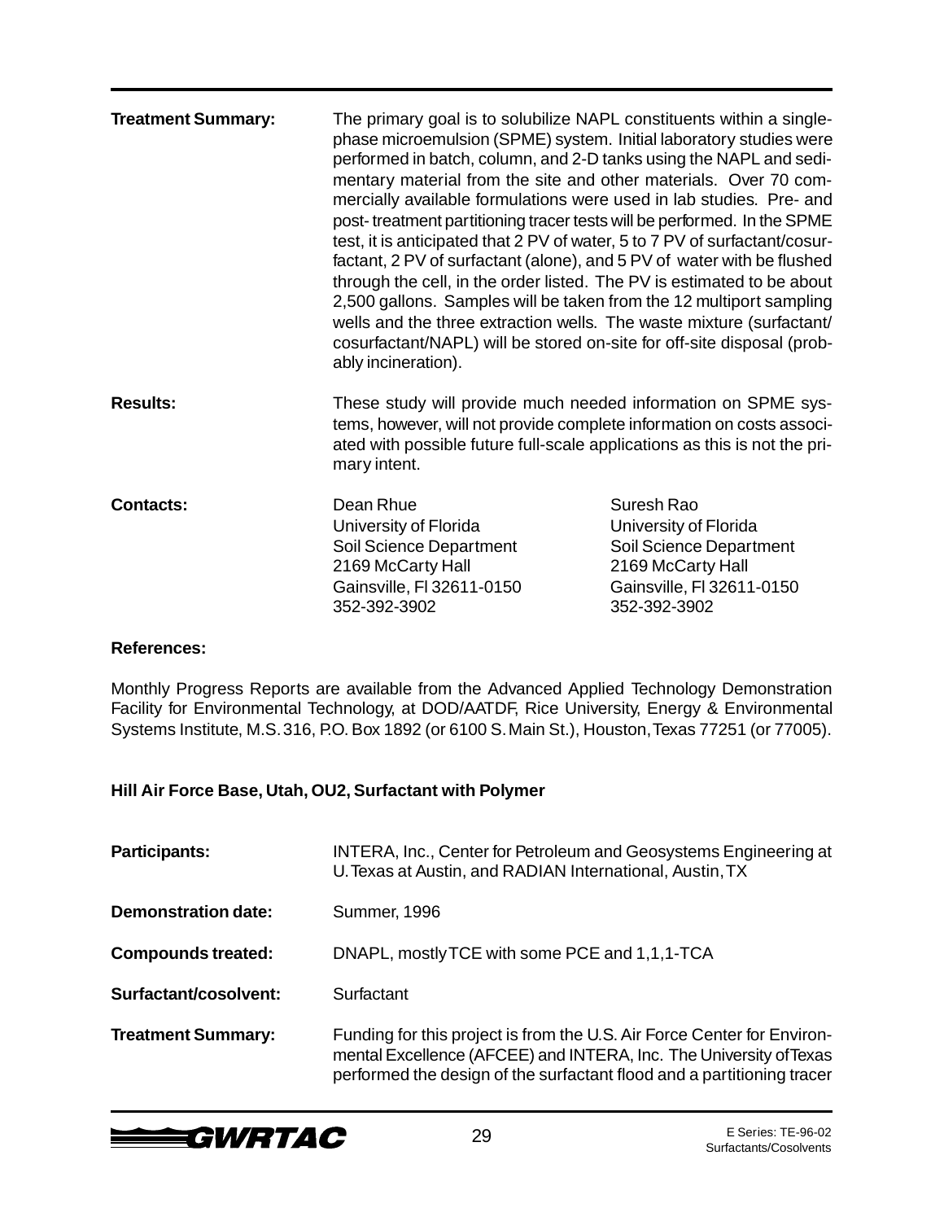**Treatment Summary:** The primary goal is to solubilize NAPL constituents within a single-phase microemulsion (SPME) system. Initial laboratory studies were performed in batch, column, and 2-D tanks using the NAPL and sedimentary material from the site and other materials. Over 70 commercially available formulations were used in lab studies. Pre- and post- treatment partitioning tracer tests will be performed. In the SPME test, it is anticipated that 2 PV of water, 5 to 7 PV of surfactant/cosurfactant, 2 PV of surfactant (alone), and 5 PV of water with be flushed through the cell, in the order listed. The PV is estimated to be about 2,500 gallons. Samples will be taken from the 12 multiport sampling wells and the three extraction wells. The waste mixture (surfactant/cosurfactant/NAPL) will be stored on-site for off-site disposal (probably incineration).

**Results:** These study will provide much needed information on SPME systems, however, will not provide complete information on costs associated with possible future full-scale applications as this is not the primary intent.

**Contacts:**

| Dean Rhue | Suresh Rao |
|---|---|
| University of Florida | University of Florida |
| Soil Science Department | Soil Science Department |
| 2169 McCarty Hall | 2169 McCarty Hall |
| Gainsville, Fl 32611-0150 | Gainsville, Fl 32611-0150 |
| 352-392-3902 | 352-392-3902 |

**References:**

Monthly Progress Reports are available from the Advanced Applied Technology Demonstration Facility for Environmental Technology, at DOD/AATDF, Rice University, Energy & Environmental Systems Institute, M.S. 316, P.O. Box 1892 (or 6100 S. Main St.), Houston, Texas 77251 (or 77005).

### Hill Air Force Base, Utah, OU2, Surfactant with Polymer

**Participants:** INTERA, Inc., Center for Petroleum and Geosystems Engineering at U. Texas at Austin, and RADIAN International, Austin, TX

**Demonstration date:** Summer, 1996

**Compounds treated:** DNAPL, mostly TCE with some PCE and 1,1,1-TCA

**Surfactant/cosolvent:** Surfactant

**Treatment Summary:** Funding for this project is from the U.S. Air Force Center for Environmental Excellence (AFCEE) and INTERA, Inc. The University of Texas performed the design of the surfactant flood and a partitioning tracer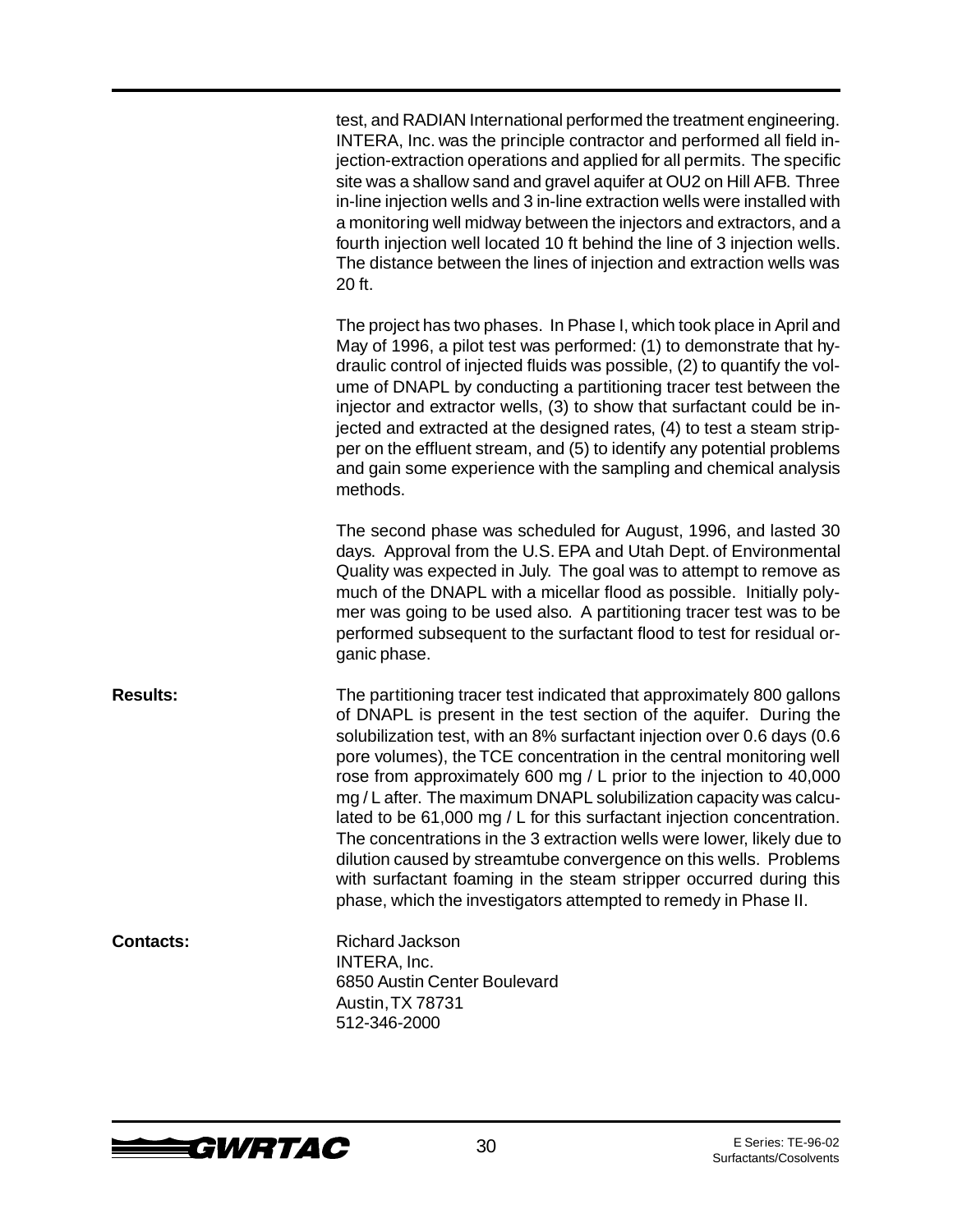test, and RADIAN International performed the treatment engineering. INTERA, Inc. was the principle contractor and performed all field injection-extraction operations and applied for all permits. The specific site was a shallow sand and gravel aquifer at OU2 on Hill AFB. Three in-line injection wells and 3 in-line extraction wells were installed with a monitoring well midway between the injectors and extractors, and a fourth injection well located 10 ft behind the line of 3 injection wells. The distance between the lines of injection and extraction wells was 20 ft.

The project has two phases. In Phase I, which took place in April and May of 1996, a pilot test was performed: (1) to demonstrate that hydraulic control of injected fluids was possible, (2) to quantify the volume of DNAPL by conducting a partitioning tracer test between the injector and extractor wells, (3) to show that surfactant could be injected and extracted at the designed rates, (4) to test a steam stripper on the effluent stream, and (5) to identify any potential problems and gain some experience with the sampling and chemical analysis methods.

The second phase was scheduled for August, 1996, and lasted 30 days. Approval from the U.S. EPA and Utah Dept. of Environmental Quality was expected in July. The goal was to attempt to remove as much of the DNAPL with a micellar flood as possible. Initially polymer was going to be used also. A partitioning tracer test was to be performed subsequent to the surfactant flood to test for residual organic phase.

**Results:** The partitioning tracer test indicated that approximately 800 gallons of DNAPL is present in the test section of the aquifer. During the solubilization test, with an 8% surfactant injection over 0.6 days (0.6 pore volumes), the TCE concentration in the central monitoring well rose from approximately 600 mg / L prior to the injection to 40,000 mg / L after. The maximum DNAPL solubilization capacity was calculated to be 61,000 mg / L for this surfactant injection concentration. The concentrations in the 3 extraction wells were lower, likely due to dilution caused by streamtube convergence on this wells. Problems with surfactant foaming in the steam stripper occurred during this phase, which the investigators attempted to remedy in Phase II.

**Contacts:**

Richard Jackson
INTERA, Inc.
6850 Austin Center Boulevard
Austin, TX 78731
512-346-2000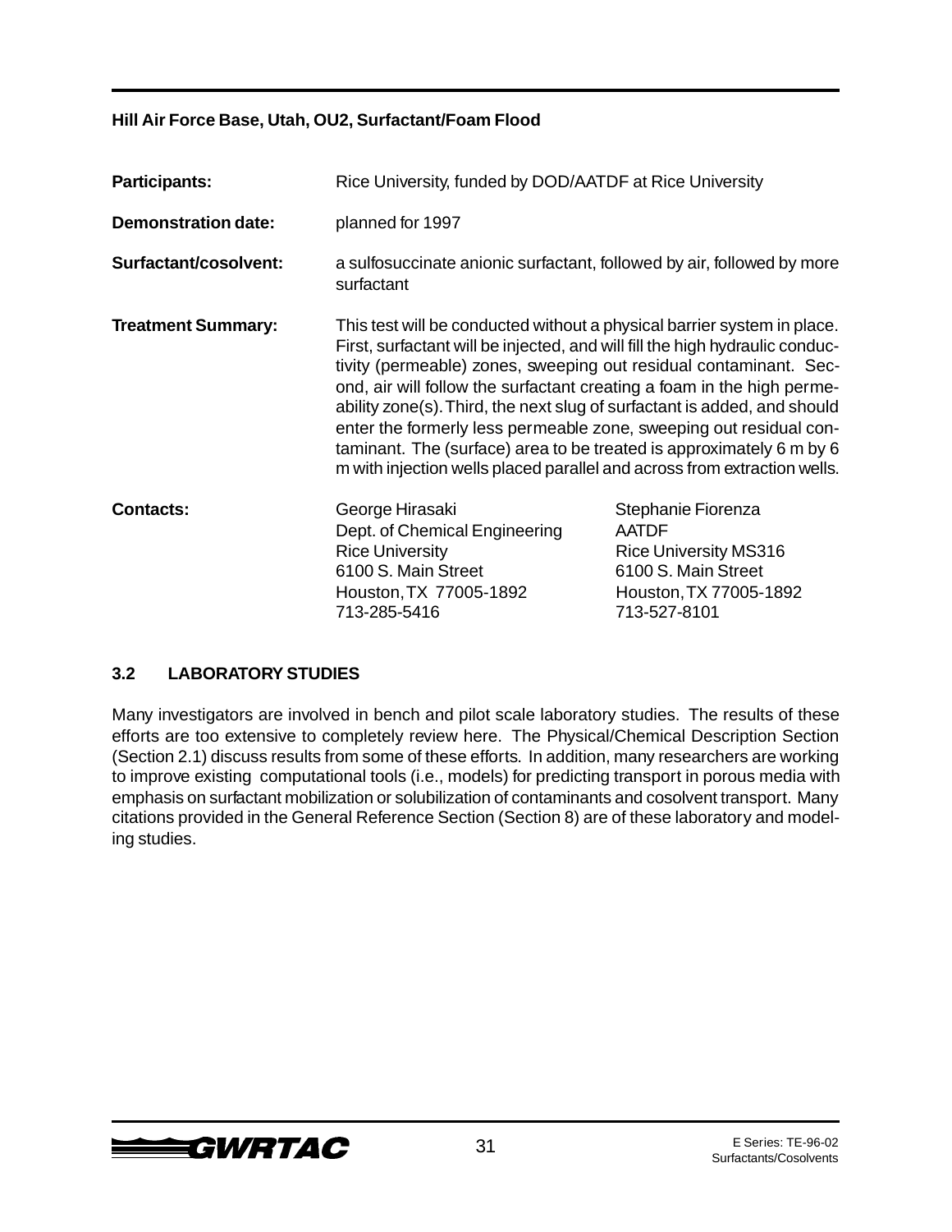**Hill Air Force Base, Utah, OU2, Surfactant/Foam Flood**

**Participants:** Rice University, funded by DOD/AATDF at Rice University

**Demonstration date:** planned for 1997

**Surfactant/cosolvent:** a sulfosuccinate anionic surfactant, followed by air, followed by more surfactant

**Treatment Summary:** This test will be conducted without a physical barrier system in place. First, surfactant will be injected, and will fill the high hydraulic conductivity (permeable) zones, sweeping out residual contaminant. Second, air will follow the surfactant creating a foam in the high permeability zone(s). Third, the next slug of surfactant is added, and should enter the formerly less permeable zone, sweeping out residual contaminant. The (surface) area to be treated is approximately 6 m by 6 m with injection wells placed parallel and across from extraction wells.

**Contacts:**

George Hirasaki
Dept. of Chemical Engineering
Rice University
6100 S. Main Street
Houston, TX 77005-1892
713-285-5416

Stephanie Fiorenza
AATDF
Rice University MS316
6100 S. Main Street
Houston, TX 77005-1892
713-527-8101

## 3.2 LABORATORY STUDIES

Many investigators are involved in bench and pilot scale laboratory studies. The results of these efforts are too extensive to completely review here. The Physical/Chemical Description Section (Section 2.1) discuss results from some of these efforts. In addition, many researchers are working to improve existing computational tools (i.e., models) for predicting transport in porous media with emphasis on surfactant mobilization or solubilization of contaminants and cosolvent transport. Many citations provided in the General Reference Section (Section 8) are of these laboratory and modeling studies.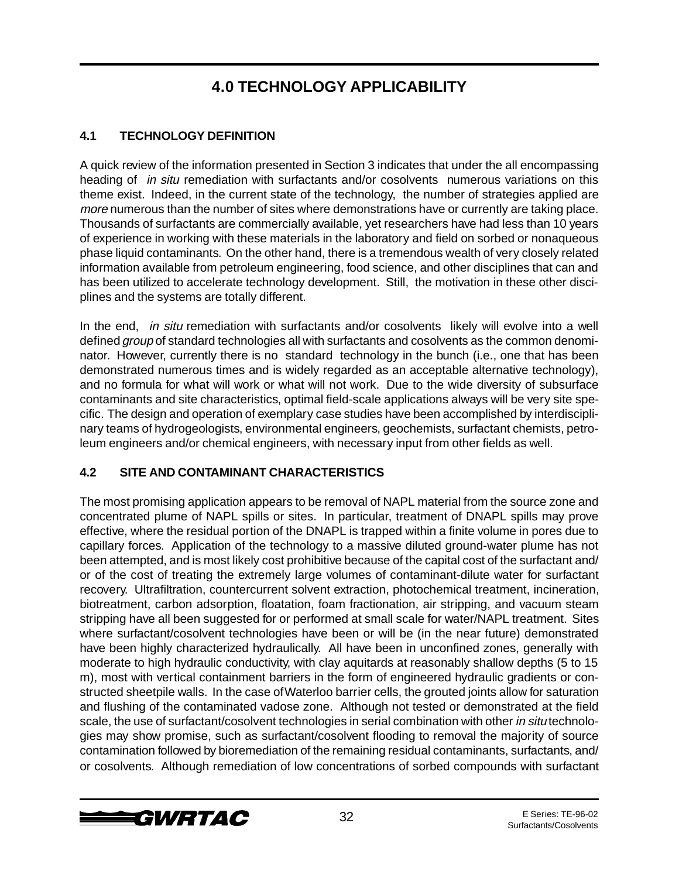# 4.0 TECHNOLOGY APPLICABILITY

## 4.1 TECHNOLOGY DEFINITION

A quick review of the information presented in Section 3 indicates that under the all encompassing heading of *in situ* remediation with surfactants and/or cosolvents numerous variations on this theme exist. Indeed, in the current state of the technology, the number of strategies applied are *more* numerous than the number of sites where demonstrations have or currently are taking place. Thousands of surfactants are commercially available, yet researchers have had less than 10 years of experience in working with these materials in the laboratory and field on sorbed or nonaqueous phase liquid contaminants. On the other hand, there is a tremendous wealth of very closely related information available from petroleum engineering, food science, and other disciplines that can and has been utilized to accelerate technology development. Still, the motivation in these other disciplines and the systems are totally different.

In the end, *in situ* remediation with surfactants and/or cosolvents likely will evolve into a well defined *group* of standard technologies all with surfactants and cosolvents as the common denominator. However, currently there is no standard technology in the bunch (i.e., one that has been demonstrated numerous times and is widely regarded as an acceptable alternative technology), and no formula for what will work or what will not work. Due to the wide diversity of subsurface contaminants and site characteristics, optimal field-scale applications always will be very site specific. The design and operation of exemplary case studies have been accomplished by interdisciplinary teams of hydrogeologists, environmental engineers, geochemists, surfactant chemists, petroleum engineers and/or chemical engineers, with necessary input from other fields as well.

## 4.2 SITE AND CONTAMINANT CHARACTERISTICS

The most promising application appears to be removal of NAPL material from the source zone and concentrated plume of NAPL spills or sites. In particular, treatment of DNAPL spills may prove effective, where the residual portion of the DNAPL is trapped within a finite volume in pores due to capillary forces. Application of the technology to a massive diluted ground-water plume has not been attempted, and is most likely cost prohibitive because of the capital cost of the surfactant and/or of the cost of treating the extremely large volumes of contaminant-dilute water for surfactant recovery. Ultrafiltration, countercurrent solvent extraction, photochemical treatment, incineration, biotreatment, carbon adsorption, floatation, foam fractionation, air stripping, and vacuum steam stripping have all been suggested for or performed at small scale for water/NAPL treatment. Sites where surfactant/cosolvent technologies have been or will be (in the near future) demonstrated have been highly characterized hydraulically. All have been in unconfined zones, generally with moderate to high hydraulic conductivity, with clay aquitards at reasonably shallow depths (5 to 15 m), most with vertical containment barriers in the form of engineered hydraulic gradients or constructed sheetpile walls. In the case of Waterloo barrier cells, the grouted joints allow for saturation and flushing of the contaminated vadose zone. Although not tested or demonstrated at the field scale, the use of surfactant/cosolvent technologies in serial combination with other *in situ* technologies may show promise, such as surfactant/cosolvent flooding to removal the majority of source contamination followed by bioremediation of the remaining residual contaminants, surfactants, and/or cosolvents. Although remediation of low concentrations of sorbed compounds with surfactant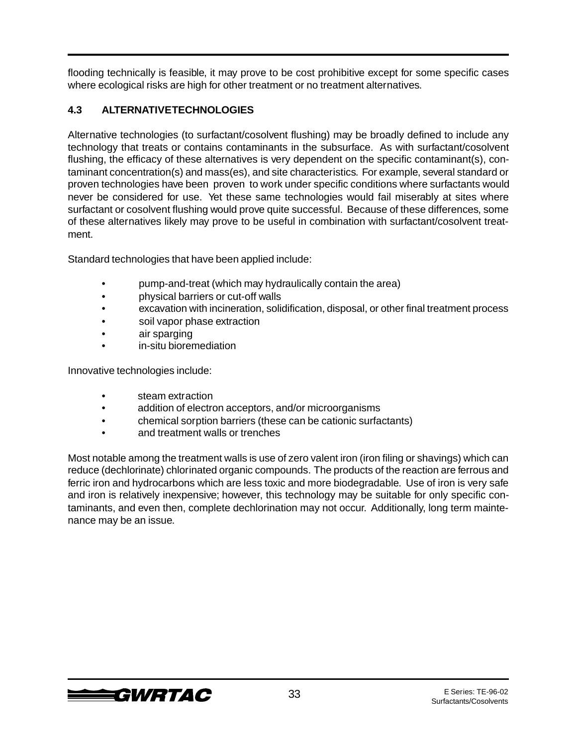flooding technically is feasible, it may prove to be cost prohibitive except for some specific cases where ecological risks are high for other treatment or no treatment alternatives.

### 4.3 ALTERNATIVE TECHNOLOGIES

Alternative technologies (to surfactant/cosolvent flushing) may be broadly defined to include any technology that treats or contains contaminants in the subsurface. As with surfactant/cosolvent flushing, the efficacy of these alternatives is very dependent on the specific contaminant(s), contaminant concentration(s) and mass(es), and site characteristics. For example, several standard or proven technologies have been proven to work under specific conditions where surfactants would never be considered for use. Yet these same technologies would fail miserably at sites where surfactant or cosolvent flushing would prove quite successful. Because of these differences, some of these alternatives likely may prove to be useful in combination with surfactant/cosolvent treatment.

Standard technologies that have been applied include:

- pump-and-treat (which may hydraulically contain the area)
- physical barriers or cut-off walls
- excavation with incineration, solidification, disposal, or other final treatment process
- soil vapor phase extraction
- air sparging
- in-situ bioremediation

Innovative technologies include:

- steam extraction
- addition of electron acceptors, and/or microorganisms
- chemical sorption barriers (these can be cationic surfactants)
- and treatment walls or trenches

Most notable among the treatment walls is use of zero valent iron (iron filing or shavings) which can reduce (dechlorinate) chlorinated organic compounds. The products of the reaction are ferrous and ferric iron and hydrocarbons which are less toxic and more biodegradable. Use of iron is very safe and iron is relatively inexpensive; however, this technology may be suitable for only specific contaminants, and even then, complete dechlorination may not occur. Additionally, long term maintenance may be an issue.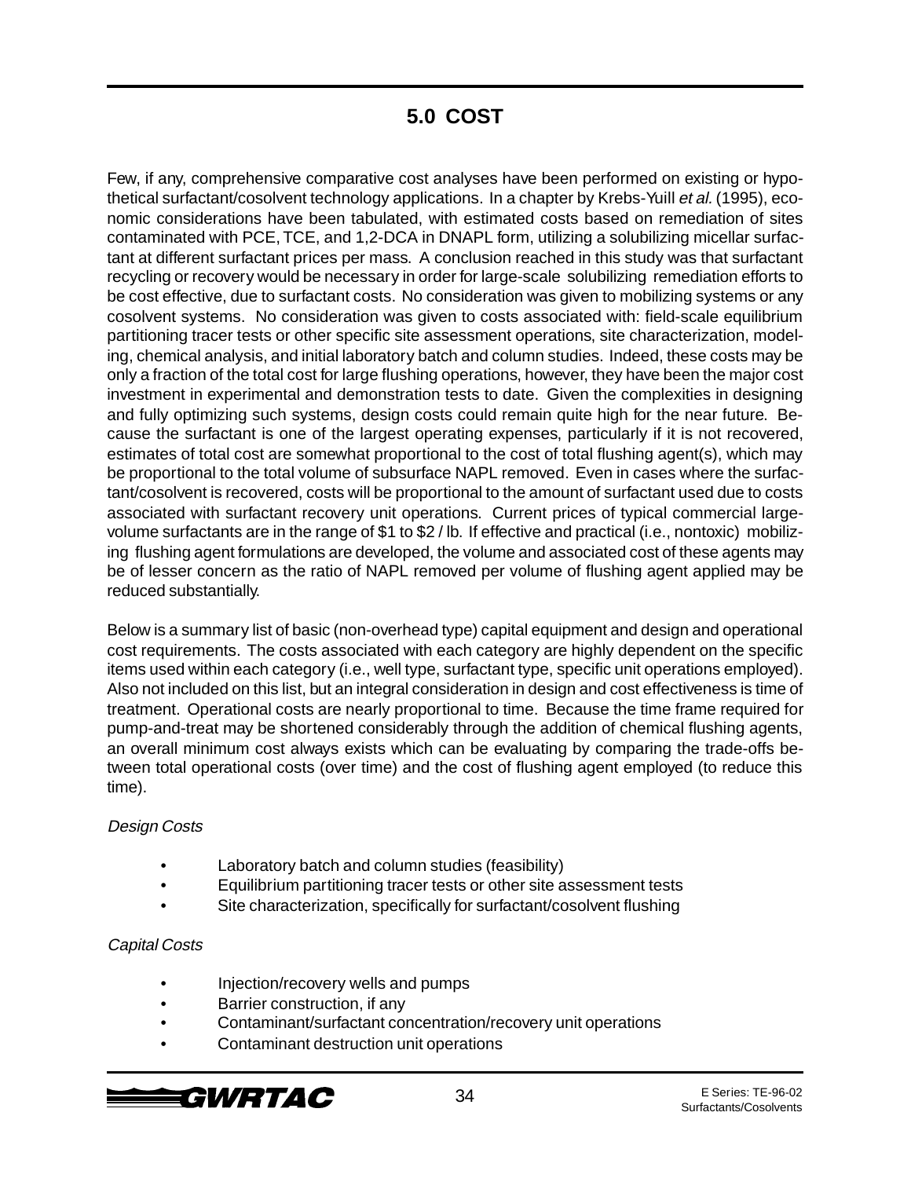# 5.0 COST

Few, if any, comprehensive comparative cost analyses have been performed on existing or hypothetical surfactant/cosolvent technology applications. In a chapter by Krebs-Yuill *et al.* (1995), economic considerations have been tabulated, with estimated costs based on remediation of sites contaminated with PCE, TCE, and 1,2-DCA in DNAPL form, utilizing a solubilizing micellar surfactant at different surfactant prices per mass. A conclusion reached in this study was that surfactant recycling or recovery would be necessary in order for large-scale solubilizing remediation efforts to be cost effective, due to surfactant costs. No consideration was given to mobilizing systems or any cosolvent systems. No consideration was given to costs associated with: field-scale equilibrium partitioning tracer tests or other specific site assessment operations, site characterization, modeling, chemical analysis, and initial laboratory batch and column studies. Indeed, these costs may be only a fraction of the total cost for large flushing operations, however, they have been the major cost investment in experimental and demonstration tests to date. Given the complexities in designing and fully optimizing such systems, design costs could remain quite high for the near future. Because the surfactant is one of the largest operating expenses, particularly if it is not recovered, estimates of total cost are somewhat proportional to the cost of total flushing agent(s), which may be proportional to the total volume of subsurface NAPL removed. Even in cases where the surfactant/cosolvent is recovered, costs will be proportional to the amount of surfactant used due to costs associated with surfactant recovery unit operations. Current prices of typical commercial large-volume surfactants are in the range of $1 to $2 / lb. If effective and practical (i.e., nontoxic) mobilizing flushing agent formulations are developed, the volume and associated cost of these agents may be of lesser concern as the ratio of NAPL removed per volume of flushing agent applied may be reduced substantially.

Below is a summary list of basic (non-overhead type) capital equipment and design and operational cost requirements. The costs associated with each category are highly dependent on the specific items used within each category (i.e., well type, surfactant type, specific unit operations employed). Also not included on this list, but an integral consideration in design and cost effectiveness is time of treatment. Operational costs are nearly proportional to time. Because the time frame required for pump-and-treat may be shortened considerably through the addition of chemical flushing agents, an overall minimum cost always exists which can be evaluating by comparing the trade-offs between total operational costs (over time) and the cost of flushing agent employed (to reduce this time).

*Design Costs*

- Laboratory batch and column studies (feasibility)
- Equilibrium partitioning tracer tests or other site assessment tests
- Site characterization, specifically for surfactant/cosolvent flushing

*Capital Costs*

- Injection/recovery wells and pumps
- Barrier construction, if any
- Contaminant/surfactant concentration/recovery unit operations
- Contaminant destruction unit operations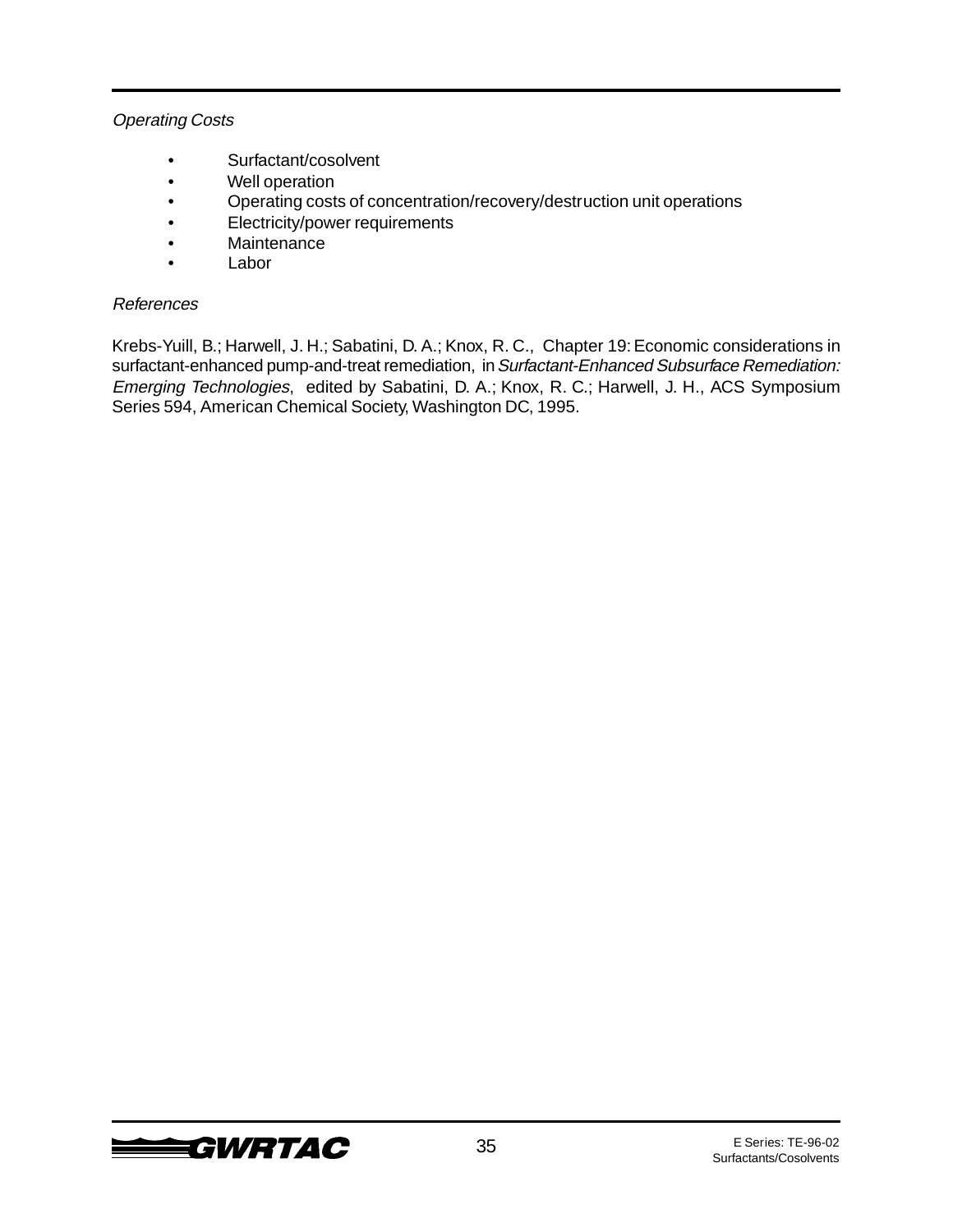*Operating Costs*

- Surfactant/cosolvent
- Well operation
- Operating costs of concentration/recovery/destruction unit operations
- Electricity/power requirements
- Maintenance
- Labor

*References*

Krebs-Yuill, B.; Harwell, J. H.; Sabatini, D. A.; Knox, R. C., Chapter 19: Economic considerations in surfactant-enhanced pump-and-treat remediation, in *Surfactant-Enhanced Subsurface Remediation: Emerging Technologies*, edited by Sabatini, D. A.; Knox, R. C.; Harwell, J. H., ACS Symposium Series 594, American Chemical Society, Washington DC, 1995.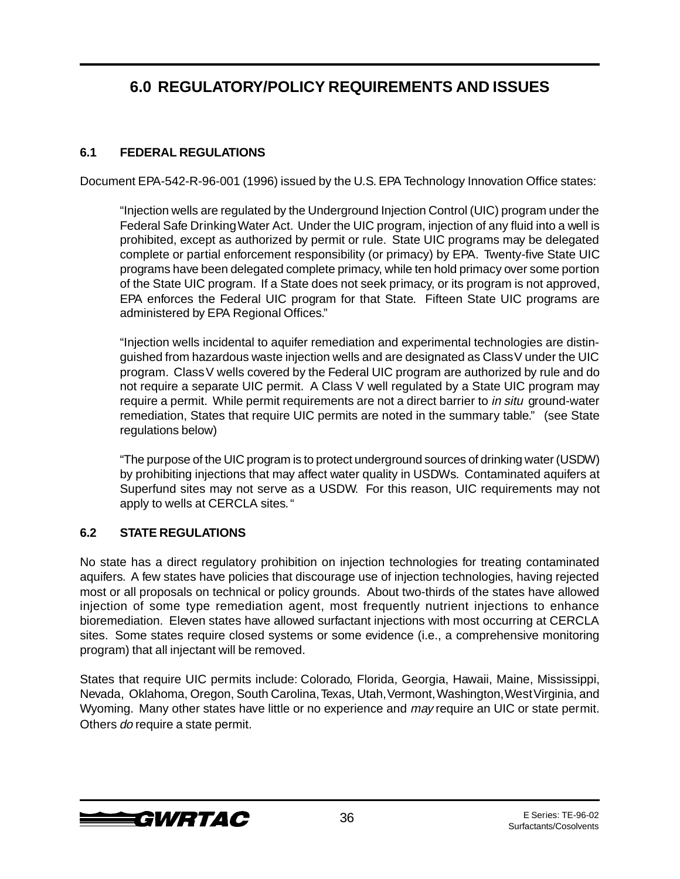# 6.0 REGULATORY/POLICY REQUIREMENTS AND ISSUES

## 6.1 FEDERAL REGULATIONS

Document EPA-542-R-96-001 (1996) issued by the U.S. EPA Technology Innovation Office states:

> "Injection wells are regulated by the Underground Injection Control (UIC) program under the Federal Safe Drinking Water Act. Under the UIC program, injection of any fluid into a well is prohibited, except as authorized by permit or rule. State UIC programs may be delegated complete or partial enforcement responsibility (or primacy) by EPA. Twenty-five State UIC programs have been delegated complete primacy, while ten hold primacy over some portion of the State UIC program. If a State does not seek primacy, or its program is not approved, EPA enforces the Federal UIC program for that State. Fifteen State UIC programs are administered by EPA Regional Offices."
>
> "Injection wells incidental to aquifer remediation and experimental technologies are distinguished from hazardous waste injection wells and are designated as Class V under the UIC program. Class V wells covered by the Federal UIC program are authorized by rule and do not require a separate UIC permit. A Class V well regulated by a State UIC program may require a permit. While permit requirements are not a direct barrier to *in situ* ground-water remediation, States that require UIC permits are noted in the summary table." (see State regulations below)
>
> "The purpose of the UIC program is to protect underground sources of drinking water (USDW) by prohibiting injections that may affect water quality in USDWs. Contaminated aquifers at Superfund sites may not serve as a USDW. For this reason, UIC requirements may not apply to wells at CERCLA sites. "

## 6.2 STATE REGULATIONS

No state has a direct regulatory prohibition on injection technologies for treating contaminated aquifers. A few states have policies that discourage use of injection technologies, having rejected most or all proposals on technical or policy grounds. About two-thirds of the states have allowed injection of some type remediation agent, most frequently nutrient injections to enhance bioremediation. Eleven states have allowed surfactant injections with most occurring at CERCLA sites. Some states require closed systems or some evidence (i.e., a comprehensive monitoring program) that all injectant will be removed.

States that require UIC permits include: Colorado, Florida, Georgia, Hawaii, Maine, Mississippi, Nevada, Oklahoma, Oregon, South Carolina, Texas, Utah, Vermont, Washington, West Virginia, and Wyoming. Many other states have little or no experience and *may* require an UIC or state permit. Others *do* require a state permit.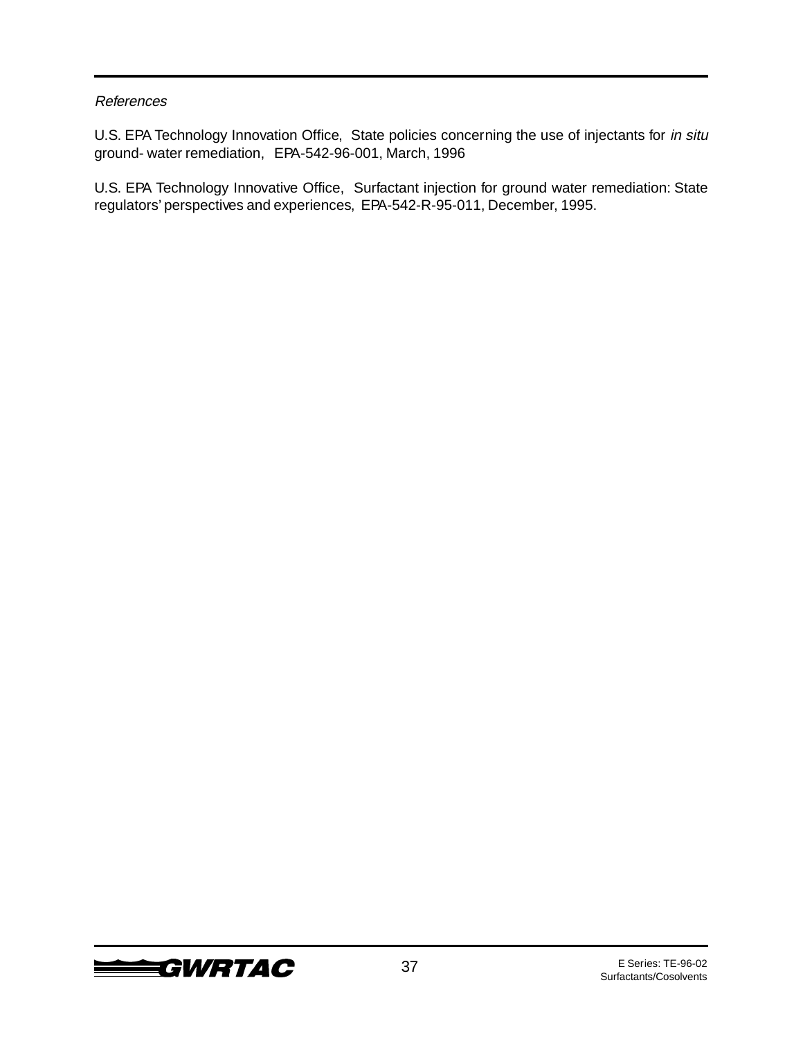*References*

U.S. EPA Technology Innovation Office, State policies concerning the use of injectants for *in situ* ground- water remediation, EPA-542-96-001, March, 1996

U.S. EPA Technology Innovative Office, Surfactant injection for ground water remediation: State regulators' perspectives and experiences, EPA-542-R-95-011, December, 1995.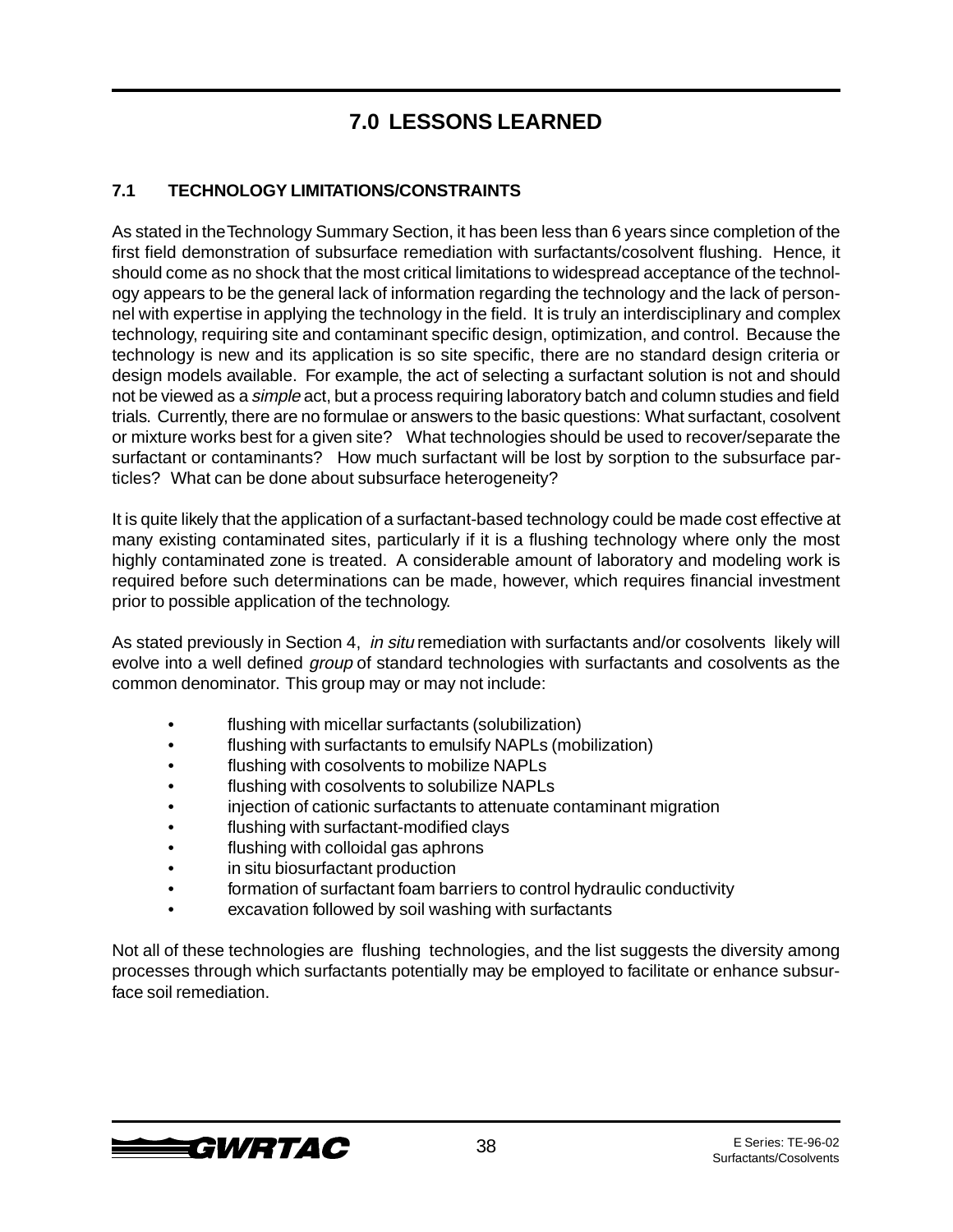# 7.0 LESSONS LEARNED

## 7.1 TECHNOLOGY LIMITATIONS/CONSTRAINTS

As stated in the Technology Summary Section, it has been less than 6 years since completion of the first field demonstration of subsurface remediation with surfactants/cosolvent flushing. Hence, it should come as no shock that the most critical limitations to widespread acceptance of the technology appears to be the general lack of information regarding the technology and the lack of personnel with expertise in applying the technology in the field. It is truly an interdisciplinary and complex technology, requiring site and contaminant specific design, optimization, and control. Because the technology is new and its application is so site specific, there are no standard design criteria or design models available. For example, the act of selecting a surfactant solution is not and should not be viewed as a *simple* act, but a process requiring laboratory batch and column studies and field trials. Currently, there are no formulae or answers to the basic questions: What surfactant, cosolvent or mixture works best for a given site? What technologies should be used to recover/separate the surfactant or contaminants? How much surfactant will be lost by sorption to the subsurface particles? What can be done about subsurface heterogeneity?

It is quite likely that the application of a surfactant-based technology could be made cost effective at many existing contaminated sites, particularly if it is a flushing technology where only the most highly contaminated zone is treated. A considerable amount of laboratory and modeling work is required before such determinations can be made, however, which requires financial investment prior to possible application of the technology.

As stated previously in Section 4, *in situ* remediation with surfactants and/or cosolvents likely will evolve into a well defined *group* of standard technologies with surfactants and cosolvents as the common denominator. This group may or may not include:

- flushing with micellar surfactants (solubilization)
- flushing with surfactants to emulsify NAPLs (mobilization)
- flushing with cosolvents to mobilize NAPLs
- flushing with cosolvents to solubilize NAPLs
- injection of cationic surfactants to attenuate contaminant migration
- flushing with surfactant-modified clays
- flushing with colloidal gas aphrons
- in situ biosurfactant production
- formation of surfactant foam barriers to control hydraulic conductivity
- excavation followed by soil washing with surfactants

Not all of these technologies are flushing technologies, and the list suggests the diversity among processes through which surfactants potentially may be employed to facilitate or enhance subsurface soil remediation.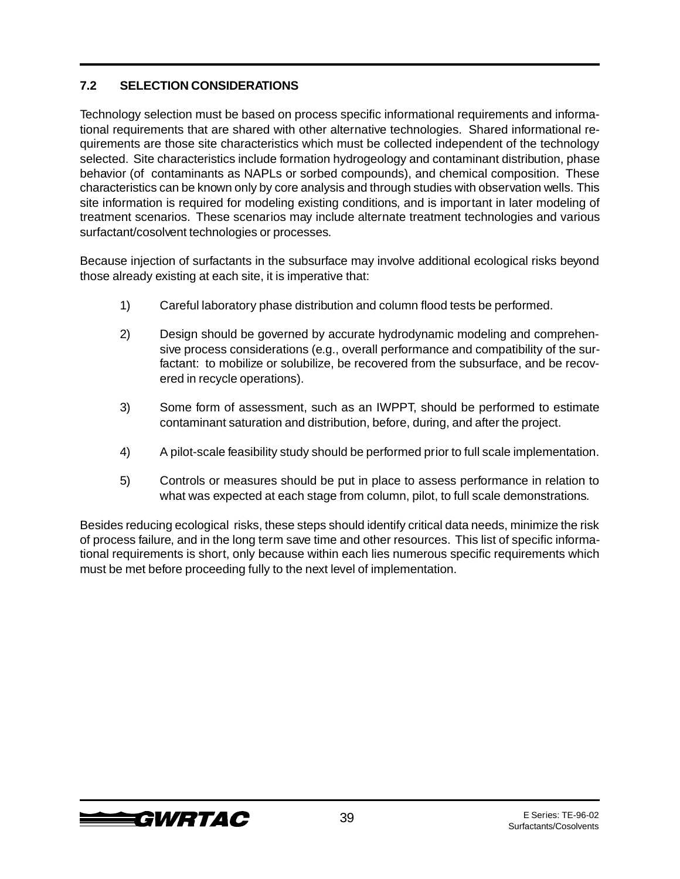## 7.2 SELECTION CONSIDERATIONS

Technology selection must be based on process specific informational requirements and informational requirements that are shared with other alternative technologies. Shared informational requirements are those site characteristics which must be collected independent of the technology selected. Site characteristics include formation hydrogeology and contaminant distribution, phase behavior (of contaminants as NAPLs or sorbed compounds), and chemical composition. These characteristics can be known only by core analysis and through studies with observation wells. This site information is required for modeling existing conditions, and is important in later modeling of treatment scenarios. These scenarios may include alternate treatment technologies and various surfactant/cosolvent technologies or processes.

Because injection of surfactants in the subsurface may involve additional ecological risks beyond those already existing at each site, it is imperative that:

1) Careful laboratory phase distribution and column flood tests be performed.

2) Design should be governed by accurate hydrodynamic modeling and comprehensive process considerations (e.g., overall performance and compatibility of the surfactant: to mobilize or solubilize, be recovered from the subsurface, and be recovered in recycle operations).

3) Some form of assessment, such as an IWPPT, should be performed to estimate contaminant saturation and distribution, before, during, and after the project.

4) A pilot-scale feasibility study should be performed prior to full scale implementation.

5) Controls or measures should be put in place to assess performance in relation to what was expected at each stage from column, pilot, to full scale demonstrations.

Besides reducing ecological risks, these steps should identify critical data needs, minimize the risk of process failure, and in the long term save time and other resources. This list of specific informational requirements is short, only because within each lies numerous specific requirements which must be met before proceeding fully to the next level of implementation.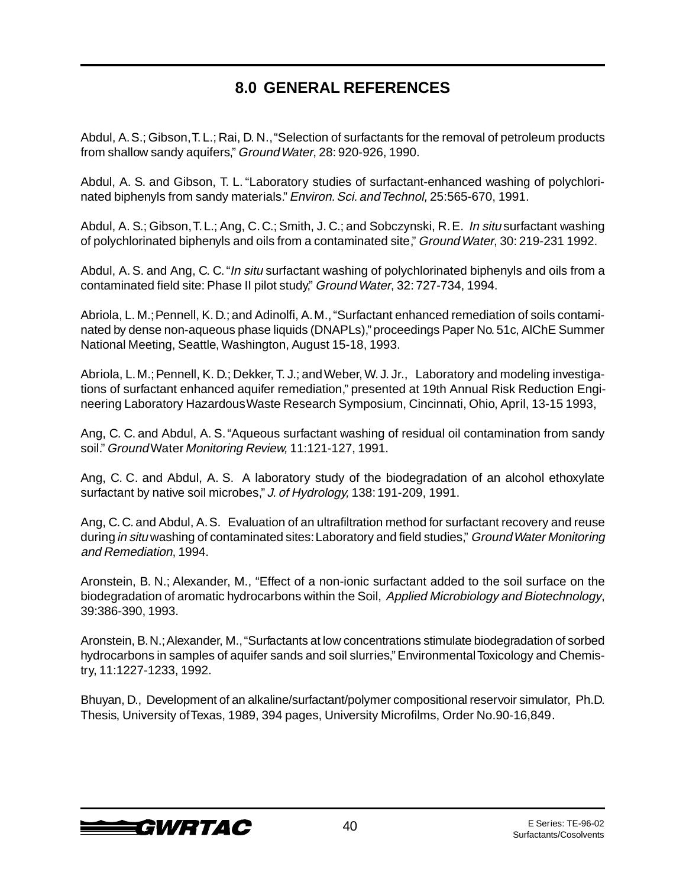## 8.0 GENERAL REFERENCES

Abdul, A. S.; Gibson, T. L.; Rai, D. N., "Selection of surfactants for the removal of petroleum products from shallow sandy aquifers," *Ground Water*, 28: 920-926, 1990.

Abdul, A. S. and Gibson, T. L. "Laboratory studies of surfactant-enhanced washing of polychlorinated biphenyls from sandy materials." *Environ. Sci. and Technol,* 25:565-670, 1991.

Abdul, A. S.; Gibson, T. L.; Ang, C. C.; Smith, J. C.; and Sobczynski, R. E. *In situ* surfactant washing of polychlorinated biphenyls and oils from a contaminated site," *Ground Water*, 30: 219-231 1992.

Abdul, A. S. and Ang, C. C. "*In situ* surfactant washing of polychlorinated biphenyls and oils from a contaminated field site: Phase II pilot study," *Ground Water*, 32: 727-734, 1994.

Abriola, L. M.; Pennell, K. D.; and Adinolfi, A. M., "Surfactant enhanced remediation of soils contaminated by dense non-aqueous phase liquids (DNAPLs)," proceedings Paper No. 51c, AIChE Summer National Meeting, Seattle, Washington, August 15-18, 1993.

Abriola, L. M.; Pennell, K. D.; Dekker, T. J.; and Weber, W. J. Jr., Laboratory and modeling investigations of surfactant enhanced aquifer remediation," presented at 19th Annual Risk Reduction Engineering Laboratory Hazardous Waste Research Symposium, Cincinnati, Ohio, April, 13-15 1993,

Ang, C. C. and Abdul, A. S. "Aqueous surfactant washing of residual oil contamination from sandy soil." *Ground* Water *Monitoring Review,* 11:121-127, 1991.

Ang, C. C. and Abdul, A. S. A laboratory study of the biodegradation of an alcohol ethoxylate surfactant by native soil microbes," *J. of Hydrology,* 138: 191-209, 1991.

Ang, C. C. and Abdul, A. S. Evaluation of an ultrafiltration method for surfactant recovery and reuse during *in situ* washing of contaminated sites: Laboratory and field studies," *Ground Water Monitoring and Remediation*, 1994.

Aronstein, B. N.; Alexander, M., "Effect of a non-ionic surfactant added to the soil surface on the biodegradation of aromatic hydrocarbons within the Soil, *Applied Microbiology and Biotechnology*, 39:386-390, 1993.

Aronstein, B. N.; Alexander, M., "Surfactants at low concentrations stimulate biodegradation of sorbed hydrocarbons in samples of aquifer sands and soil slurries," Environmental Toxicology and Chemistry, 11:1227-1233, 1992.

Bhuyan, D., Development of an alkaline/surfactant/polymer compositional reservoir simulator, Ph.D. Thesis, University of Texas, 1989, 394 pages, University Microfilms, Order No.90-16,849.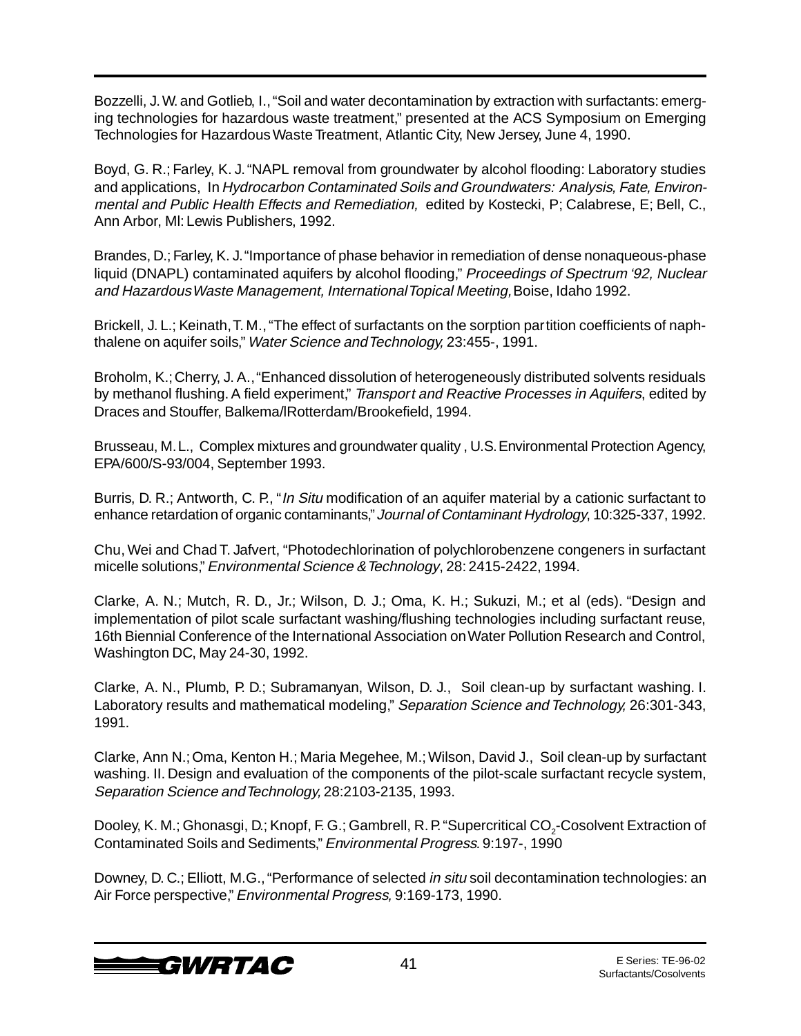Bozzelli, J. W. and Gotlieb, I., "Soil and water decontamination by extraction with surfactants: emerging technologies for hazardous waste treatment," presented at the ACS Symposium on Emerging Technologies for Hazardous Waste Treatment, Atlantic City, New Jersey, June 4, 1990.

Boyd, G. R.; Farley, K. J. "NAPL removal from groundwater by alcohol flooding: Laboratory studies and applications, In *Hydrocarbon Contaminated Soils and Groundwaters: Analysis, Fate, Environmental and Public Health Effects and Remediation,* edited by Kostecki, P; Calabrese, E; Bell, C., Ann Arbor, MI: Lewis Publishers, 1992.

Brandes, D.; Farley, K. J. "Importance of phase behavior in remediation of dense nonaqueous-phase liquid (DNAPL) contaminated aquifers by alcohol flooding," *Proceedings of Spectrum '92, Nuclear and Hazardous Waste Management, International Topical Meeting,* Boise, Idaho 1992.

Brickell, J. L.; Keinath, T. M., "The effect of surfactants on the sorption partition coefficients of naphthalene on aquifer soils," *Water Science and Technology,* 23:455-, 1991.

Broholm, K.; Cherry, J. A., "Enhanced dissolution of heterogeneously distributed solvents residuals by methanol flushing. A field experiment," *Transport and Reactive Processes in Aquifers*, edited by Draces and Stouffer, Balkema/lRotterdam/Brookefield, 1994.

Brusseau, M. L., Complex mixtures and groundwater quality , U.S. Environmental Protection Agency, EPA/600/S-93/004, September 1993.

Burris, D. R.; Antworth, C. P., "*In Situ* modification of an aquifer material by a cationic surfactant to enhance retardation of organic contaminants," *Journal of Contaminant Hydrology*, 10:325-337, 1992.

Chu, Wei and Chad T. Jafvert, "Photodechlorination of polychlorobenzene congeners in surfactant micelle solutions," *Environmental Science & Technology*, 28: 2415-2422, 1994.

Clarke, A. N.; Mutch, R. D., Jr.; Wilson, D. J.; Oma, K. H.; Sukuzi, M.; et al (eds). "Design and implementation of pilot scale surfactant washing/flushing technologies including surfactant reuse, 16th Biennial Conference of the International Association on Water Pollution Research and Control, Washington DC, May 24-30, 1992.

Clarke, A. N., Plumb, P. D.; Subramanyan, Wilson, D. J., Soil clean-up by surfactant washing. I. Laboratory results and mathematical modeling," *Separation Science and Technology,* 26:301-343, 1991.

Clarke, Ann N.; Oma, Kenton H.; Maria Megehee, M.; Wilson, David J., Soil clean-up by surfactant washing. II. Design and evaluation of the components of the pilot-scale surfactant recycle system, *Separation Science and Technology,* 28:2103-2135, 1993.

Dooley, K. M.; Ghonasgi, D.; Knopf, F. G.; Gambrell, R. P. "Supercritical $CO_2$-Cosolvent Extraction of Contaminated Soils and Sediments," *Environmental Progress.* 9:197-, 1990

Downey, D. C.; Elliott, M.G., "Performance of selected *in situ* soil decontamination technologies: an Air Force perspective," *Environmental Progress,* 9:169-173, 1990.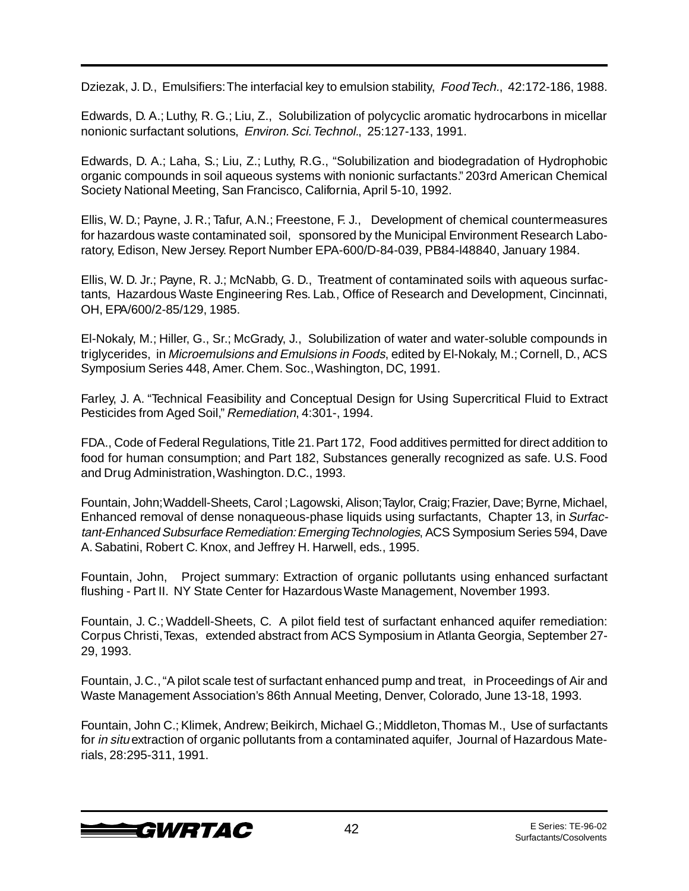Dziezak, J. D., Emulsifiers: The interfacial key to emulsion stability, *Food Tech.*, 42:172-186, 1988.

Edwards, D. A.; Luthy, R. G.; Liu, Z., Solubilization of polycyclic aromatic hydrocarbons in micellar nonionic surfactant solutions, *Environ. Sci. Technol.*, 25:127-133, 1991.

Edwards, D. A.; Laha, S.; Liu, Z.; Luthy, R.G., "Solubilization and biodegradation of Hydrophobic organic compounds in soil aqueous systems with nonionic surfactants." 203rd American Chemical Society National Meeting, San Francisco, California, April 5-10, 1992.

Ellis, W. D.; Payne, J. R.; Tafur, A.N.; Freestone, F. J., Development of chemical countermeasures for hazardous waste contaminated soil, sponsored by the Municipal Environment Research Laboratory, Edison, New Jersey. Report Number EPA-600/D-84-039, PB84-l48840, January 1984.

Ellis, W. D. Jr.; Payne, R. J.; McNabb, G. D., Treatment of contaminated soils with aqueous surfactants, Hazardous Waste Engineering Res. Lab., Office of Research and Development, Cincinnati, OH, EPA/600/2-85/129, 1985.

El-Nokaly, M.; Hiller, G., Sr.; McGrady, J., Solubilization of water and water-soluble compounds in triglycerides, in *Microemulsions and Emulsions in Foods*, edited by El-Nokaly, M.; Cornell, D., ACS Symposium Series 448, Amer. Chem. Soc., Washington, DC, 1991.

Farley, J. A. "Technical Feasibility and Conceptual Design for Using Supercritical Fluid to Extract Pesticides from Aged Soil," *Remediation*, 4:301-, 1994.

FDA., Code of Federal Regulations, Title 21. Part 172, Food additives permitted for direct addition to food for human consumption; and Part 182, Substances generally recognized as safe. U.S. Food and Drug Administration, Washington. D.C., 1993.

Fountain, John; Waddell-Sheets, Carol ; Lagowski, Alison; Taylor, Craig; Frazier, Dave; Byrne, Michael, Enhanced removal of dense nonaqueous-phase liquids using surfactants, Chapter 13, in *Surfactant-Enhanced Subsurface Remediation: Emerging Technologies*, ACS Symposium Series 594, Dave A. Sabatini, Robert C. Knox, and Jeffrey H. Harwell, eds., 1995.

Fountain, John, Project summary: Extraction of organic pollutants using enhanced surfactant flushing - Part II. NY State Center for Hazardous Waste Management, November 1993.

Fountain, J. C.; Waddell-Sheets, C. A pilot field test of surfactant enhanced aquifer remediation: Corpus Christi, Texas, extended abstract from ACS Symposium in Atlanta Georgia, September 27-29, 1993.

Fountain, J.C., "A pilot scale test of surfactant enhanced pump and treat, in Proceedings of Air and Waste Management Association's 86th Annual Meeting, Denver, Colorado, June 13-18, 1993.

Fountain, John C.; Klimek, Andrew; Beikirch, Michael G.; Middleton, Thomas M., Use of surfactants for *in situ* extraction of organic pollutants from a contaminated aquifer, Journal of Hazardous Materials, 28:295-311, 1991.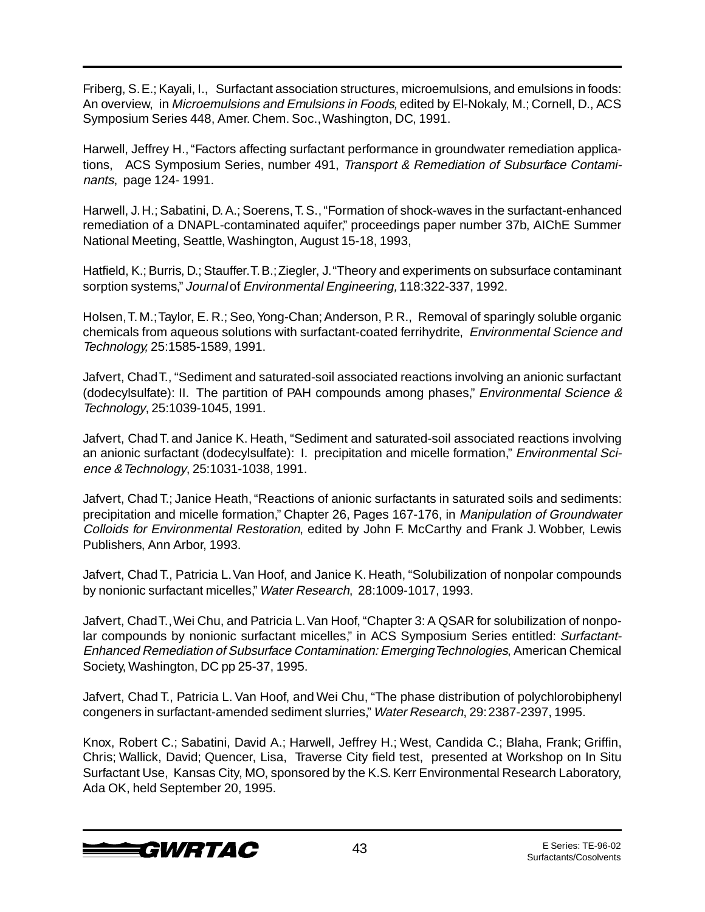Friberg, S. E.; Kayali, I., Surfactant association structures, microemulsions, and emulsions in foods: An overview, in *Microemulsions and Emulsions in Foods,* edited by El-Nokaly, M.; Cornell, D., ACS Symposium Series 448, Amer. Chem. Soc., Washington, DC, 1991.

Harwell, Jeffrey H., "Factors affecting surfactant performance in groundwater remediation applications, ACS Symposium Series, number 491, *Transport & Remediation of Subsurface Contaminants*, page 124- 1991.

Harwell, J. H.; Sabatini, D. A.; Soerens, T. S., "Formation of shock-waves in the surfactant-enhanced remediation of a DNAPL-contaminated aquifer," proceedings paper number 37b, AIChE Summer National Meeting, Seattle, Washington, August 15-18, 1993,

Hatfield, K.; Burris, D.; Stauffer. T. B.; Ziegler, J. "Theory and experiments on subsurface contaminant sorption systems," *Journal* of *Environmental Engineering,* 118:322-337, 1992.

Holsen, T. M.; Taylor, E. R.; Seo, Yong-Chan; Anderson, P. R., Removal of sparingly soluble organic chemicals from aqueous solutions with surfactant-coated ferrihydrite, *Environmental Science and Technology,* 25:1585-1589, 1991.

Jafvert, Chad T., "Sediment and saturated-soil associated reactions involving an anionic surfactant (dodecylsulfate): II. The partition of PAH compounds among phases," *Environmental Science & Technology*, 25:1039-1045, 1991.

Jafvert, Chad T. and Janice K. Heath, "Sediment and saturated-soil associated reactions involving an anionic surfactant (dodecylsulfate): I. precipitation and micelle formation," *Environmental Science & Technology*, 25:1031-1038, 1991.

Jafvert, Chad T.; Janice Heath, "Reactions of anionic surfactants in saturated soils and sediments: precipitation and micelle formation," Chapter 26, Pages 167-176, in *Manipulation of Groundwater Colloids for Environmental Restoration*, edited by John F. McCarthy and Frank J. Wobber, Lewis Publishers, Ann Arbor, 1993.

Jafvert, Chad T., Patricia L. Van Hoof, and Janice K. Heath, "Solubilization of nonpolar compounds by nonionic surfactant micelles," *Water Research*, 28:1009-1017, 1993.

Jafvert, Chad T., Wei Chu, and Patricia L. Van Hoof, "Chapter 3: A QSAR for solubilization of nonpolar compounds by nonionic surfactant micelles," in ACS Symposium Series entitled: *Surfactant-Enhanced Remediation of Subsurface Contamination: Emerging Technologies*, American Chemical Society, Washington, DC pp 25-37, 1995.

Jafvert, Chad T., Patricia L. Van Hoof, and Wei Chu, "The phase distribution of polychlorobiphenyl congeners in surfactant-amended sediment slurries," *Water Research*, 29:2387-2397, 1995.

Knox, Robert C.; Sabatini, David A.; Harwell, Jeffrey H.; West, Candida C.; Blaha, Frank; Griffin, Chris; Wallick, David; Quencer, Lisa, Traverse City field test, presented at Workshop on In Situ Surfactant Use, Kansas City, MO, sponsored by the K.S. Kerr Environmental Research Laboratory, Ada OK, held September 20, 1995.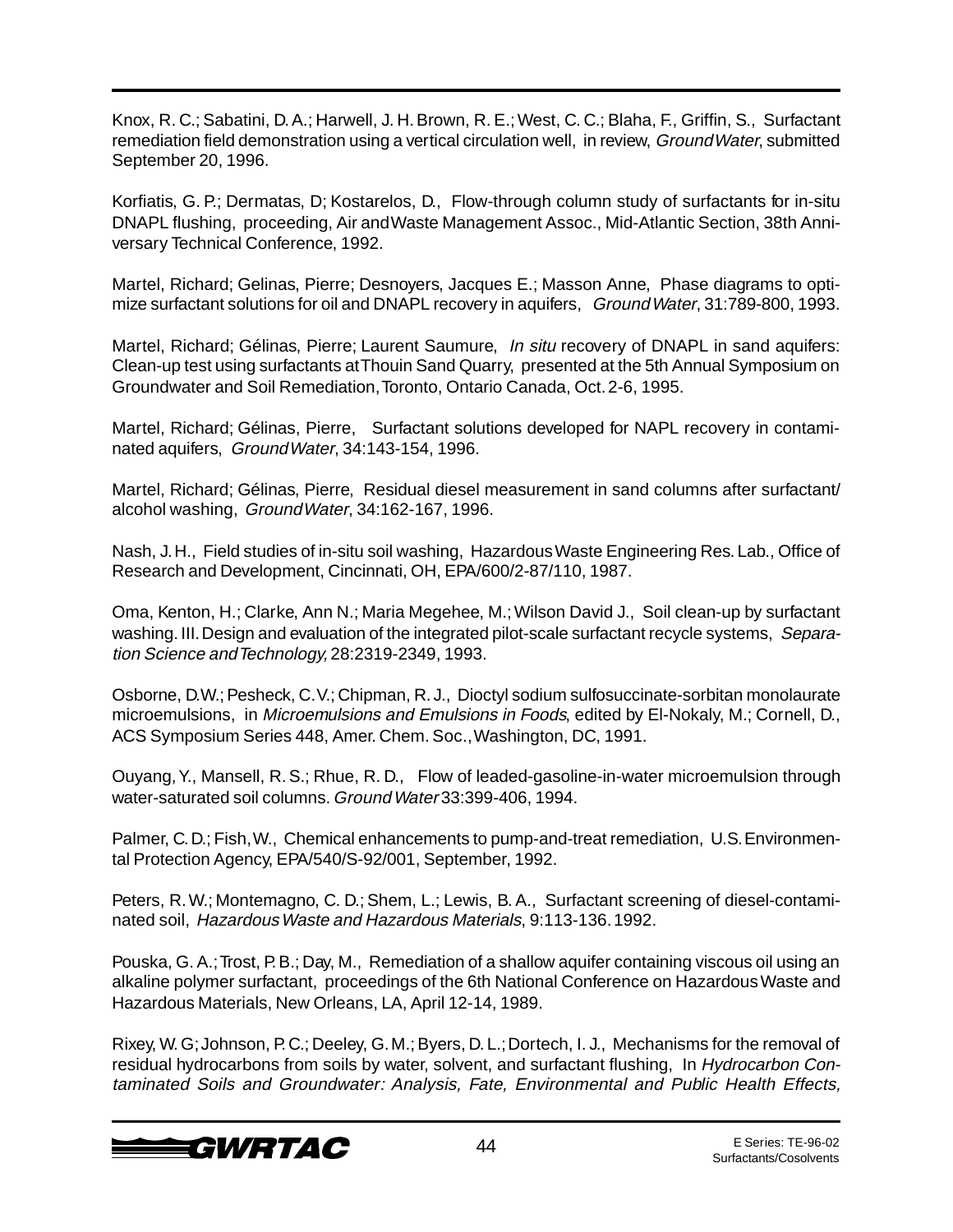Knox, R. C.; Sabatini, D. A.; Harwell, J. H. Brown, R. E.; West, C. C.; Blaha, F., Griffin, S., Surfactant remediation field demonstration using a vertical circulation well, in review, *Ground Water*, submitted September 20, 1996.

Korfiatis, G. P.; Dermatas, D; Kostarelos, D., Flow-through column study of surfactants for in-situ DNAPL flushing, proceeding, Air and Waste Management Assoc., Mid-Atlantic Section, 38th Anniversary Technical Conference, 1992.

Martel, Richard; Gelinas, Pierre; Desnoyers, Jacques E.; Masson Anne, Phase diagrams to optimize surfactant solutions for oil and DNAPL recovery in aquifers, *Ground Water*, 31:789-800, 1993.

Martel, Richard; Gélinas, Pierre; Laurent Saumure, *In situ* recovery of DNAPL in sand aquifers: Clean-up test using surfactants at Thouin Sand Quarry, presented at the 5th Annual Symposium on Groundwater and Soil Remediation, Toronto, Ontario Canada, Oct. 2-6, 1995.

Martel, Richard; Gélinas, Pierre, Surfactant solutions developed for NAPL recovery in contaminated aquifers, *Ground Water*, 34:143-154, 1996.

Martel, Richard; Gélinas, Pierre, Residual diesel measurement in sand columns after surfactant/alcohol washing, *Ground Water*, 34:162-167, 1996.

Nash, J. H., Field studies of in-situ soil washing, Hazardous Waste Engineering Res. Lab., Office of Research and Development, Cincinnati, OH, EPA/600/2-87/110, 1987.

Oma, Kenton, H.; Clarke, Ann N.; Maria Megehee, M.; Wilson David J., Soil clean-up by surfactant washing. III. Design and evaluation of the integrated pilot-scale surfactant recycle systems, *Separation Science and Technology,* 28:2319-2349, 1993.

Osborne, D.W.; Pesheck, C.V.; Chipman, R. J., Dioctyl sodium sulfosuccinate-sorbitan monolaurate microemulsions, in *Microemulsions and Emulsions in Foods*, edited by El-Nokaly, M.; Cornell, D., ACS Symposium Series 448, Amer. Chem. Soc., Washington, DC, 1991.

Ouyang, Y., Mansell, R. S.; Rhue, R. D., Flow of leaded-gasoline-in-water microemulsion through water-saturated soil columns. *Ground Water* 33:399-406, 1994.

Palmer, C. D.; Fish, W., Chemical enhancements to pump-and-treat remediation, U.S. Environmental Protection Agency, EPA/540/S-92/001, September, 1992.

Peters, R. W.; Montemagno, C. D.; Shem, L.; Lewis, B. A., Surfactant screening of diesel-contaminated soil, *Hazardous Waste and Hazardous Materials*, 9:113-136. 1992.

Pouska, G. A.; Trost, P. B.; Day, M., Remediation of a shallow aquifer containing viscous oil using an alkaline polymer surfactant, proceedings of the 6th National Conference on Hazardous Waste and Hazardous Materials, New Orleans, LA, April 12-14, 1989.

Rixey, W. G; Johnson, P. C.; Deeley, G. M.; Byers, D. L.; Dortech, I. J., Mechanisms for the removal of residual hydrocarbons from soils by water, solvent, and surfactant flushing, In *Hydrocarbon Contaminated Soils and Groundwater: Analysis, Fate, Environmental and Public Health Effects,*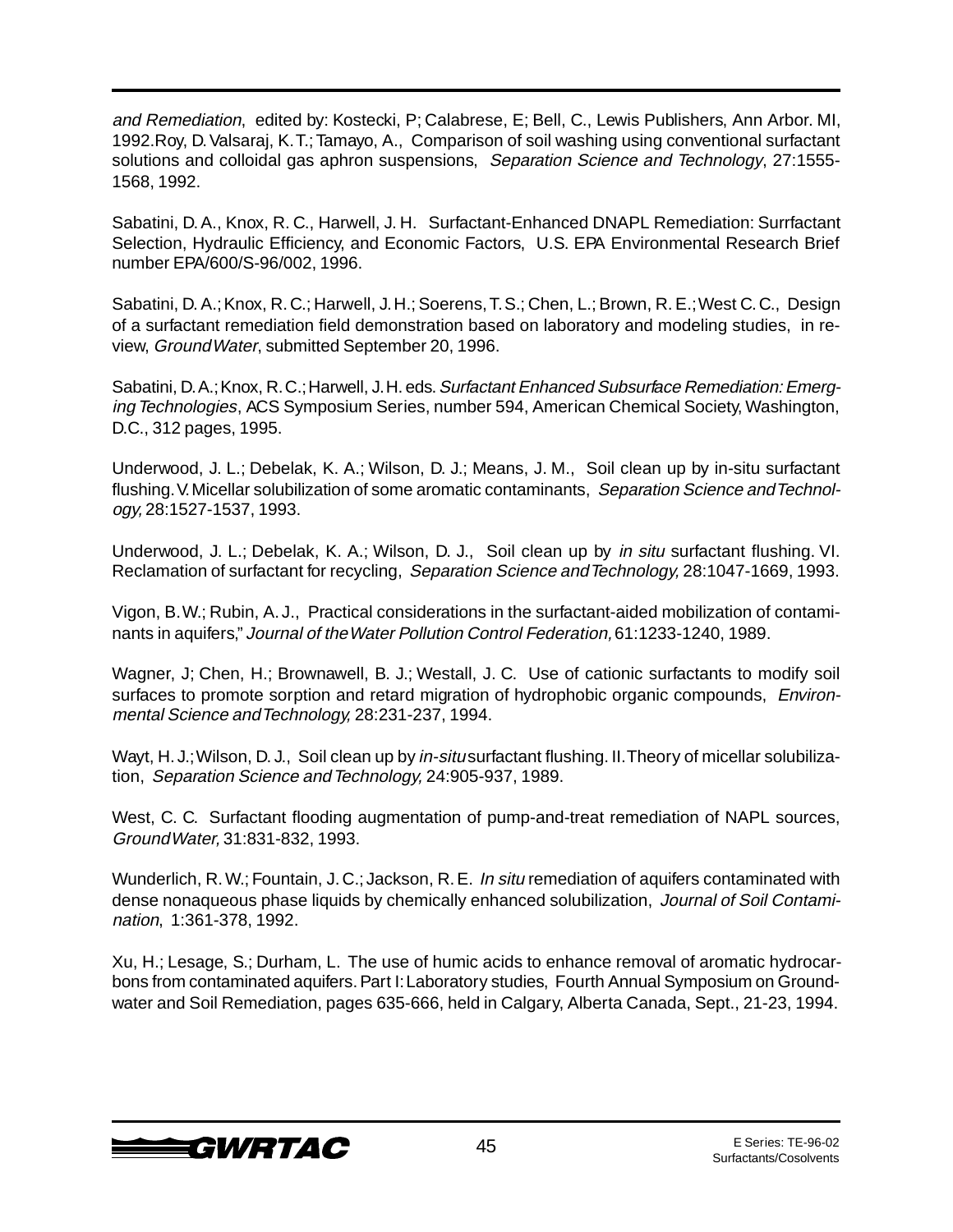*and Remediation*, edited by: Kostecki, P; Calabrese, E; Bell, C., Lewis Publishers, Ann Arbor. MI, 1992.Roy, D. Valsaraj, K. T.; Tamayo, A., Comparison of soil washing using conventional surfactant solutions and colloidal gas aphron suspensions, *Separation Science and Technology*, 27:1555-1568, 1992.

Sabatini, D. A., Knox, R. C., Harwell, J. H. Surfactant-Enhanced DNAPL Remediation: Surrfactant Selection, Hydraulic Efficiency, and Economic Factors, U.S. EPA Environmental Research Brief number EPA/600/S-96/002, 1996.

Sabatini, D. A.; Knox, R. C.; Harwell, J. H.; Soerens, T. S.; Chen, L.; Brown, R. E.; West C. C., Design of a surfactant remediation field demonstration based on laboratory and modeling studies, in review, *Ground Water*, submitted September 20, 1996.

Sabatini, D. A.; Knox, R. C.; Harwell, J. H. eds. *Surfactant Enhanced Subsurface Remediation: Emerging Technologies*, ACS Symposium Series, number 594, American Chemical Society, Washington, D.C., 312 pages, 1995.

Underwood, J. L.; Debelak, K. A.; Wilson, D. J.; Means, J. M., Soil clean up by in-situ surfactant flushing. V. Micellar solubilization of some aromatic contaminants, *Separation Science and Technology,* 28:1527-1537, 1993.

Underwood, J. L.; Debelak, K. A.; Wilson, D. J., Soil clean up by *in situ* surfactant flushing. VI. Reclamation of surfactant for recycling, *Separation Science and Technology,* 28:1047-1669, 1993.

Vigon, B. W.; Rubin, A. J., Practical considerations in the surfactant-aided mobilization of contaminants in aquifers," *Journal of the Water Pollution Control Federation,* 61:1233-1240, 1989.

Wagner, J; Chen, H.; Brownawell, B. J.; Westall, J. C. Use of cationic surfactants to modify soil surfaces to promote sorption and retard migration of hydrophobic organic compounds, *Environmental Science and Technology,* 28:231-237, 1994.

Wayt, H. J.; Wilson, D. J., Soil clean up by *in-situ* surfactant flushing. II. Theory of micellar solubilization, *Separation Science and Technology,* 24:905-937, 1989.

West, C. C. Surfactant flooding augmentation of pump-and-treat remediation of NAPL sources, *Ground Water,* 31:831-832, 1993.

Wunderlich, R. W.; Fountain, J. C.; Jackson, R. E. *In situ* remediation of aquifers contaminated with dense nonaqueous phase liquids by chemically enhanced solubilization, *Journal of Soil Contamination*, 1:361-378, 1992.

Xu, H.; Lesage, S.; Durham, L. The use of humic acids to enhance removal of aromatic hydrocarbons from contaminated aquifers. Part I: Laboratory studies, Fourth Annual Symposium on Groundwater and Soil Remediation, pages 635-666, held in Calgary, Alberta Canada, Sept., 21-23, 1994.